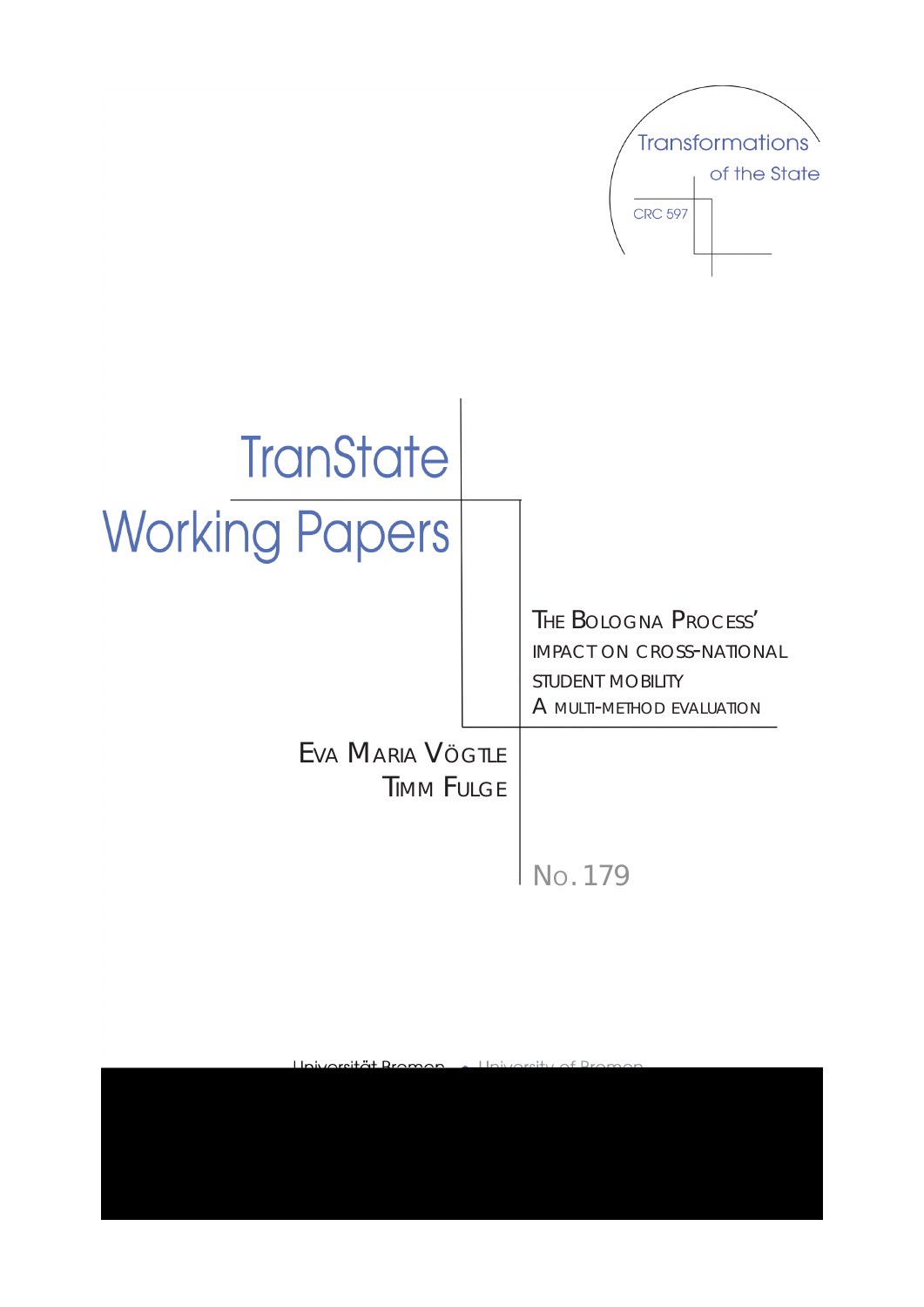Transformations of the State

CRC 597

# TranState Working Papers

## The Bologna Process' Impact on Cross-National Student Mobility
### A Multi-Method Evaluation

Eva Maria Vögtle
Timm Fulge

No. 179

Universität Bremen • University of Bremen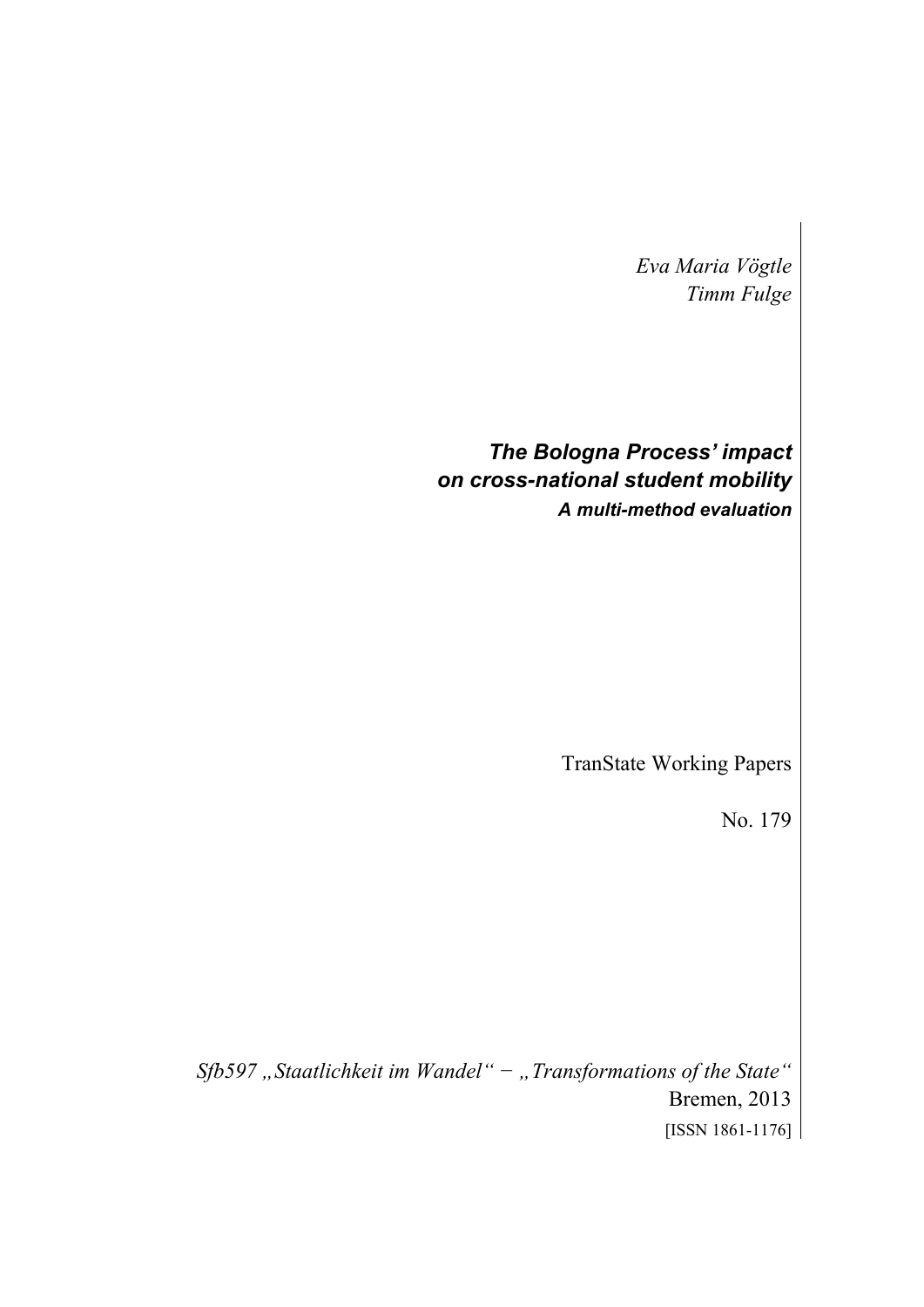*Eva Maria Vögtle*
*Timm Fulge*

## *The Bologna Process' impact on cross-national student mobility*

### *A multi-method evaluation*

TranState Working Papers

No. 179

*Sfb597 „Staatlichkeit im Wandel" − „Transformations of the State"*
Bremen, 2013
[ISSN 1861-1176]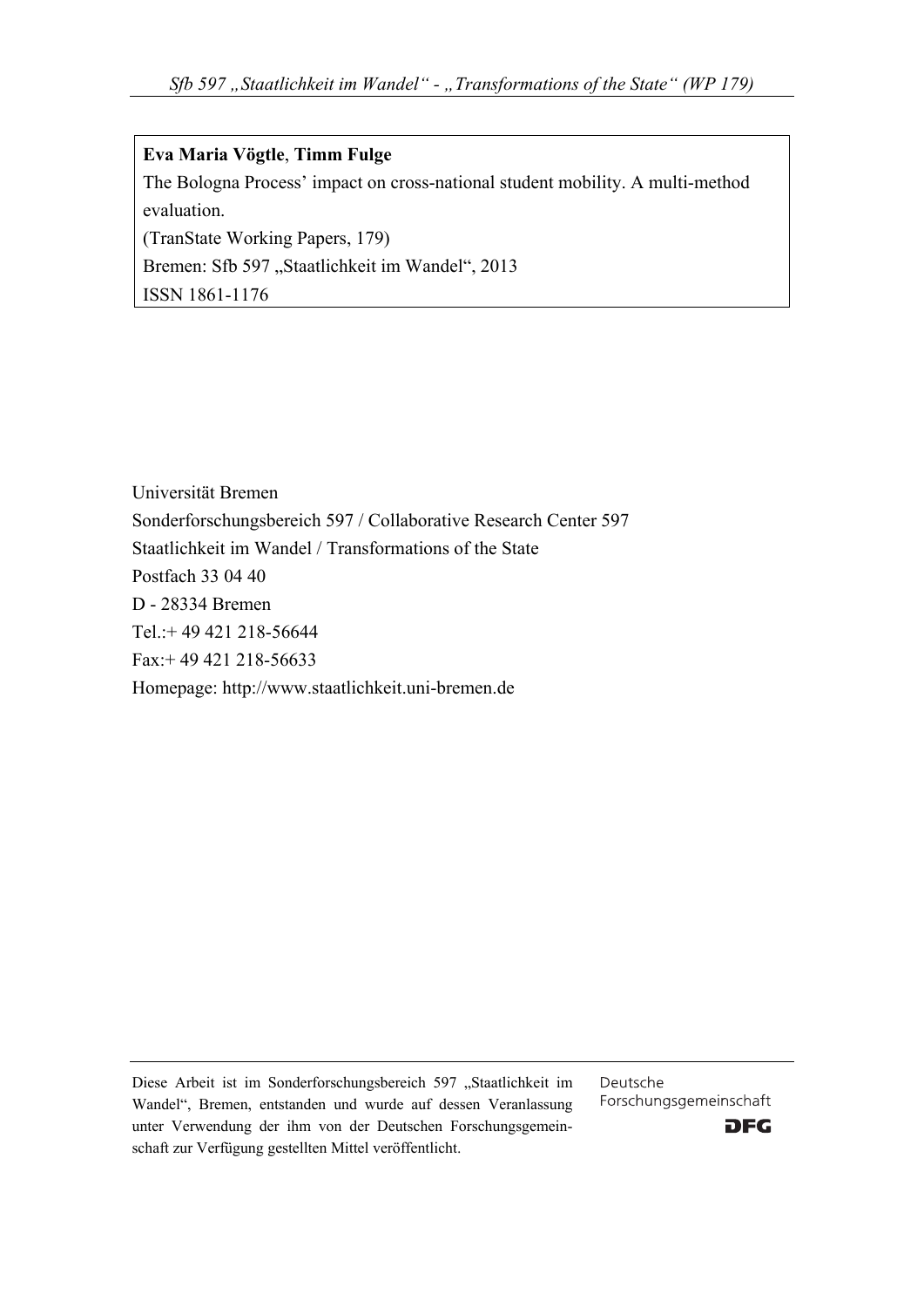**Eva Maria Vögtle**, **Timm Fulge**

The Bologna Process' impact on cross-national student mobility. A multi-method evaluation.

(TranState Working Papers, 179)

Bremen: Sfb 597 „Staatlichkeit im Wandel", 2013

ISSN 1861-1176

Universität Bremen

Sonderforschungsbereich 597 / Collaborative Research Center 597

Staatlichkeit im Wandel / Transformations of the State

Postfach 33 04 40

D - 28334 Bremen

Tel.:+ 49 421 218-56644

Fax:+ 49 421 218-56633

Homepage: http://www.staatlichkeit.uni-bremen.de

Diese Arbeit ist im Sonderforschungsbereich 597 „Staatlichkeit im Wandel", Bremen, entstanden und wurde auf dessen Veranlassung unter Verwendung der ihm von der Deutschen Forschungsgemeinschaft zur Verfügung gestellten Mittel veröffentlicht.

Deutsche Forschungsgemeinschaft

DFG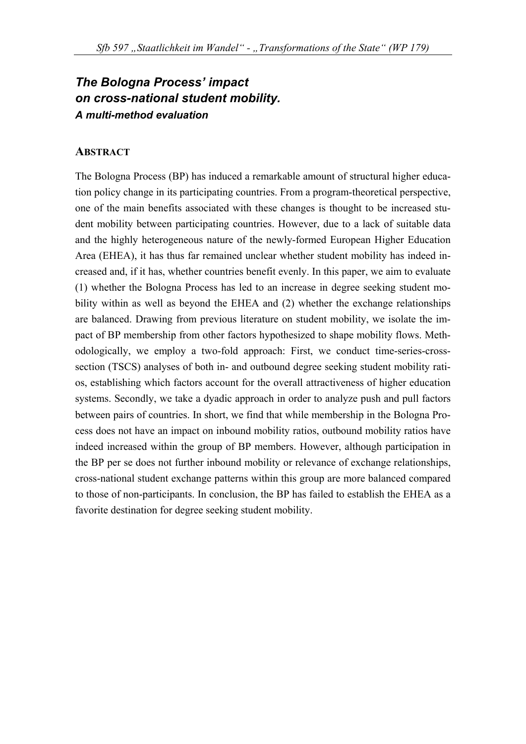## *The Bologna Process' impact on cross-national student mobility.*
### *A multi-method evaluation*

### ABSTRACT

The Bologna Process (BP) has induced a remarkable amount of structural higher education policy change in its participating countries. From a program-theoretical perspective, one of the main benefits associated with these changes is thought to be increased student mobility between participating countries. However, due to a lack of suitable data and the highly heterogeneous nature of the newly-formed European Higher Education Area (EHEA), it has thus far remained unclear whether student mobility has indeed increased and, if it has, whether countries benefit evenly. In this paper, we aim to evaluate (1) whether the Bologna Process has led to an increase in degree seeking student mobility within as well as beyond the EHEA and (2) whether the exchange relationships are balanced. Drawing from previous literature on student mobility, we isolate the impact of BP membership from other factors hypothesized to shape mobility flows. Methodologically, we employ a two-fold approach: First, we conduct time-series-cross-section (TSCS) analyses of both in- and outbound degree seeking student mobility ratios, establishing which factors account for the overall attractiveness of higher education systems. Secondly, we take a dyadic approach in order to analyze push and pull factors between pairs of countries. In short, we find that while membership in the Bologna Process does not have an impact on inbound mobility ratios, outbound mobility ratios have indeed increased within the group of BP members. However, although participation in the BP per se does not further inbound mobility or relevance of exchange relationships, cross-national student exchange patterns within this group are more balanced compared to those of non-participants. In conclusion, the BP has failed to establish the EHEA as a favorite destination for degree seeking student mobility.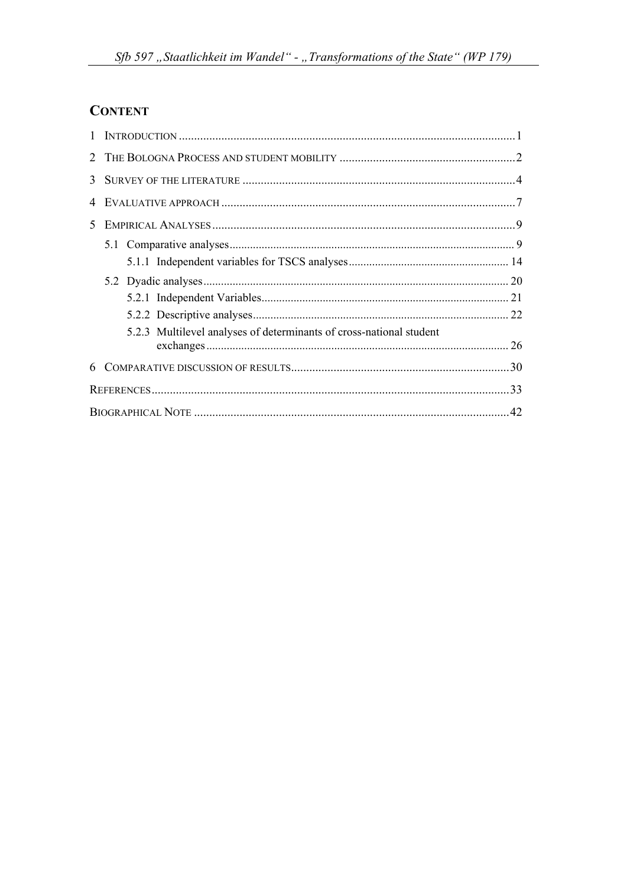## CONTENT

1 INTRODUCTION ....................................................................................................................1

2 THE BOLOGNA PROCESS AND STUDENT MOBILITY ..........................................................2

3 SURVEY OF THE LITERATURE ..........................................................................................4

4 EVALUATIVE APPROACH .................................................................................................7

5 EMPIRICAL ANALYSES ....................................................................................................9

- 5.1 Comparative analyses ................................................................................................ 9
  - 5.1.1 Independent variables for TSCS analyses ...................................................... 14
- 5.2 Dyadic analyses ....................................................................................................... 20
  - 5.2.1 Independent Variables .................................................................................... 21
  - 5.2.2 Descriptive analyses ....................................................................................... 22
  - 5.2.3 Multilevel analyses of determinants of cross-national student exchanges ...................................................................................................... 26

6 COMPARATIVE DISCUSSION OF RESULTS........................................................................30

REFERENCES ......................................................................................................................33

BIOGRAPHICAL NOTE ........................................................................................................42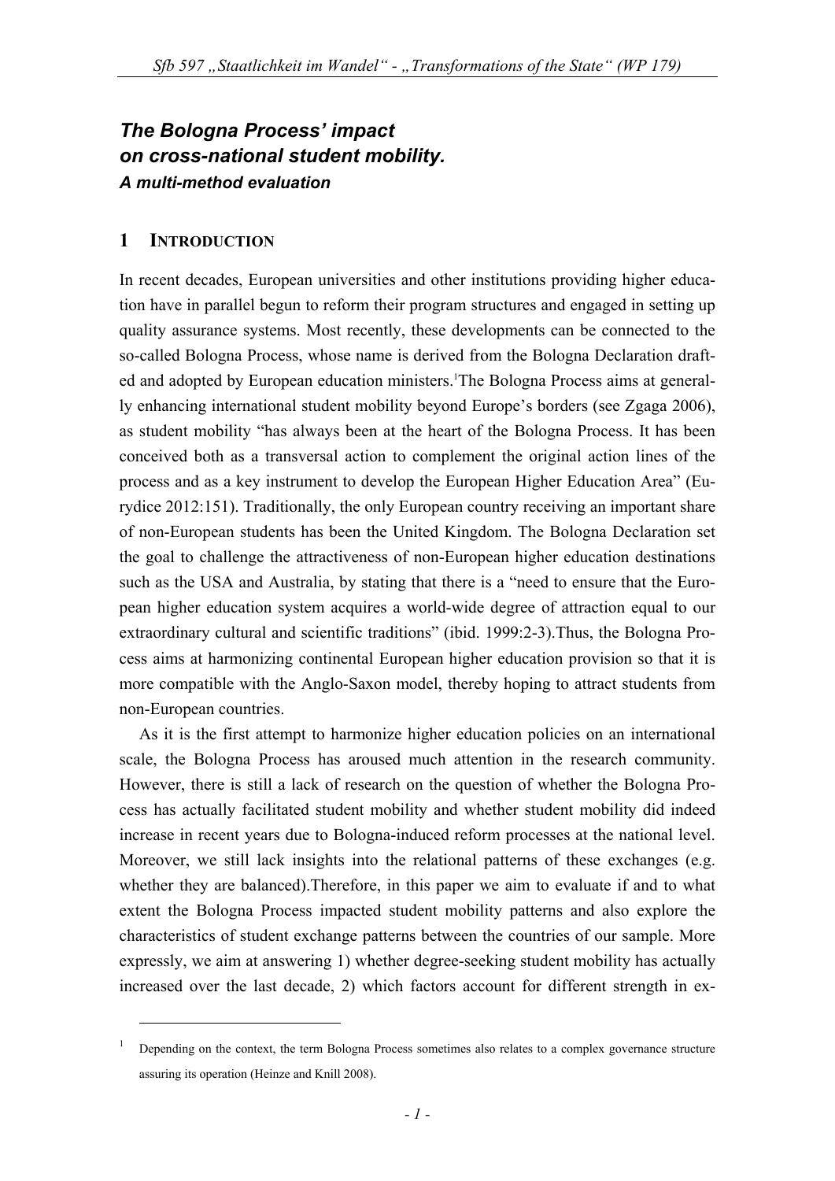# *The Bologna Process' impact on cross-national student mobility.*

***A multi-method evaluation***

## 1 INTRODUCTION

In recent decades, European universities and other institutions providing higher education have in parallel begun to reform their program structures and engaged in setting up quality assurance systems. Most recently, these developments can be connected to the so-called Bologna Process, whose name is derived from the Bologna Declaration drafted and adopted by European education ministers.[1]The Bologna Process aims at generally enhancing international student mobility beyond Europe's borders (see Zgaga 2006), as student mobility "has always been at the heart of the Bologna Process. It has been conceived both as a transversal action to complement the original action lines of the process and as a key instrument to develop the European Higher Education Area" (Eurydice 2012:151). Traditionally, the only European country receiving an important share of non-European students has been the United Kingdom. The Bologna Declaration set the goal to challenge the attractiveness of non-European higher education destinations such as the USA and Australia, by stating that there is a "need to ensure that the European higher education system acquires a world-wide degree of attraction equal to our extraordinary cultural and scientific traditions" (ibid. 1999:2-3).Thus, the Bologna Process aims at harmonizing continental European higher education provision so that it is more compatible with the Anglo-Saxon model, thereby hoping to attract students from non-European countries.

As it is the first attempt to harmonize higher education policies on an international scale, the Bologna Process has aroused much attention in the research community. However, there is still a lack of research on the question of whether the Bologna Process has actually facilitated student mobility and whether student mobility did indeed increase in recent years due to Bologna-induced reform processes at the national level. Moreover, we still lack insights into the relational patterns of these exchanges (e.g. whether they are balanced).Therefore, in this paper we aim to evaluate if and to what extent the Bologna Process impacted student mobility patterns and also explore the characteristics of student exchange patterns between the countries of our sample. More expressly, we aim at answering 1) whether degree-seeking student mobility has actually increased over the last decade, 2) which factors account for different strength in ex-

[1] Depending on the context, the term Bologna Process sometimes also relates to a complex governance structure assuring its operation (Heinze and Knill 2008).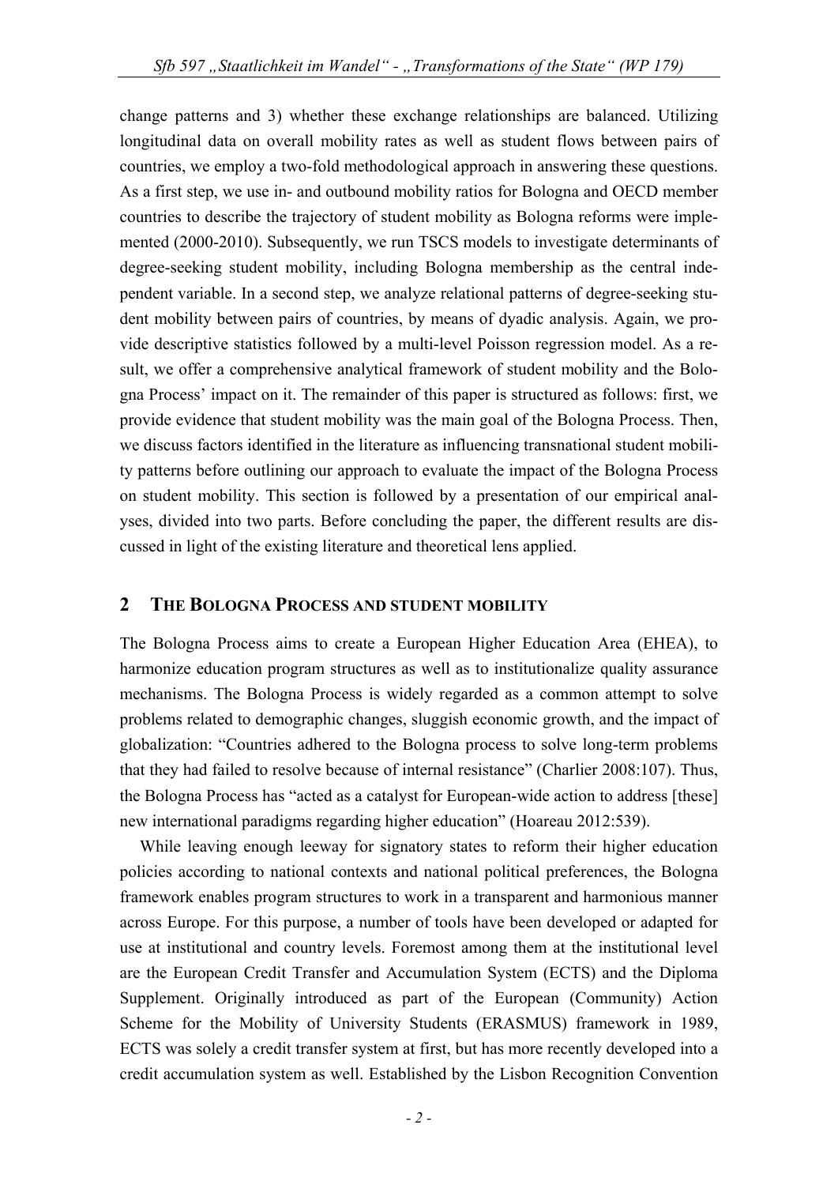change patterns and 3) whether these exchange relationships are balanced. Utilizing longitudinal data on overall mobility rates as well as student flows between pairs of countries, we employ a two-fold methodological approach in answering these questions. As a first step, we use in- and outbound mobility ratios for Bologna and OECD member countries to describe the trajectory of student mobility as Bologna reforms were implemented (2000-2010). Subsequently, we run TSCS models to investigate determinants of degree-seeking student mobility, including Bologna membership as the central independent variable. In a second step, we analyze relational patterns of degree-seeking student mobility between pairs of countries, by means of dyadic analysis. Again, we provide descriptive statistics followed by a multi-level Poisson regression model. As a result, we offer a comprehensive analytical framework of student mobility and the Bologna Process' impact on it. The remainder of this paper is structured as follows: first, we provide evidence that student mobility was the main goal of the Bologna Process. Then, we discuss factors identified in the literature as influencing transnational student mobility patterns before outlining our approach to evaluate the impact of the Bologna Process on student mobility. This section is followed by a presentation of our empirical analyses, divided into two parts. Before concluding the paper, the different results are discussed in light of the existing literature and theoretical lens applied.

## 2 The Bologna Process and Student Mobility

The Bologna Process aims to create a European Higher Education Area (EHEA), to harmonize education program structures as well as to institutionalize quality assurance mechanisms. The Bologna Process is widely regarded as a common attempt to solve problems related to demographic changes, sluggish economic growth, and the impact of globalization: "Countries adhered to the Bologna process to solve long-term problems that they had failed to resolve because of internal resistance" (Charlier 2008:107). Thus, the Bologna Process has "acted as a catalyst for European-wide action to address [these] new international paradigms regarding higher education" (Hoareau 2012:539).

While leaving enough leeway for signatory states to reform their higher education policies according to national contexts and national political preferences, the Bologna framework enables program structures to work in a transparent and harmonious manner across Europe. For this purpose, a number of tools have been developed or adapted for use at institutional and country levels. Foremost among them at the institutional level are the European Credit Transfer and Accumulation System (ECTS) and the Diploma Supplement. Originally introduced as part of the European (Community) Action Scheme for the Mobility of University Students (ERASMUS) framework in 1989, ECTS was solely a credit transfer system at first, but has more recently developed into a credit accumulation system as well. Established by the Lisbon Recognition Convention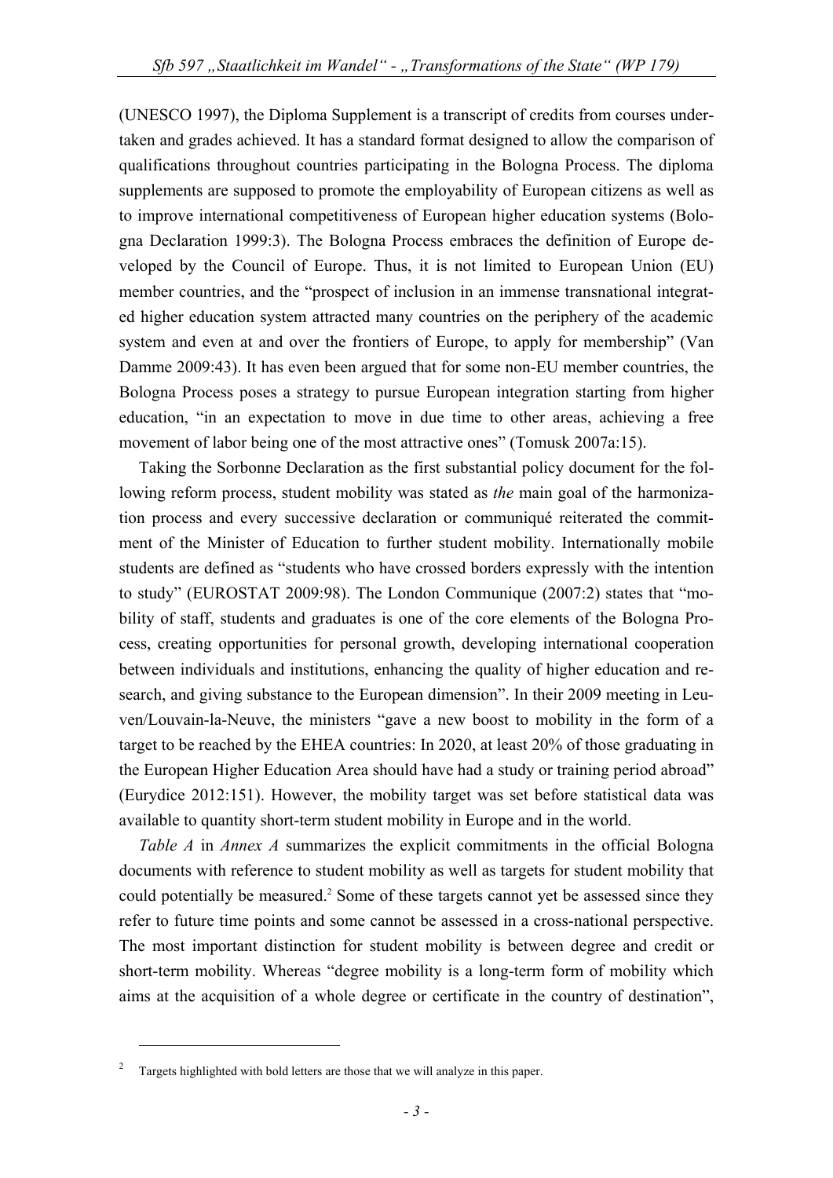(UNESCO 1997), the Diploma Supplement is a transcript of credits from courses undertaken and grades achieved. It has a standard format designed to allow the comparison of qualifications throughout countries participating in the Bologna Process. The diploma supplements are supposed to promote the employability of European citizens as well as to improve international competitiveness of European higher education systems (Bologna Declaration 1999:3). The Bologna Process embraces the definition of Europe developed by the Council of Europe. Thus, it is not limited to European Union (EU) member countries, and the "prospect of inclusion in an immense transnational integrated higher education system attracted many countries on the periphery of the academic system and even at and over the frontiers of Europe, to apply for membership" (Van Damme 2009:43). It has even been argued that for some non-EU member countries, the Bologna Process poses a strategy to pursue European integration starting from higher education, "in an expectation to move in due time to other areas, achieving a free movement of labor being one of the most attractive ones" (Tomusk 2007a:15).

Taking the Sorbonne Declaration as the first substantial policy document for the following reform process, student mobility was stated as *the* main goal of the harmonization process and every successive declaration or communiqué reiterated the commitment of the Minister of Education to further student mobility. Internationally mobile students are defined as "students who have crossed borders expressly with the intention to study" (EUROSTAT 2009:98). The London Communique (2007:2) states that "mobility of staff, students and graduates is one of the core elements of the Bologna Process, creating opportunities for personal growth, developing international cooperation between individuals and institutions, enhancing the quality of higher education and research, and giving substance to the European dimension". In their 2009 meeting in Leuven/Louvain-la-Neuve, the ministers "gave a new boost to mobility in the form of a target to be reached by the EHEA countries: In 2020, at least 20% of those graduating in the European Higher Education Area should have had a study or training period abroad" (Eurydice 2012:151). However, the mobility target was set before statistical data was available to quantity short-term student mobility in Europe and in the world.

*Table A* in *Annex A* summarizes the explicit commitments in the official Bologna documents with reference to student mobility as well as targets for student mobility that could potentially be measured.[2] Some of these targets cannot yet be assessed since they refer to future time points and some cannot be assessed in a cross-national perspective. The most important distinction for student mobility is between degree and credit or short-term mobility. Whereas "degree mobility is a long-term form of mobility which aims at the acquisition of a whole degree or certificate in the country of destination",

[2] Targets highlighted with bold letters are those that we will analyze in this paper.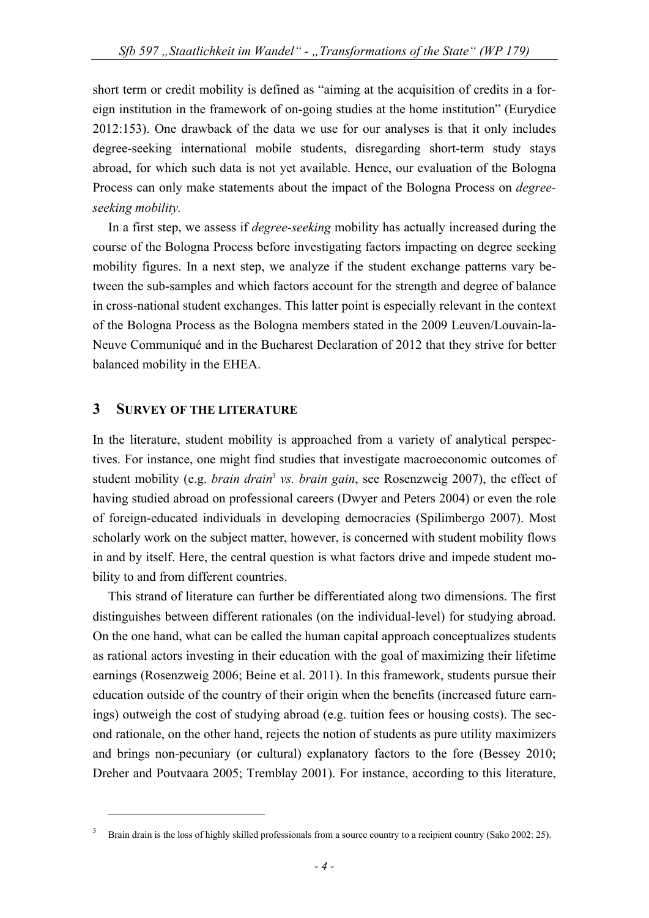short term or credit mobility is defined as "aiming at the acquisition of credits in a foreign institution in the framework of on-going studies at the home institution" (Eurydice 2012:153). One drawback of the data we use for our analyses is that it only includes degree-seeking international mobile students, disregarding short-term study stays abroad, for which such data is not yet available. Hence, our evaluation of the Bologna Process can only make statements about the impact of the Bologna Process on *degree-seeking mobility.*

In a first step, we assess if *degree-seeking* mobility has actually increased during the course of the Bologna Process before investigating factors impacting on degree seeking mobility figures. In a next step, we analyze if the student exchange patterns vary between the sub-samples and which factors account for the strength and degree of balance in cross-national student exchanges. This latter point is especially relevant in the context of the Bologna Process as the Bologna members stated in the 2009 Leuven/Louvain-la-Neuve Communiqué and in the Bucharest Declaration of 2012 that they strive for better balanced mobility in the EHEA.

## 3 Survey of the Literature

In the literature, student mobility is approached from a variety of analytical perspectives. For instance, one might find studies that investigate macroeconomic outcomes of student mobility (e.g. *brain drain*[3] *vs. brain gain*, see Rosenzweig 2007), the effect of having studied abroad on professional careers (Dwyer and Peters 2004) or even the role of foreign-educated individuals in developing democracies (Spilimbergo 2007). Most scholarly work on the subject matter, however, is concerned with student mobility flows in and by itself. Here, the central question is what factors drive and impede student mobility to and from different countries.

This strand of literature can further be differentiated along two dimensions. The first distinguishes between different rationales (on the individual-level) for studying abroad. On the one hand, what can be called the human capital approach conceptualizes students as rational actors investing in their education with the goal of maximizing their lifetime earnings (Rosenzweig 2006; Beine et al. 2011). In this framework, students pursue their education outside of the country of their origin when the benefits (increased future earnings) outweigh the cost of studying abroad (e.g. tuition fees or housing costs). The second rationale, on the other hand, rejects the notion of students as pure utility maximizers and brings non-pecuniary (or cultural) explanatory factors to the fore (Bessey 2010; Dreher and Poutvaara 2005; Tremblay 2001). For instance, according to this literature,

[3] Brain drain is the loss of highly skilled professionals from a source country to a recipient country (Sako 2002: 25).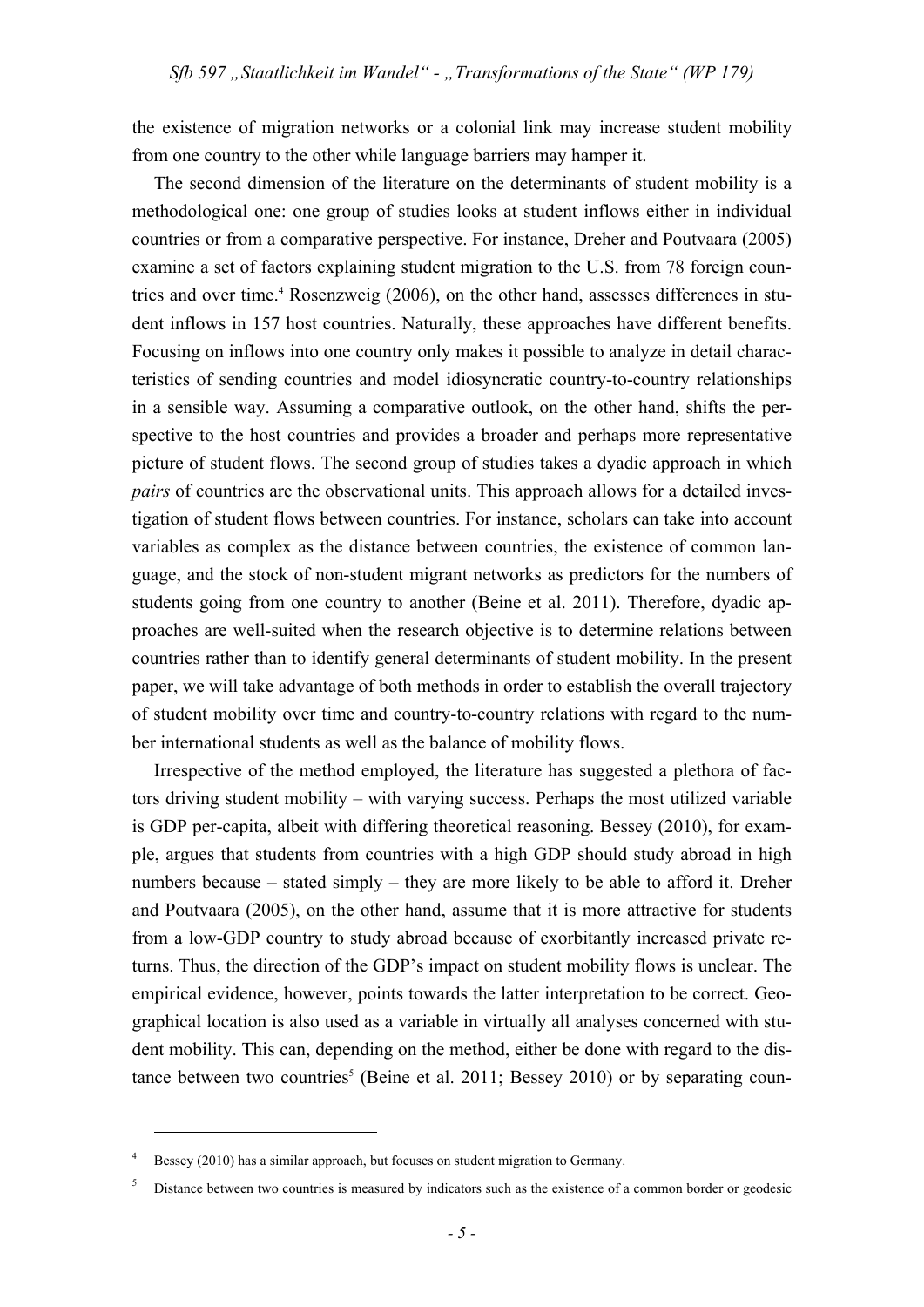the existence of migration networks or a colonial link may increase student mobility from one country to the other while language barriers may hamper it.

The second dimension of the literature on the determinants of student mobility is a methodological one: one group of studies looks at student inflows either in individual countries or from a comparative perspective. For instance, Dreher and Poutvaara (2005) examine a set of factors explaining student migration to the U.S. from 78 foreign countries and over time.[4] Rosenzweig (2006), on the other hand, assesses differences in student inflows in 157 host countries. Naturally, these approaches have different benefits. Focusing on inflows into one country only makes it possible to analyze in detail characteristics of sending countries and model idiosyncratic country-to-country relationships in a sensible way. Assuming a comparative outlook, on the other hand, shifts the perspective to the host countries and provides a broader and perhaps more representative picture of student flows. The second group of studies takes a dyadic approach in which *pairs* of countries are the observational units. This approach allows for a detailed investigation of student flows between countries. For instance, scholars can take into account variables as complex as the distance between countries, the existence of common language, and the stock of non-student migrant networks as predictors for the numbers of students going from one country to another (Beine et al. 2011). Therefore, dyadic approaches are well-suited when the research objective is to determine relations between countries rather than to identify general determinants of student mobility. In the present paper, we will take advantage of both methods in order to establish the overall trajectory of student mobility over time and country-to-country relations with regard to the number international students as well as the balance of mobility flows.

Irrespective of the method employed, the literature has suggested a plethora of factors driving student mobility – with varying success. Perhaps the most utilized variable is GDP per-capita, albeit with differing theoretical reasoning. Bessey (2010), for example, argues that students from countries with a high GDP should study abroad in high numbers because – stated simply – they are more likely to be able to afford it. Dreher and Poutvaara (2005), on the other hand, assume that it is more attractive for students from a low-GDP country to study abroad because of exorbitantly increased private returns. Thus, the direction of the GDP's impact on student mobility flows is unclear. The empirical evidence, however, points towards the latter interpretation to be correct. Geographical location is also used as a variable in virtually all analyses concerned with student mobility. This can, depending on the method, either be done with regard to the distance between two countries[5] (Beine et al. 2011; Bessey 2010) or by separating coun-

[4] Bessey (2010) has a similar approach, but focuses on student migration to Germany.

[5] Distance between two countries is measured by indicators such as the existence of a common border or geodesic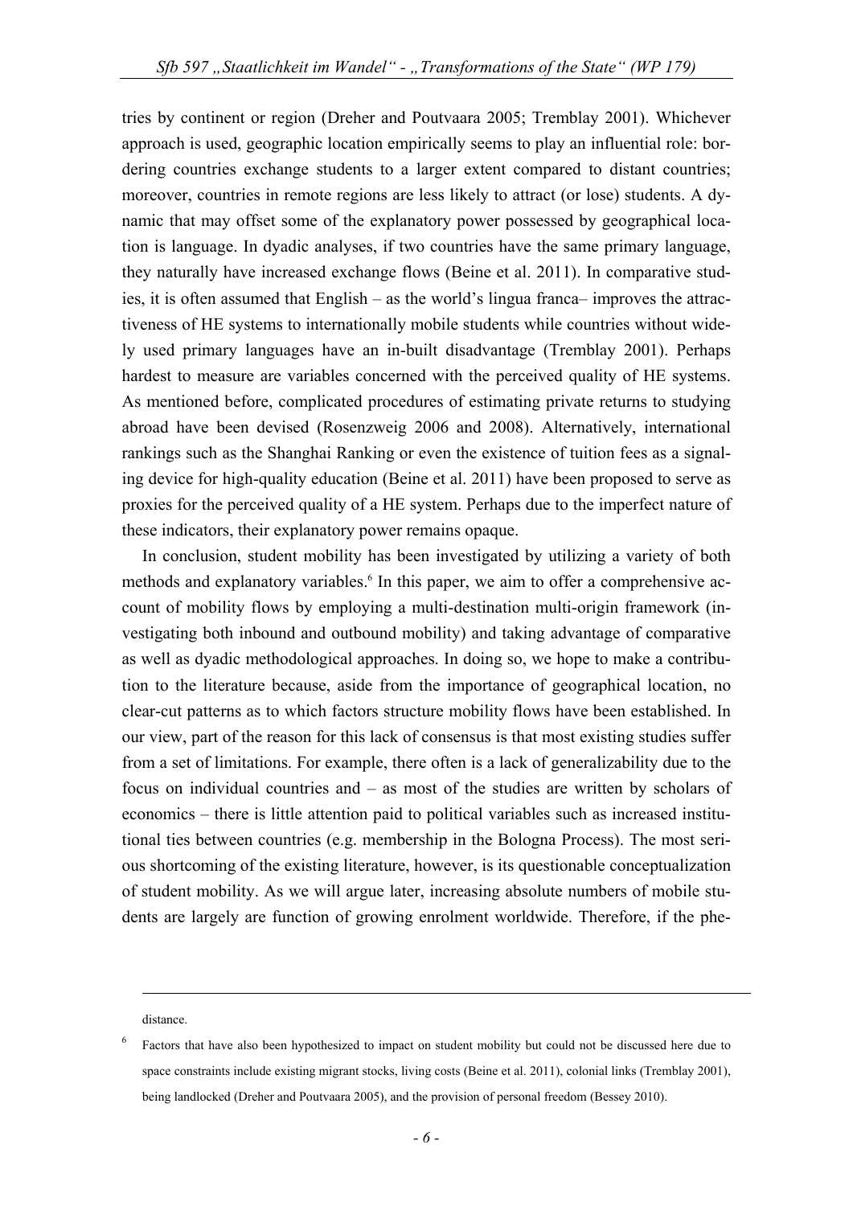tries by continent or region (Dreher and Poutvaara 2005; Tremblay 2001). Whichever approach is used, geographic location empirically seems to play an influential role: bordering countries exchange students to a larger extent compared to distant countries; moreover, countries in remote regions are less likely to attract (or lose) students. A dynamic that may offset some of the explanatory power possessed by geographical location is language. In dyadic analyses, if two countries have the same primary language, they naturally have increased exchange flows (Beine et al. 2011). In comparative studies, it is often assumed that English – as the world's lingua franca– improves the attractiveness of HE systems to internationally mobile students while countries without widely used primary languages have an in-built disadvantage (Tremblay 2001). Perhaps hardest to measure are variables concerned with the perceived quality of HE systems. As mentioned before, complicated procedures of estimating private returns to studying abroad have been devised (Rosenzweig 2006 and 2008). Alternatively, international rankings such as the Shanghai Ranking or even the existence of tuition fees as a signaling device for high-quality education (Beine et al. 2011) have been proposed to serve as proxies for the perceived quality of a HE system. Perhaps due to the imperfect nature of these indicators, their explanatory power remains opaque.

In conclusion, student mobility has been investigated by utilizing a variety of both methods and explanatory variables.[6] In this paper, we aim to offer a comprehensive account of mobility flows by employing a multi-destination multi-origin framework (investigating both inbound and outbound mobility) and taking advantage of comparative as well as dyadic methodological approaches. In doing so, we hope to make a contribution to the literature because, aside from the importance of geographical location, no clear-cut patterns as to which factors structure mobility flows have been established. In our view, part of the reason for this lack of consensus is that most existing studies suffer from a set of limitations. For example, there often is a lack of generalizability due to the focus on individual countries and – as most of the studies are written by scholars of economics – there is little attention paid to political variables such as increased institutional ties between countries (e.g. membership in the Bologna Process). The most serious shortcoming of the existing literature, however, is its questionable conceptualization of student mobility. As we will argue later, increasing absolute numbers of mobile students are largely are function of growing enrolment worldwide. Therefore, if the phe-

distance.

[6] Factors that have also been hypothesized to impact on student mobility but could not be discussed here due to space constraints include existing migrant stocks, living costs (Beine et al. 2011), colonial links (Tremblay 2001), being landlocked (Dreher and Poutvaara 2005), and the provision of personal freedom (Bessey 2010).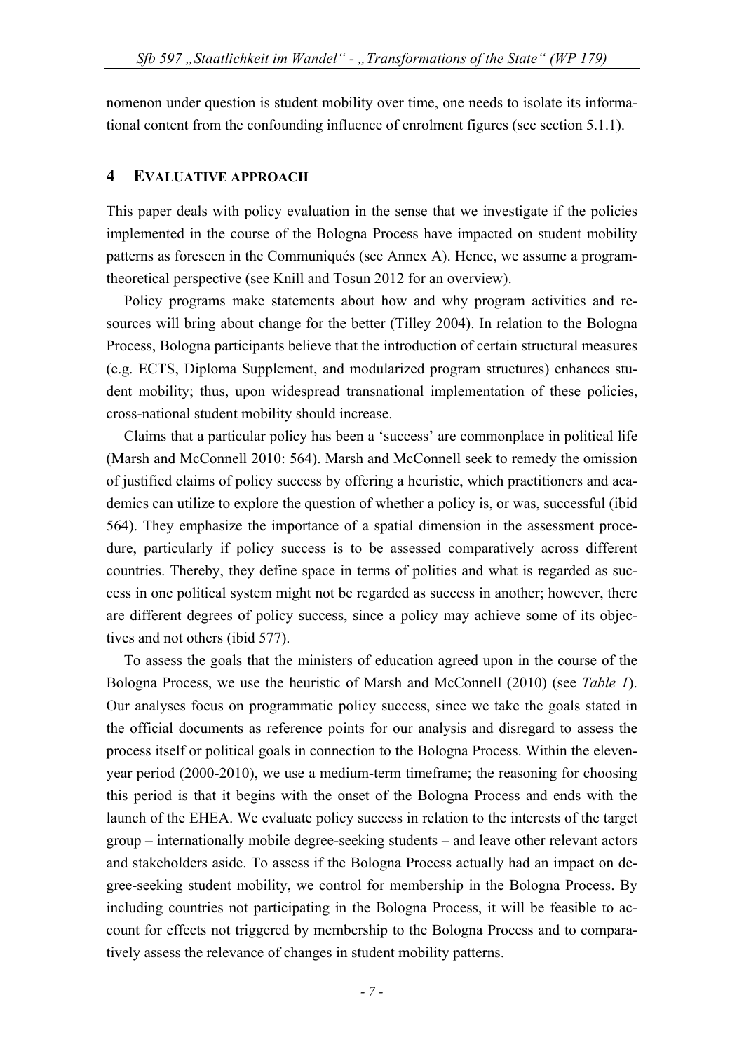nomenon under question is student mobility over time, one needs to isolate its informational content from the confounding influence of enrolment figures (see section 5.1.1).

# 4 Evaluative approach

This paper deals with policy evaluation in the sense that we investigate if the policies implemented in the course of the Bologna Process have impacted on student mobility patterns as foreseen in the Communiqués (see Annex A). Hence, we assume a program-theoretical perspective (see Knill and Tosun 2012 for an overview).

Policy programs make statements about how and why program activities and resources will bring about change for the better (Tilley 2004). In relation to the Bologna Process, Bologna participants believe that the introduction of certain structural measures (e.g. ECTS, Diploma Supplement, and modularized program structures) enhances student mobility; thus, upon widespread transnational implementation of these policies, cross-national student mobility should increase.

Claims that a particular policy has been a 'success' are commonplace in political life (Marsh and McConnell 2010: 564). Marsh and McConnell seek to remedy the omission of justified claims of policy success by offering a heuristic, which practitioners and academics can utilize to explore the question of whether a policy is, or was, successful (ibid 564). They emphasize the importance of a spatial dimension in the assessment procedure, particularly if policy success is to be assessed comparatively across different countries. Thereby, they define space in terms of polities and what is regarded as success in one political system might not be regarded as success in another; however, there are different degrees of policy success, since a policy may achieve some of its objectives and not others (ibid 577).

To assess the goals that the ministers of education agreed upon in the course of the Bologna Process, we use the heuristic of Marsh and McConnell (2010) (see *Table 1*). Our analyses focus on programmatic policy success, since we take the goals stated in the official documents as reference points for our analysis and disregard to assess the process itself or political goals in connection to the Bologna Process. Within the eleven-year period (2000-2010), we use a medium-term timeframe; the reasoning for choosing this period is that it begins with the onset of the Bologna Process and ends with the launch of the EHEA. We evaluate policy success in relation to the interests of the target group – internationally mobile degree-seeking students – and leave other relevant actors and stakeholders aside. To assess if the Bologna Process actually had an impact on degree-seeking student mobility, we control for membership in the Bologna Process. By including countries not participating in the Bologna Process, it will be feasible to account for effects not triggered by membership to the Bologna Process and to comparatively assess the relevance of changes in student mobility patterns.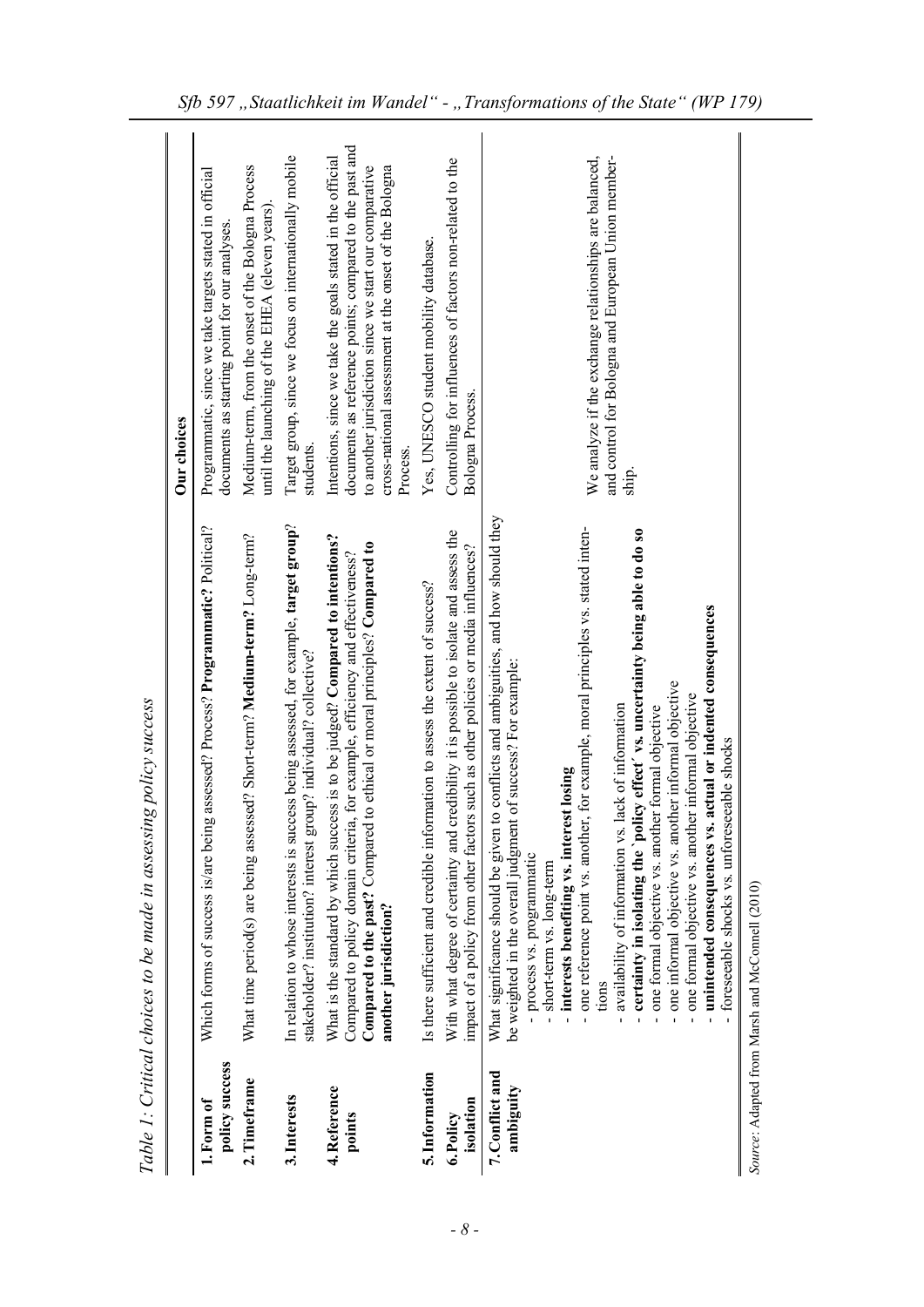*Table 1: Critical choices to be made in assessing policy success*

| | | Our choices |
|---|---|---|
| **1. Form of policy success** | Which forms of success is/are being assessed? Process? **Programmatic?** Political? | Programmatic, since we take targets stated in official documents as starting point for our analyses. |
| **2. Timeframe** | What time period(s) are being assessed? Short-term? **Medium-term?** Long-term? | Medium-term, from the onset of the Bologna Process until the launching of the EHEA (eleven years). |
| **3. Interests** | In relation to whose interests is success being assessed, for example, **target group**? stakeholder? institution? interest group? individual? collective? | Target group, since we focus on internationally mobile students. |
| **4. Reference points** | What is the standard by which success is to be judged? **Compared to intentions?** Compared to policy domain criteria, for example, efficiency and effectiveness? **Compared to the past?** Compared to ethical or moral principles? **Compared to another jurisdiction?** | Intentions, since we take the goals stated in the official documents as reference points; compared to the past and to another jurisdiction since we start our comparative cross-national assessment at the onset of the Bologna Process. |
| **5. Information** | Is there sufficient and credible information to assess the extent of success? | Yes, UNESCO student mobility database. |
| **6. Policy isolation** | With what degree of certainty and credibility it is possible to isolate and assess the impact of a policy from other factors such as other policies or media influences? | Controlling for influences of factors non-related to the Bologna Process. |
| **7. Conflict and ambiguity** | What significance should be given to conflicts and ambiguities, and how should they be weighted in the overall judgment of success? For example:<br>- process vs. programmatic<br>- short-term vs. long-term<br>- **interests benefiting vs. interest losing**<br>- one reference point vs. another, for example, moral principles vs. stated intentions<br>- availability of information vs. lack of information<br>- **certainty in isolating the `policy effect' vs. uncertainty being able to do so**<br>- one formal objective vs. another formal objective<br>- one informal objective vs. another informal objective<br>- one formal objective vs. another informal objective<br>- **unintended consequences vs. actual or indented consequences**<br>- foreseeable shocks vs. unforeseeable shocks | We analyze if the exchange relationships are balanced, and control for Bologna and European Union membership. |

*Source*: Adapted from Marsh and McConnell (2010)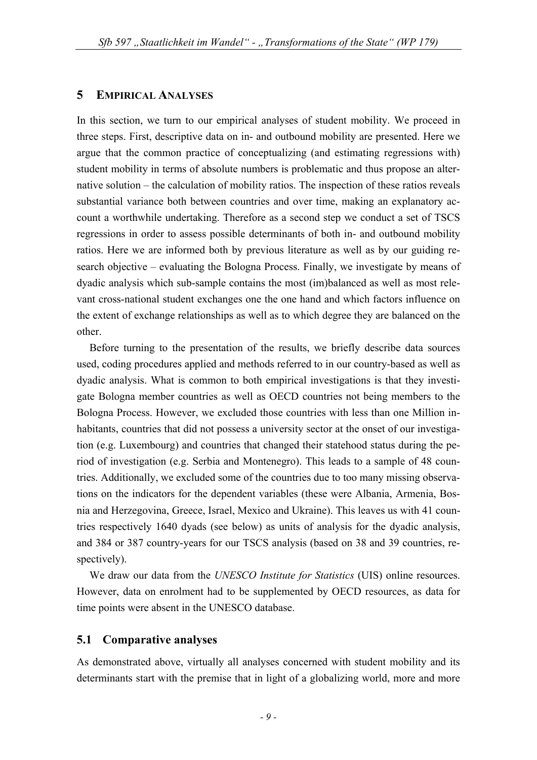## 5 Empirical Analyses

In this section, we turn to our empirical analyses of student mobility. We proceed in three steps. First, descriptive data on in- and outbound mobility are presented. Here we argue that the common practice of conceptualizing (and estimating regressions with) student mobility in terms of absolute numbers is problematic and thus propose an alternative solution – the calculation of mobility ratios. The inspection of these ratios reveals substantial variance both between countries and over time, making an explanatory account a worthwhile undertaking. Therefore as a second step we conduct a set of TSCS regressions in order to assess possible determinants of both in- and outbound mobility ratios. Here we are informed both by previous literature as well as by our guiding research objective – evaluating the Bologna Process. Finally, we investigate by means of dyadic analysis which sub-sample contains the most (im)balanced as well as most relevant cross-national student exchanges one the one hand and which factors influence on the extent of exchange relationships as well as to which degree they are balanced on the other.

Before turning to the presentation of the results, we briefly describe data sources used, coding procedures applied and methods referred to in our country-based as well as dyadic analysis. What is common to both empirical investigations is that they investigate Bologna member countries as well as OECD countries not being members to the Bologna Process. However, we excluded those countries with less than one Million inhabitants, countries that did not possess a university sector at the onset of our investigation (e.g. Luxembourg) and countries that changed their statehood status during the period of investigation (e.g. Serbia and Montenegro). This leads to a sample of 48 countries. Additionally, we excluded some of the countries due to too many missing observations on the indicators for the dependent variables (these were Albania, Armenia, Bosnia and Herzegovina, Greece, Israel, Mexico and Ukraine). This leaves us with 41 countries respectively 1640 dyads (see below) as units of analysis for the dyadic analysis, and 384 or 387 country-years for our TSCS analysis (based on 38 and 39 countries, respectively).

We draw our data from the *UNESCO Institute for Statistics* (UIS) online resources. However, data on enrolment had to be supplemented by OECD resources, as data for time points were absent in the UNESCO database.

### 5.1 Comparative analyses

As demonstrated above, virtually all analyses concerned with student mobility and its determinants start with the premise that in light of a globalizing world, more and more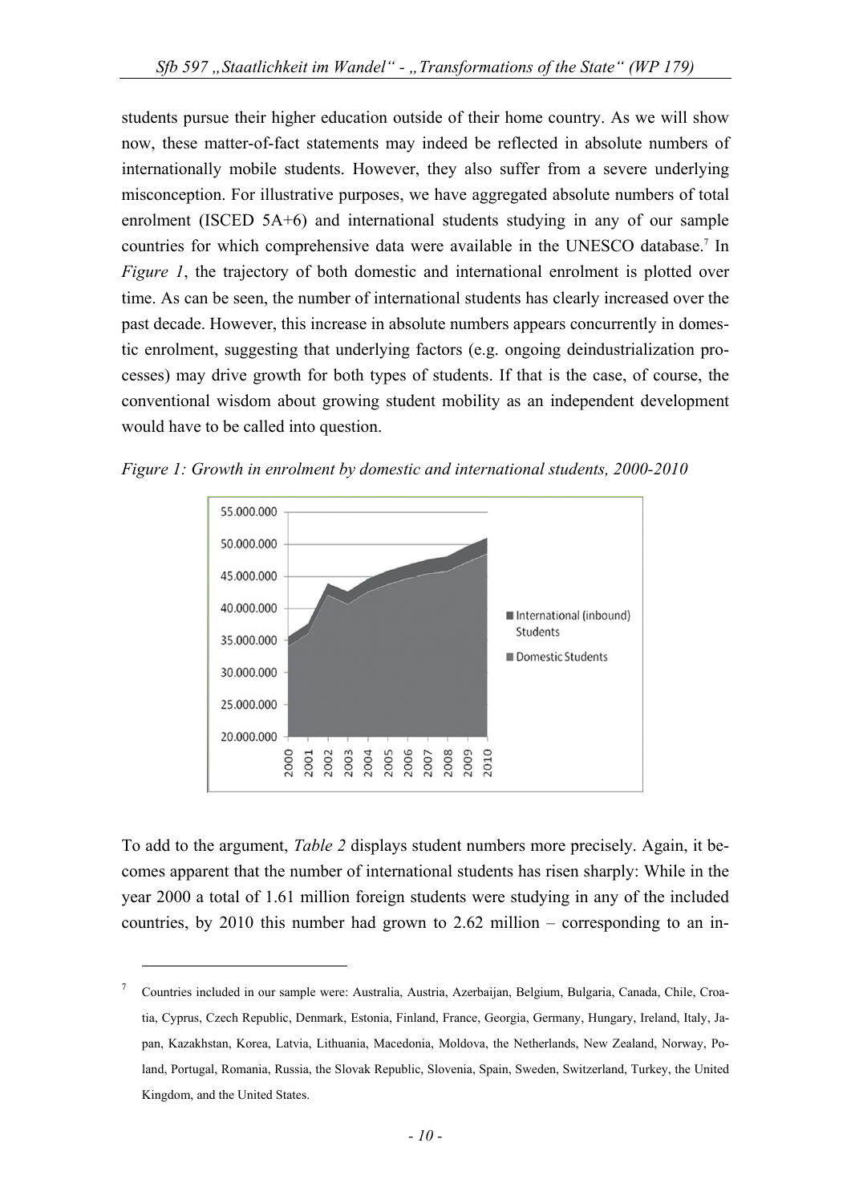students pursue their higher education outside of their home country. As we will show now, these matter-of-fact statements may indeed be reflected in absolute numbers of internationally mobile students. However, they also suffer from a severe underlying misconception. For illustrative purposes, we have aggregated absolute numbers of total enrolment (ISCED 5A+6) and international students studying in any of our sample countries for which comprehensive data were available in the UNESCO database.[7] In *Figure 1*, the trajectory of both domestic and international enrolment is plotted over time. As can be seen, the number of international students has clearly increased over the past decade. However, this increase in absolute numbers appears concurrently in domestic enrolment, suggesting that underlying factors (e.g. ongoing deindustrialization processes) may drive growth for both types of students. If that is the case, of course, the conventional wisdom about growing student mobility as an independent development would have to be called into question.

*Figure 1: Growth in enrolment by domestic and international students, 2000-2010*

To add to the argument, *Table 2* displays student numbers more precisely. Again, it becomes apparent that the number of international students has risen sharply: While in the year 2000 a total of 1.61 million foreign students were studying in any of the included countries, by 2010 this number had grown to 2.62 million – corresponding to an in-

---

[7] Countries included in our sample were: Australia, Austria, Azerbaijan, Belgium, Bulgaria, Canada, Chile, Croatia, Cyprus, Czech Republic, Denmark, Estonia, Finland, France, Georgia, Germany, Hungary, Ireland, Italy, Japan, Kazakhstan, Korea, Latvia, Lithuania, Macedonia, Moldova, the Netherlands, New Zealand, Norway, Poland, Portugal, Romania, Russia, the Slovak Republic, Slovenia, Spain, Sweden, Switzerland, Turkey, the United Kingdom, and the United States.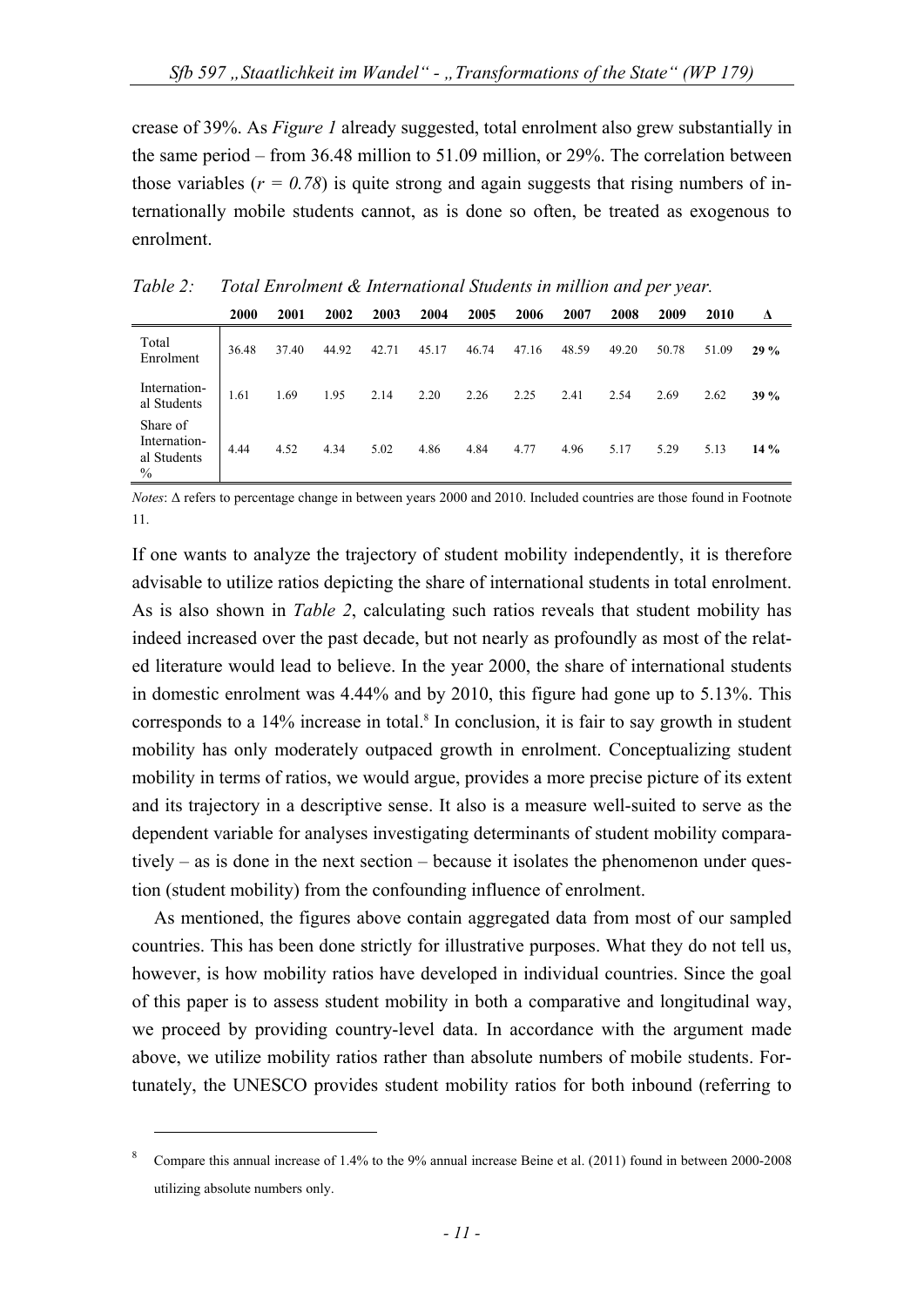crease of 39%. As *Figure 1* already suggested, total enrolment also grew substantially in the same period – from 36.48 million to 51.09 million, or 29%. The correlation between those variables ($r = 0.78$) is quite strong and again suggests that rising numbers of internationally mobile students cannot, as is done so often, be treated as exogenous to enrolment.

*Table 2: Total Enrolment & International Students in million and per year.*

| | 2000 | 2001 | 2002 | 2003 | 2004 | 2005 | 2006 | 2007 | 2008 | 2009 | 2010 | Δ |
|---|---|---|---|---|---|---|---|---|---|---|---|---|
| Total Enrolment | 36.48 | 37.40 | 44.92 | 42.71 | 45.17 | 46.74 | 47.16 | 48.59 | 49.20 | 50.78 | 51.09 | **29 %** |
| International Students | 1.61 | 1.69 | 1.95 | 2.14 | 2.20 | 2.26 | 2.25 | 2.41 | 2.54 | 2.69 | 2.62 | **39 %** |
| Share of International Students % | 4.44 | 4.52 | 4.34 | 5.02 | 4.86 | 4.84 | 4.77 | 4.96 | 5.17 | 5.29 | 5.13 | **14 %** |

*Notes*: Δ refers to percentage change in between years 2000 and 2010. Included countries are those found in Footnote 11.

If one wants to analyze the trajectory of student mobility independently, it is therefore advisable to utilize ratios depicting the share of international students in total enrolment. As is also shown in *Table 2*, calculating such ratios reveals that student mobility has indeed increased over the past decade, but not nearly as profoundly as most of the related literature would lead to believe. In the year 2000, the share of international students in domestic enrolment was 4.44% and by 2010, this figure had gone up to 5.13%. This corresponds to a 14% increase in total.[8] In conclusion, it is fair to say growth in student mobility has only moderately outpaced growth in enrolment. Conceptualizing student mobility in terms of ratios, we would argue, provides a more precise picture of its extent and its trajectory in a descriptive sense. It also is a measure well-suited to serve as the dependent variable for analyses investigating determinants of student mobility comparatively – as is done in the next section – because it isolates the phenomenon under question (student mobility) from the confounding influence of enrolment.

As mentioned, the figures above contain aggregated data from most of our sampled countries. This has been done strictly for illustrative purposes. What they do not tell us, however, is how mobility ratios have developed in individual countries. Since the goal of this paper is to assess student mobility in both a comparative and longitudinal way, we proceed by providing country-level data. In accordance with the argument made above, we utilize mobility ratios rather than absolute numbers of mobile students. Fortunately, the UNESCO provides student mobility ratios for both inbound (referring to

[8] Compare this annual increase of 1.4% to the 9% annual increase Beine et al. (2011) found in between 2000-2008 utilizing absolute numbers only.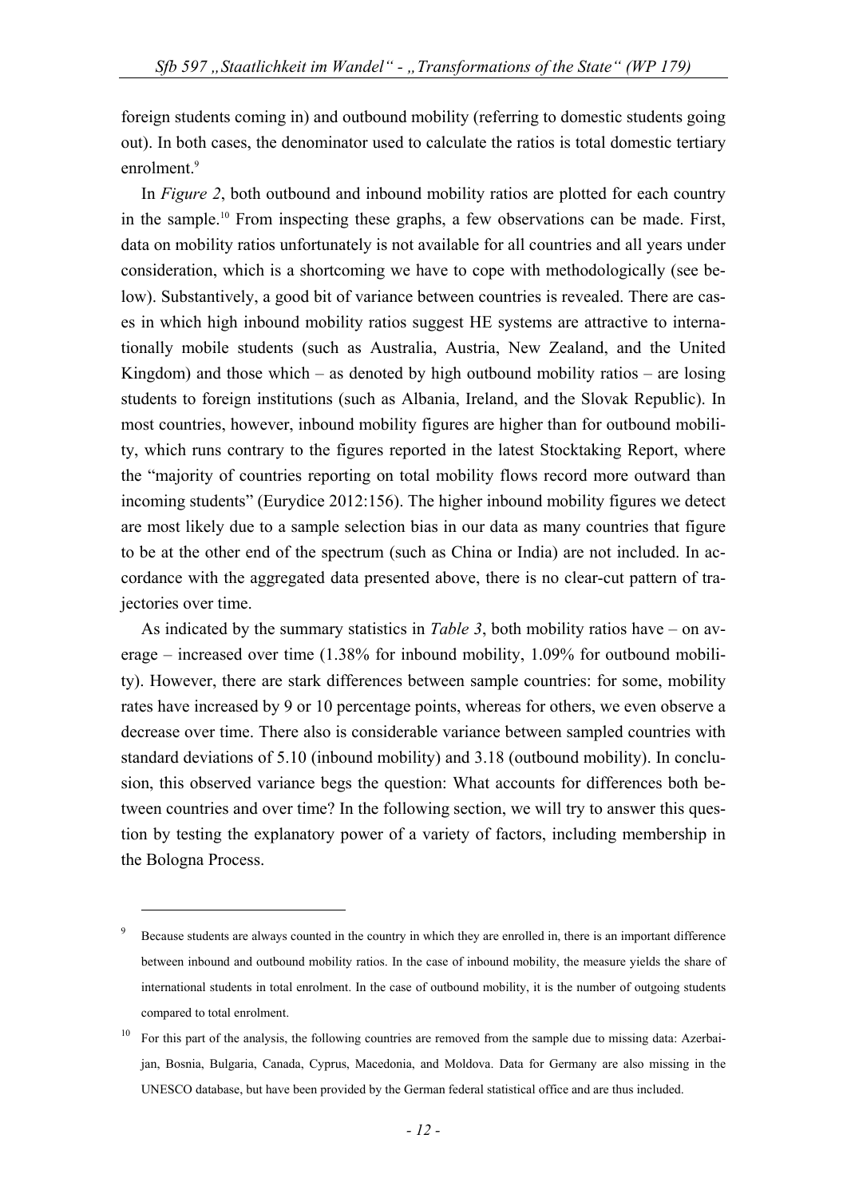foreign students coming in) and outbound mobility (referring to domestic students going out). In both cases, the denominator used to calculate the ratios is total domestic tertiary enrolment.[9]

In *Figure 2*, both outbound and inbound mobility ratios are plotted for each country in the sample.[10] From inspecting these graphs, a few observations can be made. First, data on mobility ratios unfortunately is not available for all countries and all years under consideration, which is a shortcoming we have to cope with methodologically (see below). Substantively, a good bit of variance between countries is revealed. There are cases in which high inbound mobility ratios suggest HE systems are attractive to internationally mobile students (such as Australia, Austria, New Zealand, and the United Kingdom) and those which – as denoted by high outbound mobility ratios – are losing students to foreign institutions (such as Albania, Ireland, and the Slovak Republic). In most countries, however, inbound mobility figures are higher than for outbound mobility, which runs contrary to the figures reported in the latest Stocktaking Report, where the "majority of countries reporting on total mobility flows record more outward than incoming students" (Eurydice 2012:156). The higher inbound mobility figures we detect are most likely due to a sample selection bias in our data as many countries that figure to be at the other end of the spectrum (such as China or India) are not included. In accordance with the aggregated data presented above, there is no clear-cut pattern of trajectories over time.

As indicated by the summary statistics in *Table 3*, both mobility ratios have – on average – increased over time (1.38% for inbound mobility, 1.09% for outbound mobility). However, there are stark differences between sample countries: for some, mobility rates have increased by 9 or 10 percentage points, whereas for others, we even observe a decrease over time. There also is considerable variance between sampled countries with standard deviations of 5.10 (inbound mobility) and 3.18 (outbound mobility). In conclusion, this observed variance begs the question: What accounts for differences both between countries and over time? In the following section, we will try to answer this question by testing the explanatory power of a variety of factors, including membership in the Bologna Process.

---

[9] Because students are always counted in the country in which they are enrolled in, there is an important difference between inbound and outbound mobility ratios. In the case of inbound mobility, the measure yields the share of international students in total enrolment. In the case of outbound mobility, it is the number of outgoing students compared to total enrolment.

[10] For this part of the analysis, the following countries are removed from the sample due to missing data: Azerbaijan, Bosnia, Bulgaria, Canada, Cyprus, Macedonia, and Moldova. Data for Germany are also missing in the UNESCO database, but have been provided by the German federal statistical office and are thus included.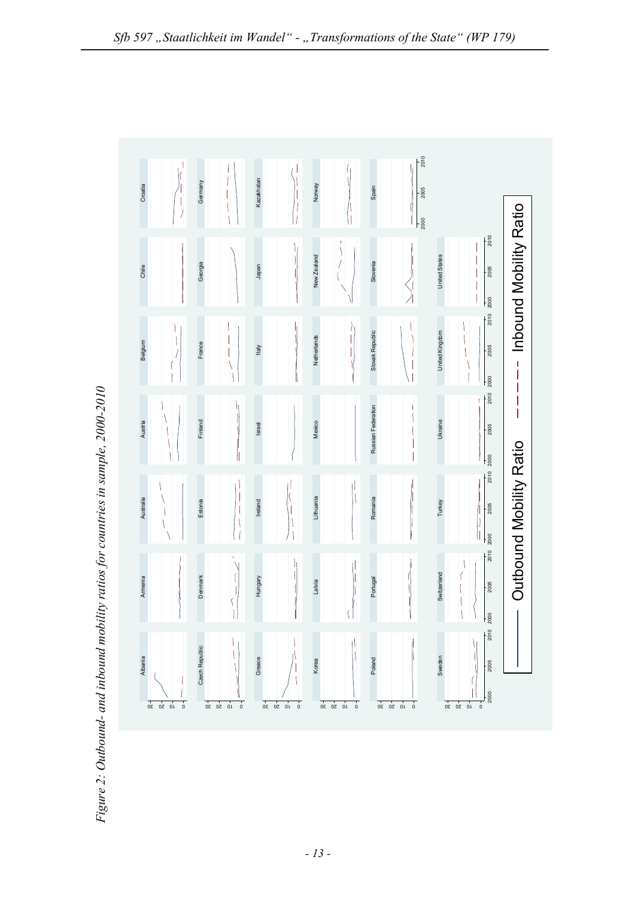*Figure 2: Outbound- and inbound mobility ratios for countries in sample, 2000-2010*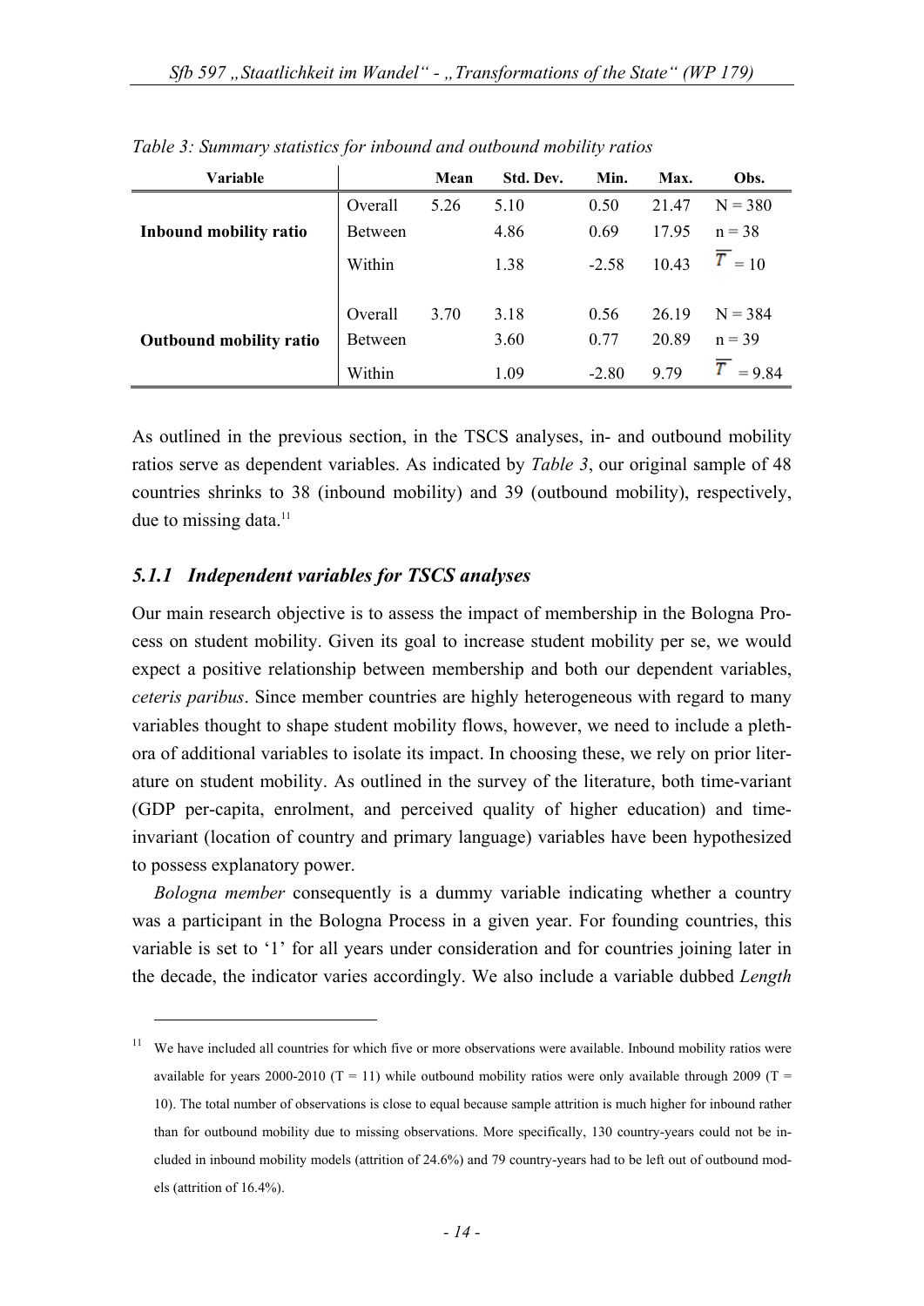*Table 3: Summary statistics for inbound and outbound mobility ratios*

| Variable | | Mean | Std. Dev. | Min. | Max. | Obs. |
|---|---|---|---|---|---|---|
| **Inbound mobility ratio** | Overall | 5.26 | 5.10 | 0.50 | 21.47 | N = 380 |
| | Between | | 4.86 | 0.69 | 17.95 | n = 38 |
| | Within | | 1.38 | -2.58 | 10.43 | $\overline{T}$ = 10 |
| **Outbound mobility ratio** | Overall | 3.70 | 3.18 | 0.56 | 26.19 | N = 384 |
| | Between | | 3.60 | 0.77 | 20.89 | n = 39 |
| | Within | | 1.09 | -2.80 | 9.79 | $\overline{T}$ = 9.84 |

As outlined in the previous section, in the TSCS analyses, in- and outbound mobility ratios serve as dependent variables. As indicated by *Table 3*, our original sample of 48 countries shrinks to 38 (inbound mobility) and 39 (outbound mobility), respectively, due to missing data.[11]

### *5.1.1 Independent variables for TSCS analyses*

Our main research objective is to assess the impact of membership in the Bologna Process on student mobility. Given its goal to increase student mobility per se, we would expect a positive relationship between membership and both our dependent variables, *ceteris paribus*. Since member countries are highly heterogeneous with regard to many variables thought to shape student mobility flows, however, we need to include a plethora of additional variables to isolate its impact. In choosing these, we rely on prior literature on student mobility. As outlined in the survey of the literature, both time-variant (GDP per-capita, enrolment, and perceived quality of higher education) and time-invariant (location of country and primary language) variables have been hypothesized to possess explanatory power.

*Bologna member* consequently is a dummy variable indicating whether a country was a participant in the Bologna Process in a given year. For founding countries, this variable is set to '1' for all years under consideration and for countries joining later in the decade, the indicator varies accordingly. We also include a variable dubbed *Length*

[11] We have included all countries for which five or more observations were available. Inbound mobility ratios were available for years 2000-2010 (T = 11) while outbound mobility ratios were only available through 2009 (T = 10). The total number of observations is close to equal because sample attrition is much higher for inbound rather than for outbound mobility due to missing observations. More specifically, 130 country-years could not be included in inbound mobility models (attrition of 24.6%) and 79 country-years had to be left out of outbound models (attrition of 16.4%).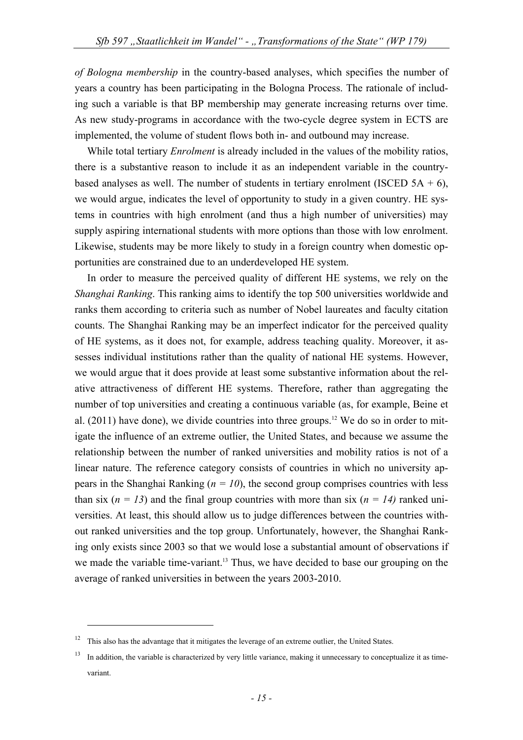*of Bologna membership* in the country-based analyses, which specifies the number of years a country has been participating in the Bologna Process. The rationale of including such a variable is that BP membership may generate increasing returns over time. As new study-programs in accordance with the two-cycle degree system in ECTS are implemented, the volume of student flows both in- and outbound may increase.

While total tertiary *Enrolment* is already included in the values of the mobility ratios, there is a substantive reason to include it as an independent variable in the country-based analyses as well. The number of students in tertiary enrolment (ISCED 5A + 6), we would argue, indicates the level of opportunity to study in a given country. HE systems in countries with high enrolment (and thus a high number of universities) may supply aspiring international students with more options than those with low enrolment. Likewise, students may be more likely to study in a foreign country when domestic opportunities are constrained due to an underdeveloped HE system.

In order to measure the perceived quality of different HE systems, we rely on the *Shanghai Ranking*. This ranking aims to identify the top 500 universities worldwide and ranks them according to criteria such as number of Nobel laureates and faculty citation counts. The Shanghai Ranking may be an imperfect indicator for the perceived quality of HE systems, as it does not, for example, address teaching quality. Moreover, it assesses individual institutions rather than the quality of national HE systems. However, we would argue that it does provide at least some substantive information about the relative attractiveness of different HE systems. Therefore, rather than aggregating the number of top universities and creating a continuous variable (as, for example, Beine et al. (2011) have done), we divide countries into three groups.[12] We do so in order to mitigate the influence of an extreme outlier, the United States, and because we assume the relationship between the number of ranked universities and mobility ratios is not of a linear nature. The reference category consists of countries in which no university appears in the Shanghai Ranking ($n = 10$), the second group comprises countries with less than six ($n = 13$) and the final group countries with more than six ($n = 14$) ranked universities. At least, this should allow us to judge differences between the countries without ranked universities and the top group. Unfortunately, however, the Shanghai Ranking only exists since 2003 so that we would lose a substantial amount of observations if we made the variable time-variant.[13] Thus, we have decided to base our grouping on the average of ranked universities in between the years 2003-2010.

---

[12] This also has the advantage that it mitigates the leverage of an extreme outlier, the United States.

[13] In addition, the variable is characterized by very little variance, making it unnecessary to conceptualize it as time-variant.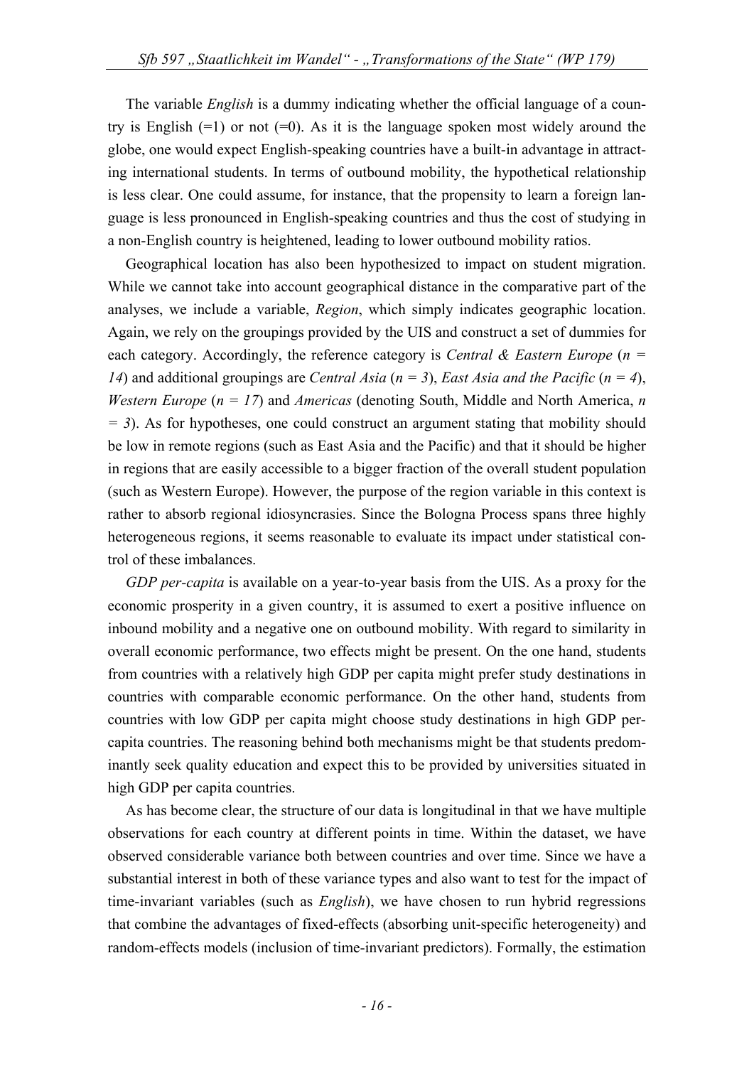The variable *English* is a dummy indicating whether the official language of a country is English (=1) or not (=0). As it is the language spoken most widely around the globe, one would expect English-speaking countries have a built-in advantage in attracting international students. In terms of outbound mobility, the hypothetical relationship is less clear. One could assume, for instance, that the propensity to learn a foreign language is less pronounced in English-speaking countries and thus the cost of studying in a non-English country is heightened, leading to lower outbound mobility ratios.

Geographical location has also been hypothesized to impact on student migration. While we cannot take into account geographical distance in the comparative part of the analyses, we include a variable, *Region*, which simply indicates geographic location. Again, we rely on the groupings provided by the UIS and construct a set of dummies for each category. Accordingly, the reference category is *Central & Eastern Europe* (*n = 14*) and additional groupings are *Central Asia* (*n = 3*), *East Asia and the Pacific* (*n = 4*), *Western Europe* (*n = 17*) and *Americas* (denoting South, Middle and North America, *n = 3*). As for hypotheses, one could construct an argument stating that mobility should be low in remote regions (such as East Asia and the Pacific) and that it should be higher in regions that are easily accessible to a bigger fraction of the overall student population (such as Western Europe). However, the purpose of the region variable in this context is rather to absorb regional idiosyncrasies. Since the Bologna Process spans three highly heterogeneous regions, it seems reasonable to evaluate its impact under statistical control of these imbalances.

*GDP per-capita* is available on a year-to-year basis from the UIS. As a proxy for the economic prosperity in a given country, it is assumed to exert a positive influence on inbound mobility and a negative one on outbound mobility. With regard to similarity in overall economic performance, two effects might be present. On the one hand, students from countries with a relatively high GDP per capita might prefer study destinations in countries with comparable economic performance. On the other hand, students from countries with low GDP per capita might choose study destinations in high GDP per-capita countries. The reasoning behind both mechanisms might be that students predominantly seek quality education and expect this to be provided by universities situated in high GDP per capita countries.

As has become clear, the structure of our data is longitudinal in that we have multiple observations for each country at different points in time. Within the dataset, we have observed considerable variance both between countries and over time. Since we have a substantial interest in both of these variance types and also want to test for the impact of time-invariant variables (such as *English*), we have chosen to run hybrid regressions that combine the advantages of fixed-effects (absorbing unit-specific heterogeneity) and random-effects models (inclusion of time-invariant predictors). Formally, the estimation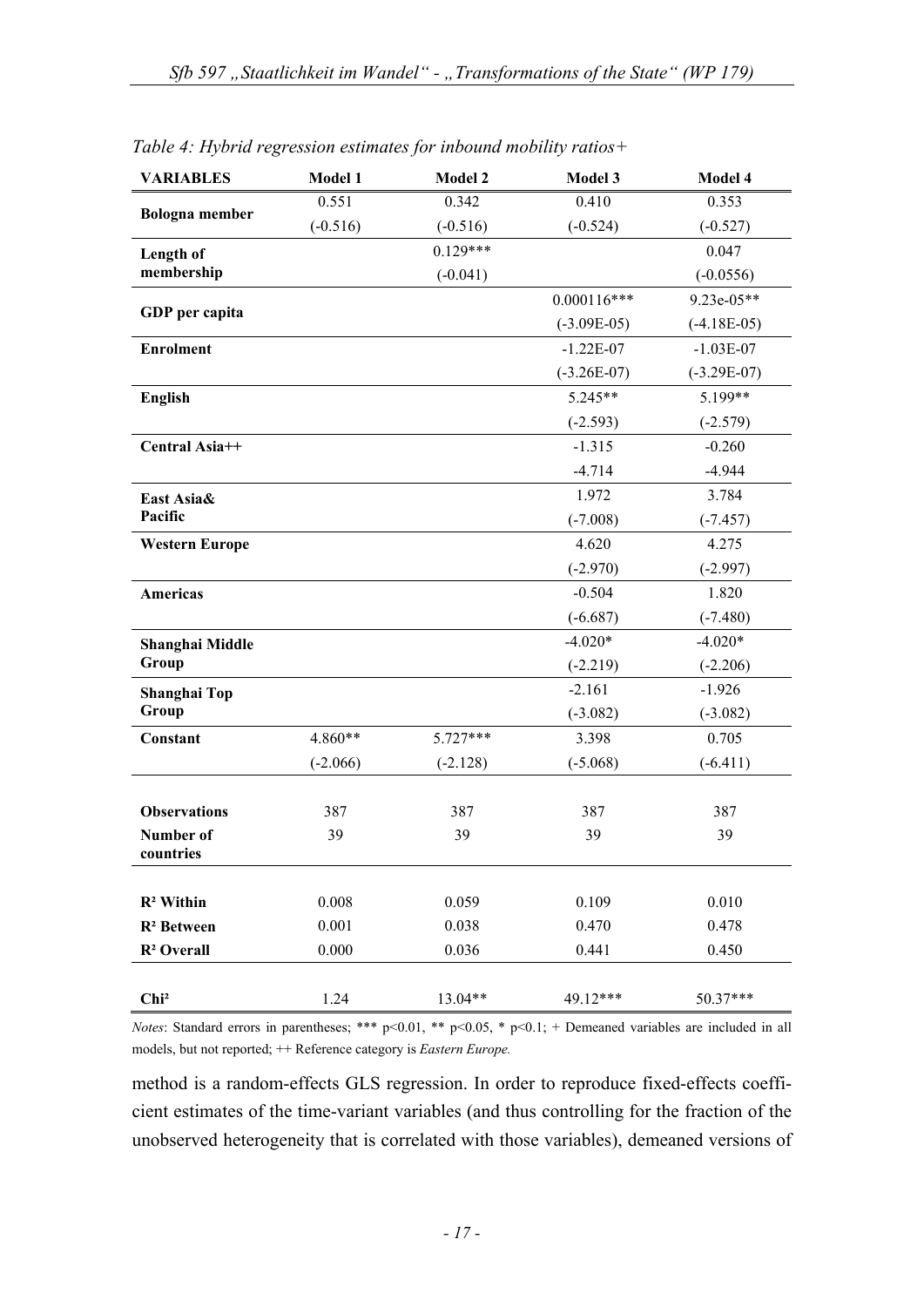*Table 4: Hybrid regression estimates for inbound mobility ratios+*

| VARIABLES | Model 1 | Model 2 | Model 3 | Model 4 |
|---|---|---|---|---|
| **Bologna member** | 0.551 | 0.342 | 0.410 | 0.353 |
| | (-0.516) | (-0.516) | (-0.524) | (-0.527) |
| **Length of membership** | | 0.129*** | | 0.047 |
| | | (-0.041) | | (-0.0556) |
| **GDP per capita** | | | 0.000116*** | 9.23e-05** |
| | | | (-3.09E-05) | (-4.18E-05) |
| **Enrolment** | | | -1.22E-07 | -1.03E-07 |
| | | | (-3.26E-07) | (-3.29E-07) |
| **English** | | | 5.245** | 5.199** |
| | | | (-2.593) | (-2.579) |
| **Central Asia++** | | | -1.315 | -0.260 |
| | | | -4.714 | -4.944 |
| **East Asia& Pacific** | | | 1.972 | 3.784 |
| | | | (-7.008) | (-7.457) |
| **Western Europe** | | | 4.620 | 4.275 |
| | | | (-2.970) | (-2.997) |
| **Americas** | | | -0.504 | 1.820 |
| | | | (-6.687) | (-7.480) |
| **Shanghai Middle Group** | | | -4.020* | -4.020* |
| | | | (-2.219) | (-2.206) |
| **Shanghai Top Group** | | | -2.161 | -1.926 |
| | | | (-3.082) | (-3.082) |
| **Constant** | 4.860** | 5.727*** | 3.398 | 0.705 |
| | (-2.066) | (-2.128) | (-5.068) | (-6.411) |
| **Observations** | 387 | 387 | 387 | 387 |
| **Number of countries** | 39 | 39 | 39 | 39 |
| **$R^2$ Within** | 0.008 | 0.059 | 0.109 | 0.010 |
| **$R^2$ Between** | 0.001 | 0.038 | 0.470 | 0.478 |
| **$R^2$ Overall** | 0.000 | 0.036 | 0.441 | 0.450 |
| **$Chi^2$** | 1.24 | 13.04** | 49.12*** | 50.37*** |

*Notes*: Standard errors in parentheses; *** p<0.01, ** p<0.05, * p<0.1; + Demeaned variables are included in all models, but not reported; ++ Reference category is *Eastern Europe.*

method is a random-effects GLS regression. In order to reproduce fixed-effects coefficient estimates of the time-variant variables (and thus controlling for the fraction of the unobserved heterogeneity that is correlated with those variables), demeaned versions of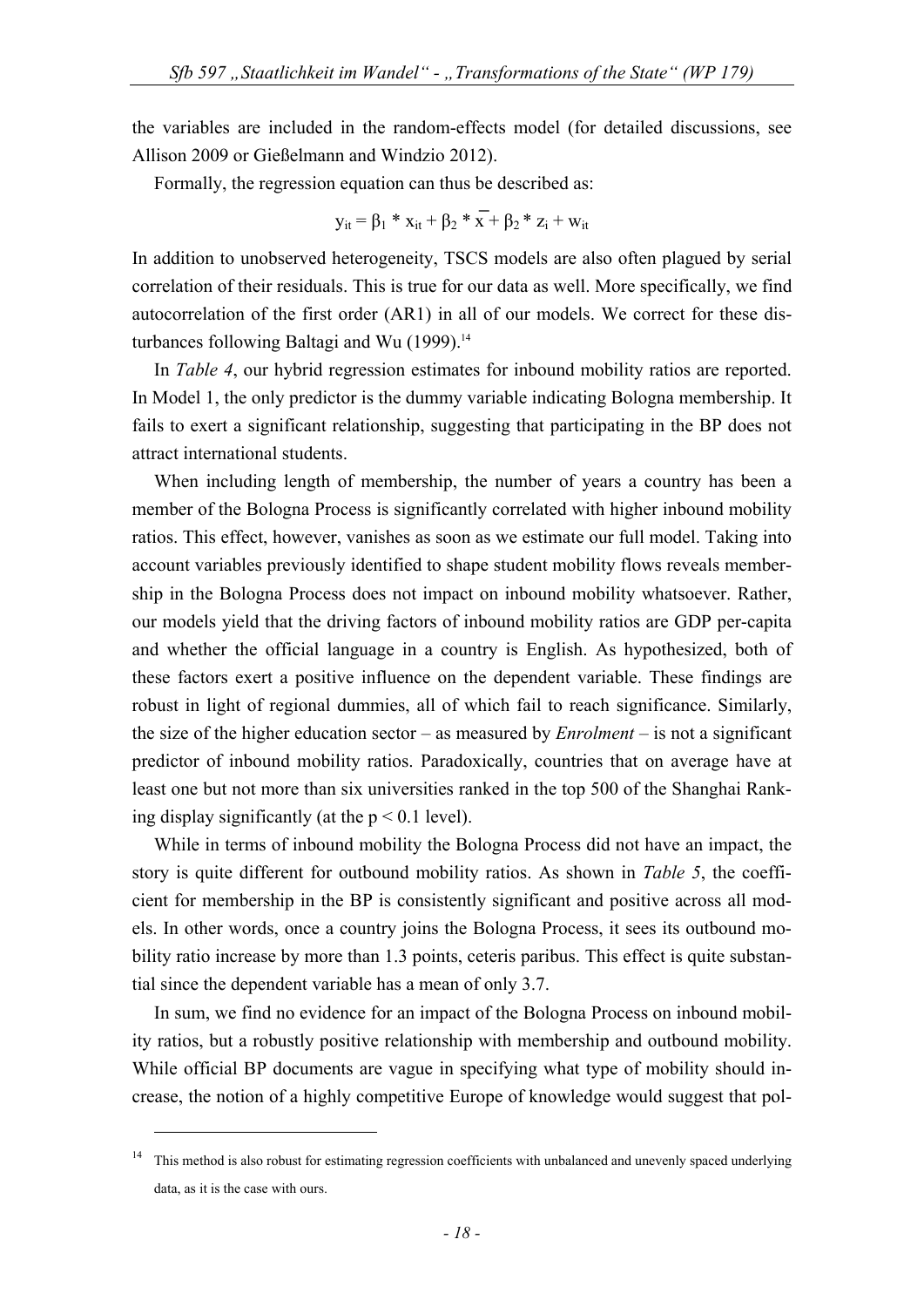the variables are included in the random-effects model (for detailed discussions, see Allison 2009 or Gießelmann and Windzio 2012).

Formally, the regression equation can thus be described as:

$$y_{it} = \beta_1 * x_{it} + \beta_2 * \overline{x} + \beta_2 * z_i + w_{it}$$

In addition to unobserved heterogeneity, TSCS models are also often plagued by serial correlation of their residuals. This is true for our data as well. More specifically, we find autocorrelation of the first order (AR1) in all of our models. We correct for these disturbances following Baltagi and Wu (1999).[14]

In *Table 4*, our hybrid regression estimates for inbound mobility ratios are reported. In Model 1, the only predictor is the dummy variable indicating Bologna membership. It fails to exert a significant relationship, suggesting that participating in the BP does not attract international students.

When including length of membership, the number of years a country has been a member of the Bologna Process is significantly correlated with higher inbound mobility ratios. This effect, however, vanishes as soon as we estimate our full model. Taking into account variables previously identified to shape student mobility flows reveals membership in the Bologna Process does not impact on inbound mobility whatsoever. Rather, our models yield that the driving factors of inbound mobility ratios are GDP per-capita and whether the official language in a country is English. As hypothesized, both of these factors exert a positive influence on the dependent variable. These findings are robust in light of regional dummies, all of which fail to reach significance. Similarly, the size of the higher education sector – as measured by *Enrolment* – is not a significant predictor of inbound mobility ratios. Paradoxically, countries that on average have at least one but not more than six universities ranked in the top 500 of the Shanghai Ranking display significantly (at the $p < 0.1$ level).

While in terms of inbound mobility the Bologna Process did not have an impact, the story is quite different for outbound mobility ratios. As shown in *Table 5*, the coefficient for membership in the BP is consistently significant and positive across all models. In other words, once a country joins the Bologna Process, it sees its outbound mobility ratio increase by more than 1.3 points, ceteris paribus. This effect is quite substantial since the dependent variable has a mean of only 3.7.

In sum, we find no evidence for an impact of the Bologna Process on inbound mobility ratios, but a robustly positive relationship with membership and outbound mobility. While official BP documents are vague in specifying what type of mobility should increase, the notion of a highly competitive Europe of knowledge would suggest that pol-

[14] This method is also robust for estimating regression coefficients with unbalanced and unevenly spaced underlying data, as it is the case with ours.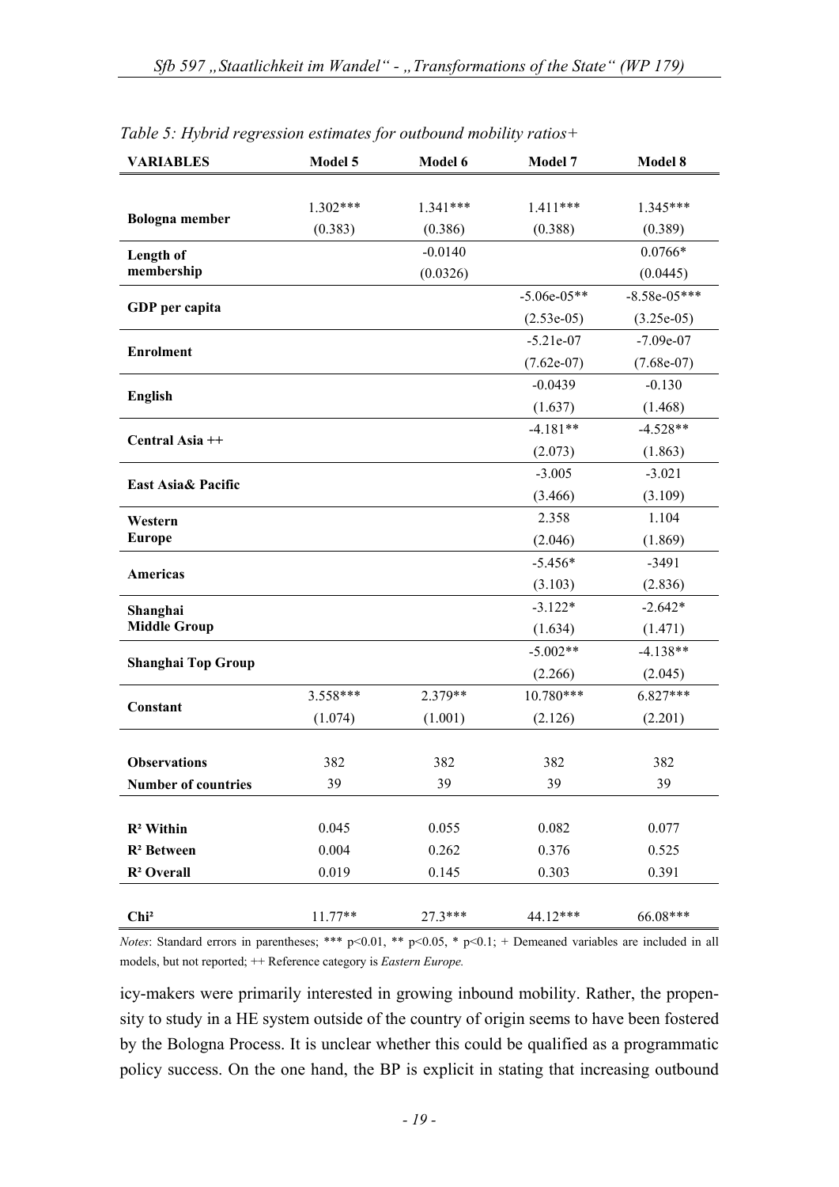*Table 5: Hybrid regression estimates for outbound mobility ratios+*

| VARIABLES | Model 5 | Model 6 | Model 7 | Model 8 |
|---|---|---|---|---|
| **Bologna member** | 1.302*** | 1.341*** | 1.411*** | 1.345*** |
| | (0.383) | (0.386) | (0.388) | (0.389) |
| **Length of membership** | | -0.0140 | | 0.0766* |
| | | (0.0326) | | (0.0445) |
| **GDP per capita** | | | -5.06e-05** | -8.58e-05*** |
| | | | (2.53e-05) | (3.25e-05) |
| **Enrolment** | | | -5.21e-07 | -7.09e-07 |
| | | | (7.62e-07) | (7.68e-07) |
| **English** | | | -0.0439 | -0.130 |
| | | | (1.637) | (1.468) |
| **Central Asia ++** | | | -4.181** | -4.528** |
| | | | (2.073) | (1.863) |
| **East Asia& Pacific** | | | -3.005 | -3.021 |
| | | | (3.466) | (3.109) |
| **Western Europe** | | | 2.358 | 1.104 |
| | | | (2.046) | (1.869) |
| **Americas** | | | -5.456* | -3491 |
| | | | (3.103) | (2.836) |
| **Shanghai Middle Group** | | | -3.122* | -2.642* |
| | | | (1.634) | (1.471) |
| **Shanghai Top Group** | | | -5.002** | -4.138** |
| | | | (2.266) | (2.045) |
| **Constant** | 3.558*** | 2.379** | 10.780*** | 6.827*** |
| | (1.074) | (1.001) | (2.126) | (2.201) |
| **Observations** | 382 | 382 | 382 | 382 |
| **Number of countries** | 39 | 39 | 39 | 39 |
| **$R^2$ Within** | 0.045 | 0.055 | 0.082 | 0.077 |
| **$R^2$ Between** | 0.004 | 0.262 | 0.376 | 0.525 |
| **$R^2$ Overall** | 0.019 | 0.145 | 0.303 | 0.391 |
| **$Chi^2$** | 11.77** | 27.3*** | 44.12*** | 66.08*** |

*Notes*: Standard errors in parentheses; *** $p<0.01$, ** $p<0.05$, * $p<0.1$; + Demeaned variables are included in all models, but not reported; ++ Reference category is *Eastern Europe.*

icy-makers were primarily interested in growing inbound mobility. Rather, the propensity to study in a HE system outside of the country of origin seems to have been fostered by the Bologna Process. It is unclear whether this could be qualified as a programmatic policy success. On the one hand, the BP is explicit in stating that increasing outbound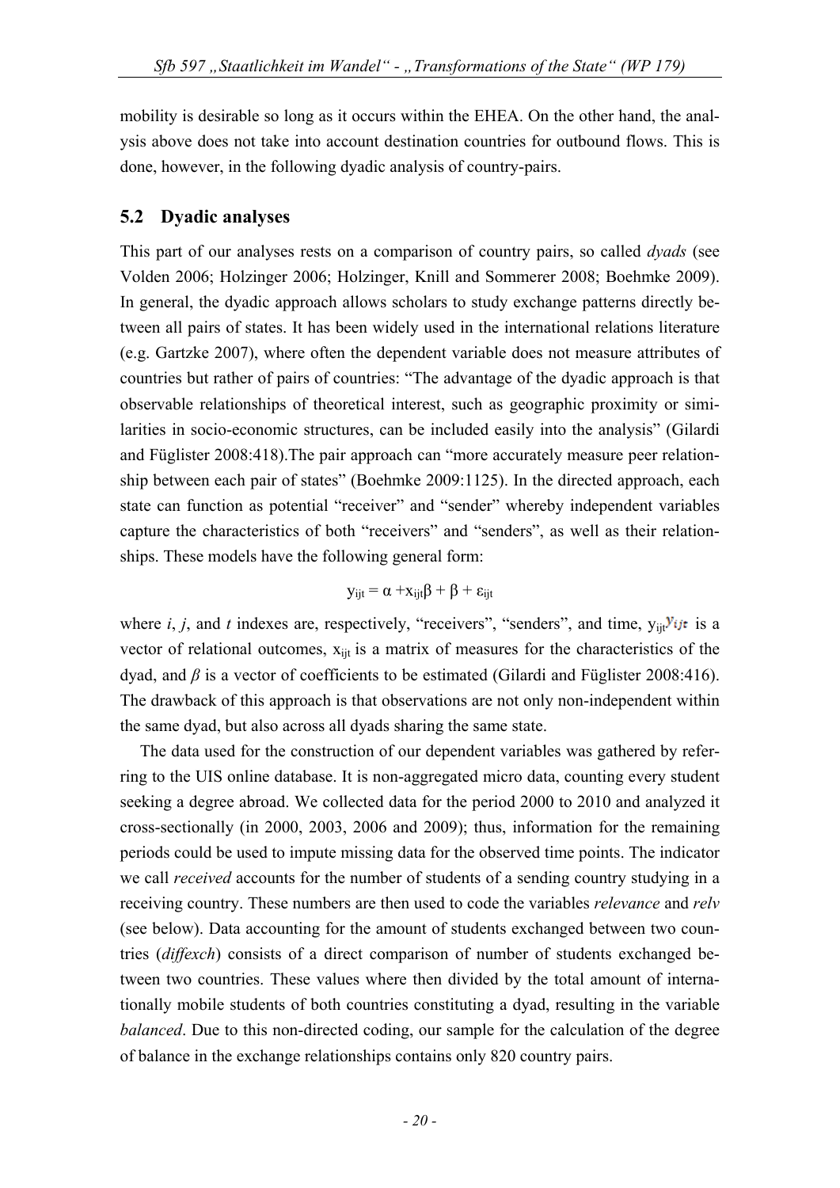mobility is desirable so long as it occurs within the EHEA. On the other hand, the analysis above does not take into account destination countries for outbound flows. This is done, however, in the following dyadic analysis of country-pairs.

## 5.2 Dyadic analyses

This part of our analyses rests on a comparison of country pairs, so called *dyads* (see Volden 2006; Holzinger 2006; Holzinger, Knill and Sommerer 2008; Boehmke 2009). In general, the dyadic approach allows scholars to study exchange patterns directly between all pairs of states. It has been widely used in the international relations literature (e.g. Gartzke 2007), where often the dependent variable does not measure attributes of countries but rather of pairs of countries: "The advantage of the dyadic approach is that observable relationships of theoretical interest, such as geographic proximity or similarities in socio-economic structures, can be included easily into the analysis" (Gilardi and Füglister 2008:418).The pair approach can "more accurately measure peer relationship between each pair of states" (Boehmke 2009:1125). In the directed approach, each state can function as potential "receiver" and "sender" whereby independent variables capture the characteristics of both "receivers" and "senders", as well as their relationships. These models have the following general form:

$$y_{ijt} = \alpha + x_{ijt}\beta + \beta + \varepsilon_{ijt}$$

where *i*, *j*, and *t* indexes are, respectively, "receivers", "senders", and time, $y_{ijt}$ $y_{ijt}$ is a vector of relational outcomes, $x_{ijt}$ is a matrix of measures for the characteristics of the dyad, and $\beta$ is a vector of coefficients to be estimated (Gilardi and Füglister 2008:416). The drawback of this approach is that observations are not only non-independent within the same dyad, but also across all dyads sharing the same state.

The data used for the construction of our dependent variables was gathered by referring to the UIS online database. It is non-aggregated micro data, counting every student seeking a degree abroad. We collected data for the period 2000 to 2010 and analyzed it cross-sectionally (in 2000, 2003, 2006 and 2009); thus, information for the remaining periods could be used to impute missing data for the observed time points. The indicator we call *received* accounts for the number of students of a sending country studying in a receiving country. These numbers are then used to code the variables *relevance* and *relv* (see below). Data accounting for the amount of students exchanged between two countries (*diffexch*) consists of a direct comparison of number of students exchanged between two countries. These values where then divided by the total amount of internationally mobile students of both countries constituting a dyad, resulting in the variable *balanced*. Due to this non-directed coding, our sample for the calculation of the degree of balance in the exchange relationships contains only 820 country pairs.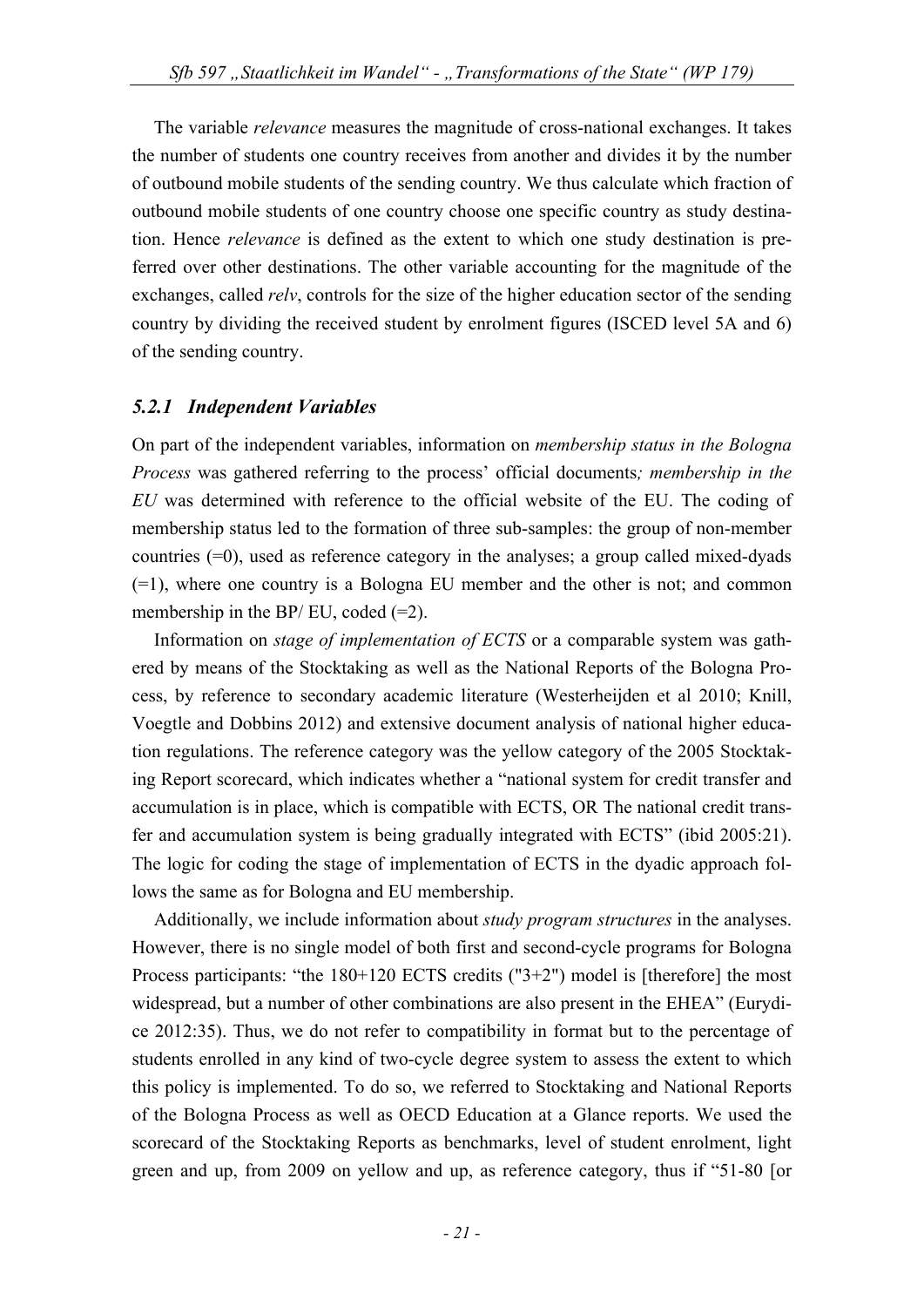The variable *relevance* measures the magnitude of cross-national exchanges. It takes the number of students one country receives from another and divides it by the number of outbound mobile students of the sending country. We thus calculate which fraction of outbound mobile students of one country choose one specific country as study destination. Hence *relevance* is defined as the extent to which one study destination is preferred over other destinations. The other variable accounting for the magnitude of the exchanges, called *relv*, controls for the size of the higher education sector of the sending country by dividing the received student by enrolment figures (ISCED level 5A and 6) of the sending country.

### *5.2.1 Independent Variables*

On part of the independent variables, information on *membership status in the Bologna Process* was gathered referring to the process' official documents*; membership in the EU* was determined with reference to the official website of the EU. The coding of membership status led to the formation of three sub-samples: the group of non-member countries (=0), used as reference category in the analyses; a group called mixed-dyads (=1), where one country is a Bologna EU member and the other is not; and common membership in the BP/ EU, coded (=2).

Information on *stage of implementation of ECTS* or a comparable system was gathered by means of the Stocktaking as well as the National Reports of the Bologna Process, by reference to secondary academic literature (Westerheijden et al 2010; Knill, Voegtle and Dobbins 2012) and extensive document analysis of national higher education regulations. The reference category was the yellow category of the 2005 Stocktaking Report scorecard, which indicates whether a "national system for credit transfer and accumulation is in place, which is compatible with ECTS, OR The national credit transfer and accumulation system is being gradually integrated with ECTS" (ibid 2005:21). The logic for coding the stage of implementation of ECTS in the dyadic approach follows the same as for Bologna and EU membership.

Additionally, we include information about *study program structures* in the analyses. However, there is no single model of both first and second-cycle programs for Bologna Process participants: "the 180+120 ECTS credits ("3+2") model is [therefore] the most widespread, but a number of other combinations are also present in the EHEA" (Eurydice 2012:35). Thus, we do not refer to compatibility in format but to the percentage of students enrolled in any kind of two-cycle degree system to assess the extent to which this policy is implemented. To do so, we referred to Stocktaking and National Reports of the Bologna Process as well as OECD Education at a Glance reports. We used the scorecard of the Stocktaking Reports as benchmarks, level of student enrolment, light green and up, from 2009 on yellow and up, as reference category, thus if "51-80 [or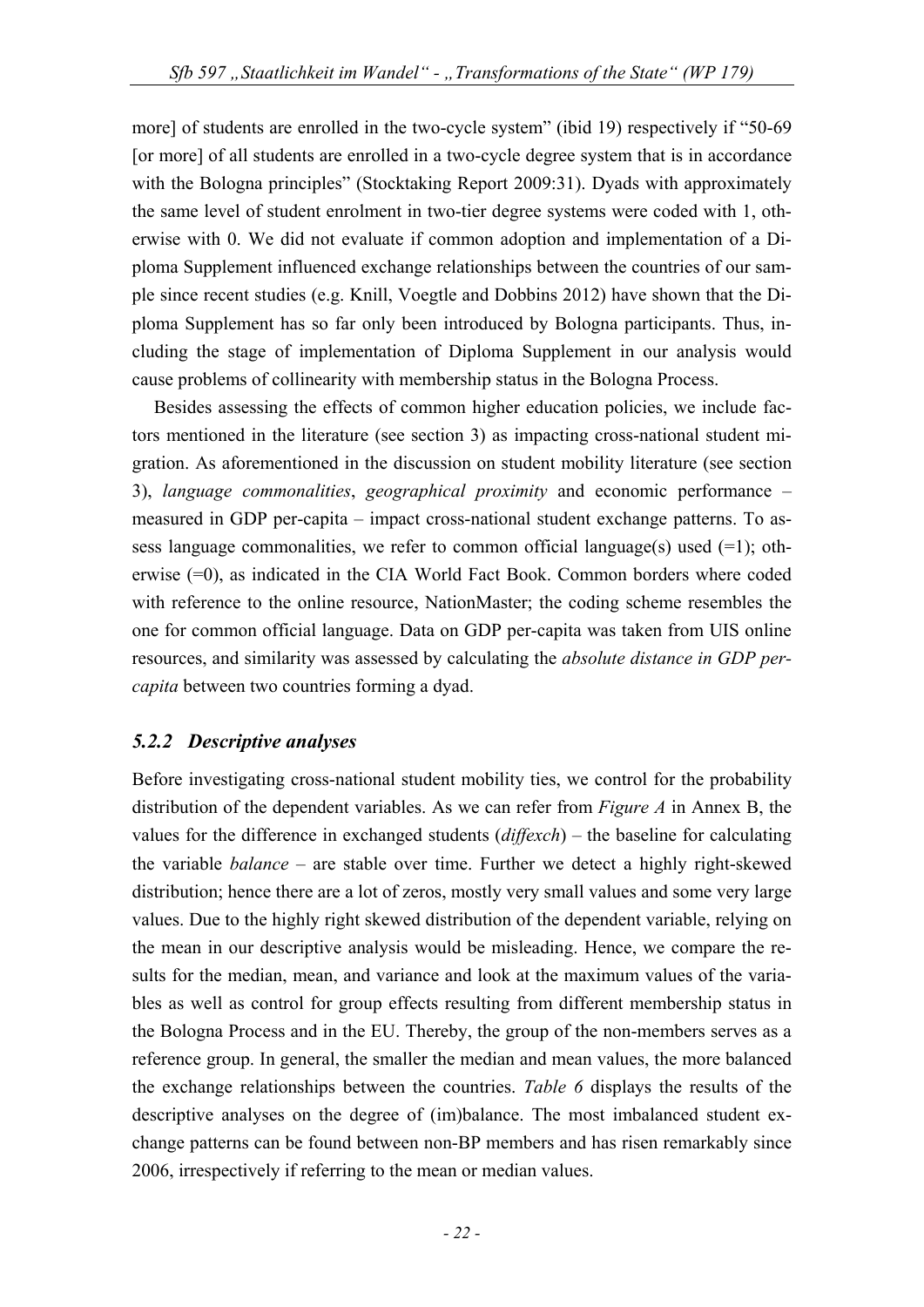more] of students are enrolled in the two-cycle system" (ibid 19) respectively if "50-69 [or more] of all students are enrolled in a two-cycle degree system that is in accordance with the Bologna principles" (Stocktaking Report 2009:31). Dyads with approximately the same level of student enrolment in two-tier degree systems were coded with 1, otherwise with 0. We did not evaluate if common adoption and implementation of a Diploma Supplement influenced exchange relationships between the countries of our sample since recent studies (e.g. Knill, Voegtle and Dobbins 2012) have shown that the Diploma Supplement has so far only been introduced by Bologna participants. Thus, including the stage of implementation of Diploma Supplement in our analysis would cause problems of collinearity with membership status in the Bologna Process.

Besides assessing the effects of common higher education policies, we include factors mentioned in the literature (see section 3) as impacting cross-national student migration. As aforementioned in the discussion on student mobility literature (see section 3), *language commonalities*, *geographical proximity* and economic performance – measured in GDP per-capita – impact cross-national student exchange patterns. To assess language commonalities, we refer to common official language(s) used (=1); otherwise (=0), as indicated in the CIA World Fact Book. Common borders where coded with reference to the online resource, NationMaster; the coding scheme resembles the one for common official language. Data on GDP per-capita was taken from UIS online resources, and similarity was assessed by calculating the *absolute distance in GDP per-capita* between two countries forming a dyad.

### 5.2.2 Descriptive analyses

Before investigating cross-national student mobility ties, we control for the probability distribution of the dependent variables. As we can refer from *Figure A* in Annex B, the values for the difference in exchanged students (*diffexch*) – the baseline for calculating the variable *balance* – are stable over time. Further we detect a highly right-skewed distribution; hence there are a lot of zeros, mostly very small values and some very large values. Due to the highly right skewed distribution of the dependent variable, relying on the mean in our descriptive analysis would be misleading. Hence, we compare the results for the median, mean, and variance and look at the maximum values of the variables as well as control for group effects resulting from different membership status in the Bologna Process and in the EU. Thereby, the group of the non-members serves as a reference group. In general, the smaller the median and mean values, the more balanced the exchange relationships between the countries. *Table 6* displays the results of the descriptive analyses on the degree of (im)balance. The most imbalanced student exchange patterns can be found between non-BP members and has risen remarkably since 2006, irrespectively if referring to the mean or median values.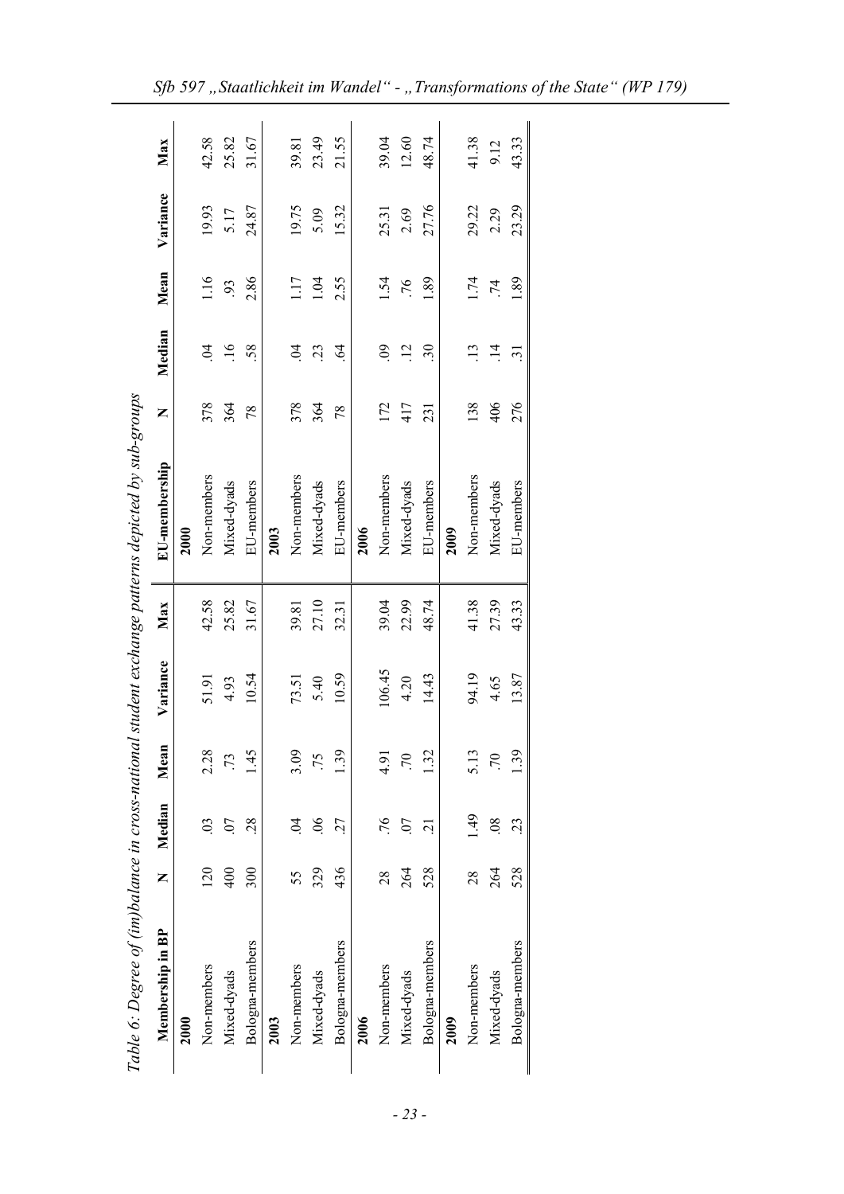*Table 6: Degree of (im)balance in cross-national student exchange patterns depicted by sub-groups*

| Membership in BP | N | Median | Mean | Variance | Max | EU-membership | N | Median | Mean | Variance | Max |
|---|---|---|---|---|---|---|---|---|---|---|---|
| **2000** | | | | | | **2000** | | | | | |
| Non-members | 120 | .03 | 2.28 | 51.91 | 42.58 | Non-members | 378 | .04 | 1.16 | 19.93 | 42.58 |
| Mixed-dyads | 400 | .07 | .73 | 4.93 | 25.82 | Mixed-dyads | 364 | .16 | .93 | 5.17 | 25.82 |
| Bologna-members | 300 | .28 | 1.45 | 10.54 | 31.67 | EU-members | 78 | .58 | 2.86 | 24.87 | 31.67 |
| **2003** | | | | | | **2003** | | | | | |
| Non-members | 55 | .04 | 3.09 | 73.51 | 39.81 | Non-members | 378 | .04 | 1.17 | 19.75 | 39.81 |
| Mixed-dyads | 329 | .06 | .75 | 5.40 | 27.10 | Mixed-dyads | 364 | .23 | 1.04 | 5.09 | 23.49 |
| Bologna-members | 436 | .27 | 1.39 | 10.59 | 32.31 | EU-members | 78 | .64 | 2.55 | 15.32 | 21.55 |
| **2006** | | | | | | **2006** | | | | | |
| Non-members | 28 | .76 | 4.91 | 106.45 | 39.04 | Non-members | 172 | .09 | 1.54 | 25.31 | 39.04 |
| Mixed-dyads | 264 | .07 | .70 | 4.20 | 22.99 | Mixed-dyads | 417 | .12 | .76 | 2.69 | 12.60 |
| Bologna-members | 528 | .21 | 1.32 | 14.43 | 48.74 | EU-members | 231 | .30 | 1.89 | 27.76 | 48.74 |
| **2009** | | | | | | **2009** | | | | | |
| Non-members | 28 | 1.49 | 5.13 | 94.19 | 41.38 | Non-members | 138 | .13 | 1.74 | 29.22 | 41.38 |
| Mixed-dyads | 264 | .08 | .70 | 4.65 | 27.39 | Mixed-dyads | 406 | .14 | .74 | 2.29 | 9.12 |
| Bologna-members | 528 | .23 | 1.39 | 13.87 | 43.33 | EU-members | 276 | .31 | 1.89 | 23.29 | 43.33 |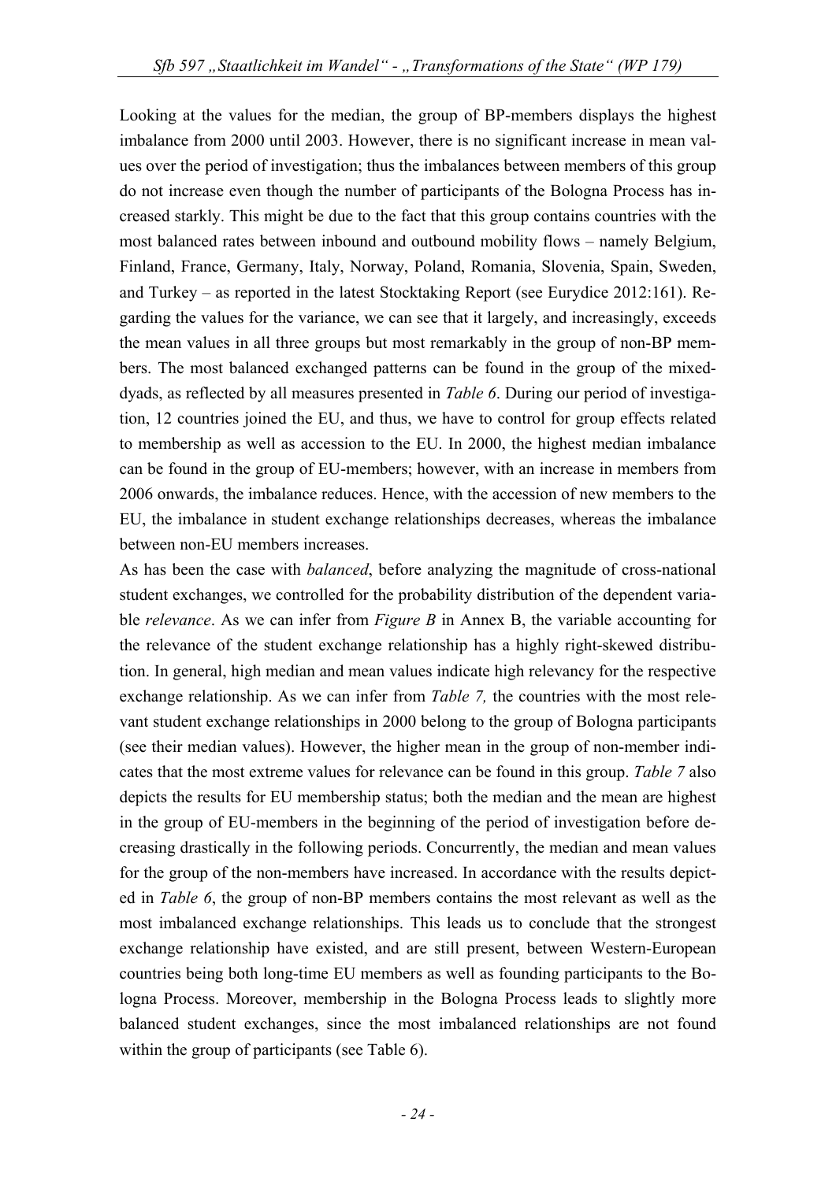Looking at the values for the median, the group of BP-members displays the highest imbalance from 2000 until 2003. However, there is no significant increase in mean values over the period of investigation; thus the imbalances between members of this group do not increase even though the number of participants of the Bologna Process has increased starkly. This might be due to the fact that this group contains countries with the most balanced rates between inbound and outbound mobility flows – namely Belgium, Finland, France, Germany, Italy, Norway, Poland, Romania, Slovenia, Spain, Sweden, and Turkey – as reported in the latest Stocktaking Report (see Eurydice 2012:161). Regarding the values for the variance, we can see that it largely, and increasingly, exceeds the mean values in all three groups but most remarkably in the group of non-BP members. The most balanced exchanged patterns can be found in the group of the mixed-dyads, as reflected by all measures presented in *Table 6*. During our period of investigation, 12 countries joined the EU, and thus, we have to control for group effects related to membership as well as accession to the EU. In 2000, the highest median imbalance can be found in the group of EU-members; however, with an increase in members from 2006 onwards, the imbalance reduces. Hence, with the accession of new members to the EU, the imbalance in student exchange relationships decreases, whereas the imbalance between non-EU members increases.

As has been the case with *balanced*, before analyzing the magnitude of cross-national student exchanges, we controlled for the probability distribution of the dependent variable *relevance*. As we can infer from *Figure B* in Annex B, the variable accounting for the relevance of the student exchange relationship has a highly right-skewed distribution. In general, high median and mean values indicate high relevancy for the respective exchange relationship. As we can infer from *Table 7,* the countries with the most relevant student exchange relationships in 2000 belong to the group of Bologna participants (see their median values). However, the higher mean in the group of non-member indicates that the most extreme values for relevance can be found in this group. *Table 7* also depicts the results for EU membership status; both the median and the mean are highest in the group of EU-members in the beginning of the period of investigation before decreasing drastically in the following periods. Concurrently, the median and mean values for the group of the non-members have increased. In accordance with the results depicted in *Table 6*, the group of non-BP members contains the most relevant as well as the most imbalanced exchange relationships. This leads us to conclude that the strongest exchange relationship have existed, and are still present, between Western-European countries being both long-time EU members as well as founding participants to the Bologna Process. Moreover, membership in the Bologna Process leads to slightly more balanced student exchanges, since the most imbalanced relationships are not found within the group of participants (see Table 6).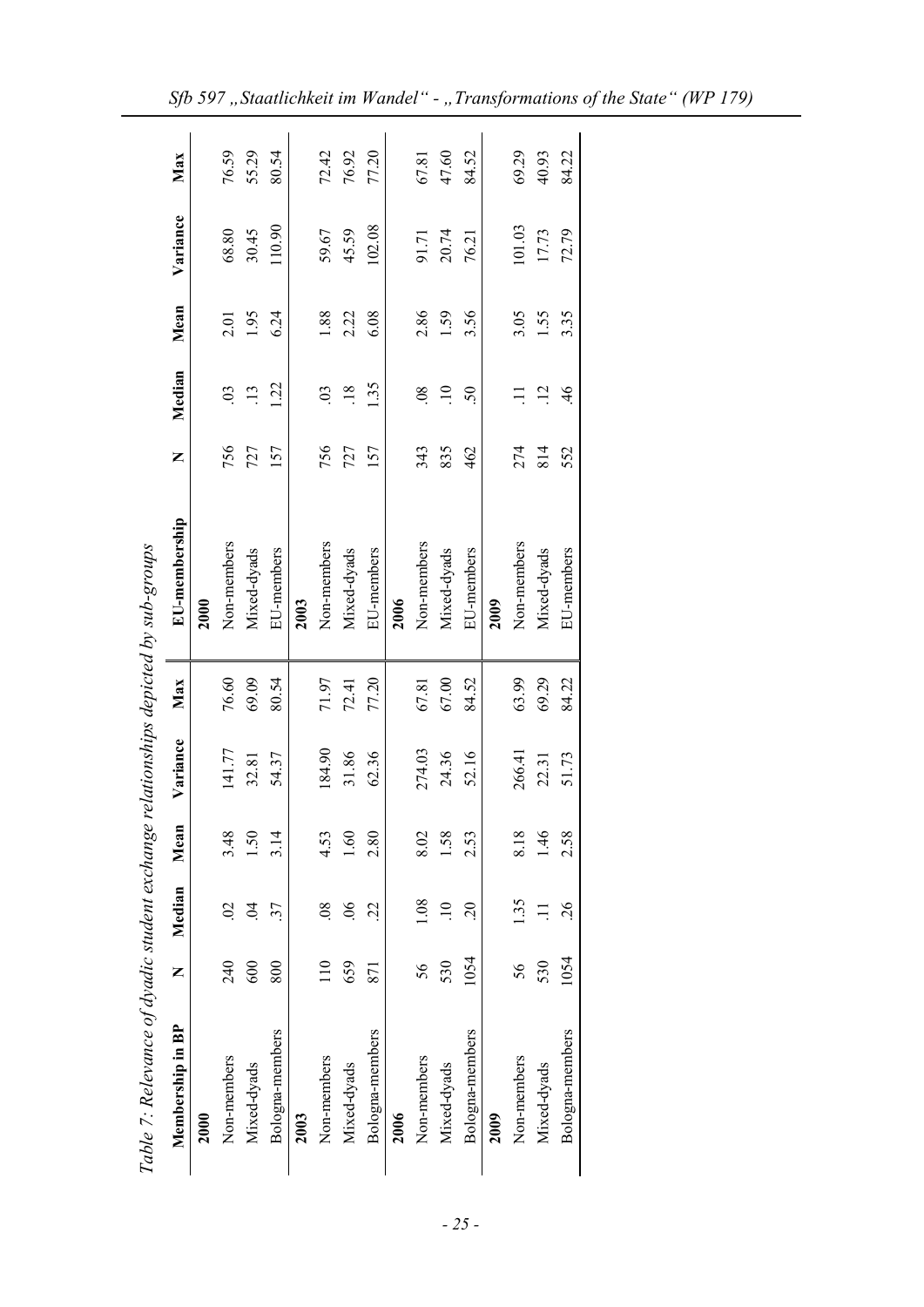*Table 7: Relevance of dyadic student exchange relationships depicted by sub-groups*

| Membership in BP | N | Median | Mean | Variance | Max | EU-membership | N | Median | Mean | Variance | Max |
|---|---|---|---|---|---|---|---|---|---|---|---|
| **2000** | | | | | | **2000** | | | | | |
| Non-members | 240 | .02 | 3.48 | 141.77 | 76.60 | Non-members | 756 | .03 | 2.01 | 68.80 | 76.59 |
| Mixed-dyads | 600 | .04 | 1.50 | 32.81 | 69.09 | Mixed-dyads | 727 | .13 | 1.95 | 30.45 | 55.29 |
| Bologna-members | 800 | .37 | 3.14 | 54.37 | 80.54 | EU-members | 157 | 1.22 | 6.24 | 110.90 | 80.54 |
| **2003** | | | | | | **2003** | | | | | |
| Non-members | 110 | .08 | 4.53 | 184.90 | 71.97 | Non-members | 756 | .03 | 1.88 | 59.67 | 72.42 |
| Mixed-dyads | 659 | .06 | 1.60 | 31.86 | 72.41 | Mixed-dyads | 727 | .18 | 2.22 | 45.59 | 76.92 |
| Bologna-members | 871 | .22 | 2.80 | 62.36 | 77.20 | EU-members | 157 | 1.35 | 6.08 | 102.08 | 77.20 |
| **2006** | | | | | | **2006** | | | | | |
| Non-members | 56 | 1.08 | 8.02 | 274.03 | 67.81 | Non-members | 343 | .08 | 2.86 | 91.71 | 67.81 |
| Mixed-dyads | 530 | .10 | 1.58 | 24.36 | 67.00 | Mixed-dyads | 835 | .10 | 1.59 | 20.74 | 47.60 |
| Bologna-members | 1054 | .20 | 2.53 | 52.16 | 84.52 | EU-members | 462 | .50 | 3.56 | 76.21 | 84.52 |
| **2009** | | | | | | **2009** | | | | | |
| Non-members | 56 | 1.35 | 8.18 | 266.41 | 63.99 | Non-members | 274 | .11 | 3.05 | 101.03 | 69.29 |
| Mixed-dyads | 530 | .11 | 1.46 | 22.31 | 69.29 | Mixed-dyads | 814 | .12 | 1.55 | 17.73 | 40.93 |
| Bologna-members | 1054 | .26 | 2.58 | 51.73 | 84.22 | EU-members | 552 | .46 | 3.35 | 72.79 | 84.22 |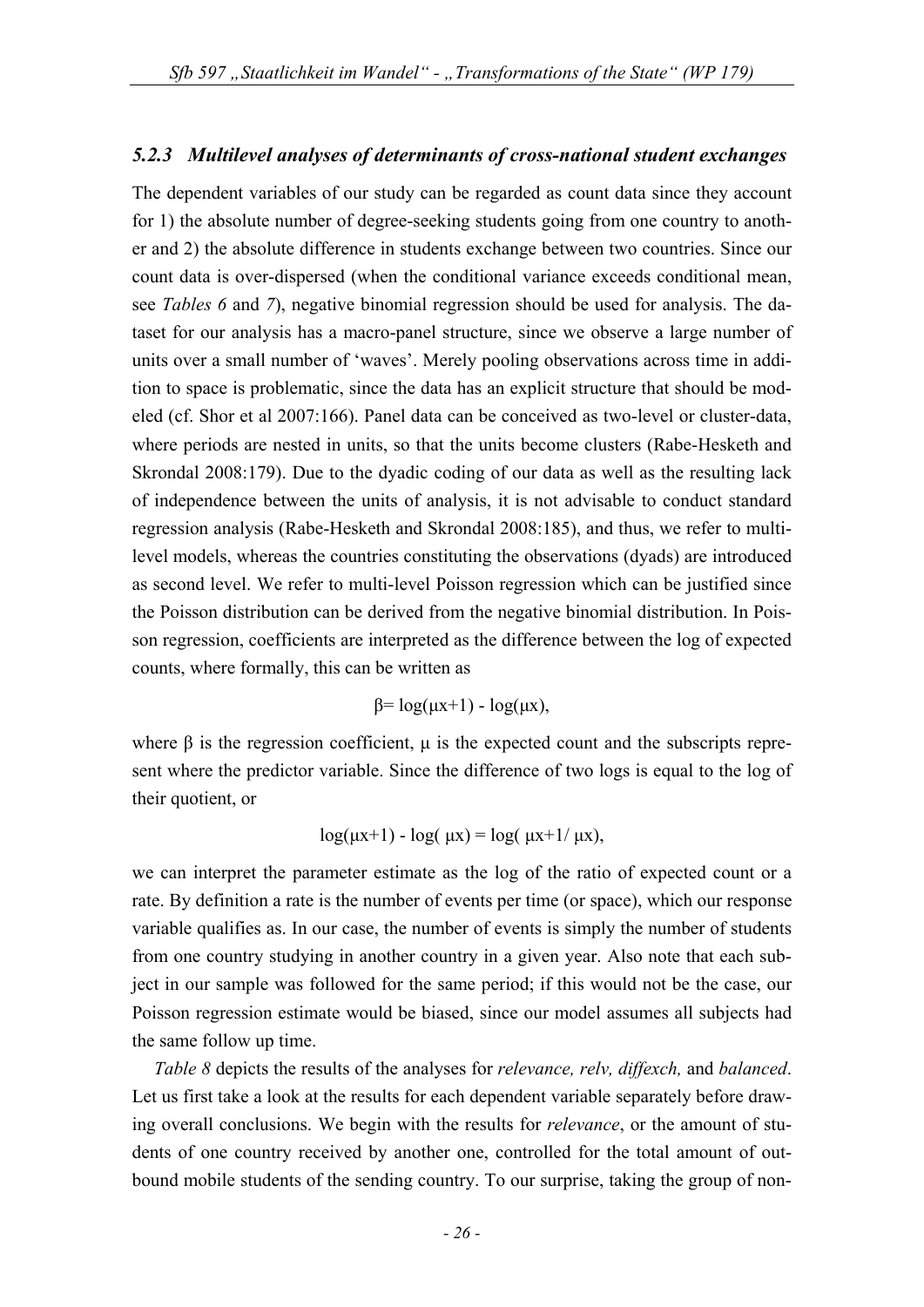### *5.2.3 Multilevel analyses of determinants of cross-national student exchanges*

The dependent variables of our study can be regarded as count data since they account for 1) the absolute number of degree-seeking students going from one country to another and 2) the absolute difference in students exchange between two countries. Since our count data is over-dispersed (when the conditional variance exceeds conditional mean, see *Tables 6* and *7*), negative binomial regression should be used for analysis. The dataset for our analysis has a macro-panel structure, since we observe a large number of units over a small number of 'waves'. Merely pooling observations across time in addition to space is problematic, since the data has an explicit structure that should be modeled (cf. Shor et al 2007:166). Panel data can be conceived as two-level or cluster-data, where periods are nested in units, so that the units become clusters (Rabe-Hesketh and Skrondal 2008:179). Due to the dyadic coding of our data as well as the resulting lack of independence between the units of analysis, it is not advisable to conduct standard regression analysis (Rabe-Hesketh and Skrondal 2008:185), and thus, we refer to multilevel models, whereas the countries constituting the observations (dyads) are introduced as second level. We refer to multi-level Poisson regression which can be justified since the Poisson distribution can be derived from the negative binomial distribution. In Poisson regression, coefficients are interpreted as the difference between the log of expected counts, where formally, this can be written as

$$\beta = \log(\mu x+1) - \log(\mu x),$$

where $\beta$ is the regression coefficient, $\mu$ is the expected count and the subscripts represent where the predictor variable. Since the difference of two logs is equal to the log of their quotient, or

$$\log(\mu x+1) - \log(\mu x) = \log(\mu x+1/\mu x),$$

we can interpret the parameter estimate as the log of the ratio of expected count or a rate. By definition a rate is the number of events per time (or space), which our response variable qualifies as. In our case, the number of events is simply the number of students from one country studying in another country in a given year. Also note that each subject in our sample was followed for the same period; if this would not be the case, our Poisson regression estimate would be biased, since our model assumes all subjects had the same follow up time.

*Table 8* depicts the results of the analyses for *relevance, relv, diffexch,* and *balanced*. Let us first take a look at the results for each dependent variable separately before drawing overall conclusions. We begin with the results for *relevance*, or the amount of students of one country received by another one, controlled for the total amount of outbound mobile students of the sending country. To our surprise, taking the group of non-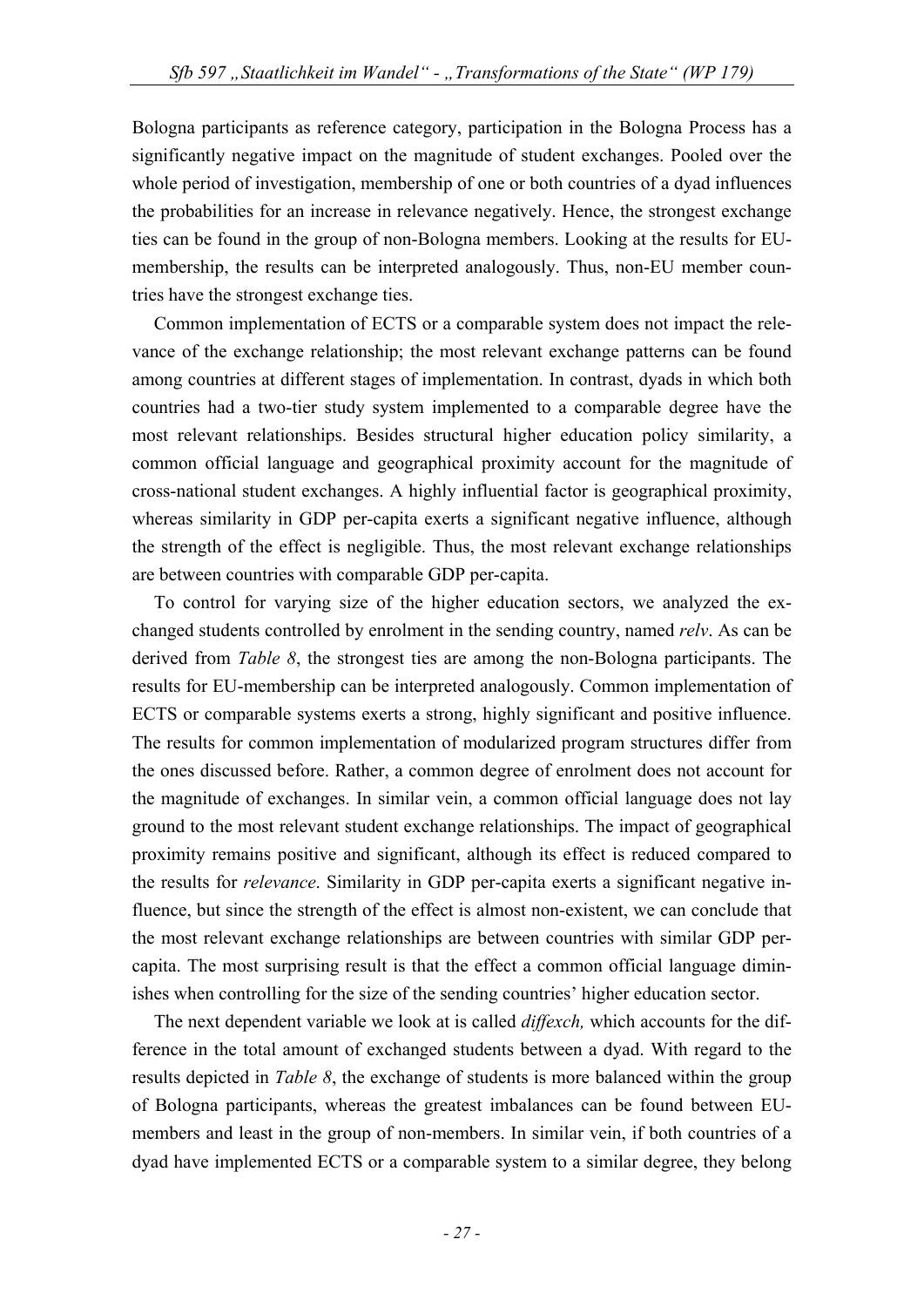Bologna participants as reference category, participation in the Bologna Process has a significantly negative impact on the magnitude of student exchanges. Pooled over the whole period of investigation, membership of one or both countries of a dyad influences the probabilities for an increase in relevance negatively. Hence, the strongest exchange ties can be found in the group of non-Bologna members. Looking at the results for EU-membership, the results can be interpreted analogously. Thus, non-EU member countries have the strongest exchange ties.

Common implementation of ECTS or a comparable system does not impact the relevance of the exchange relationship; the most relevant exchange patterns can be found among countries at different stages of implementation. In contrast, dyads in which both countries had a two-tier study system implemented to a comparable degree have the most relevant relationships. Besides structural higher education policy similarity, a common official language and geographical proximity account for the magnitude of cross-national student exchanges. A highly influential factor is geographical proximity, whereas similarity in GDP per-capita exerts a significant negative influence, although the strength of the effect is negligible. Thus, the most relevant exchange relationships are between countries with comparable GDP per-capita.

To control for varying size of the higher education sectors, we analyzed the exchanged students controlled by enrolment in the sending country, named *relv*. As can be derived from *Table 8*, the strongest ties are among the non-Bologna participants. The results for EU-membership can be interpreted analogously. Common implementation of ECTS or comparable systems exerts a strong, highly significant and positive influence. The results for common implementation of modularized program structures differ from the ones discussed before. Rather, a common degree of enrolment does not account for the magnitude of exchanges. In similar vein, a common official language does not lay ground to the most relevant student exchange relationships. The impact of geographical proximity remains positive and significant, although its effect is reduced compared to the results for *relevance*. Similarity in GDP per-capita exerts a significant negative influence, but since the strength of the effect is almost non-existent, we can conclude that the most relevant exchange relationships are between countries with similar GDP per-capita. The most surprising result is that the effect a common official language diminishes when controlling for the size of the sending countries' higher education sector.

The next dependent variable we look at is called *diffexch,* which accounts for the difference in the total amount of exchanged students between a dyad. With regard to the results depicted in *Table 8*, the exchange of students is more balanced within the group of Bologna participants, whereas the greatest imbalances can be found between EU-members and least in the group of non-members. In similar vein, if both countries of a dyad have implemented ECTS or a comparable system to a similar degree, they belong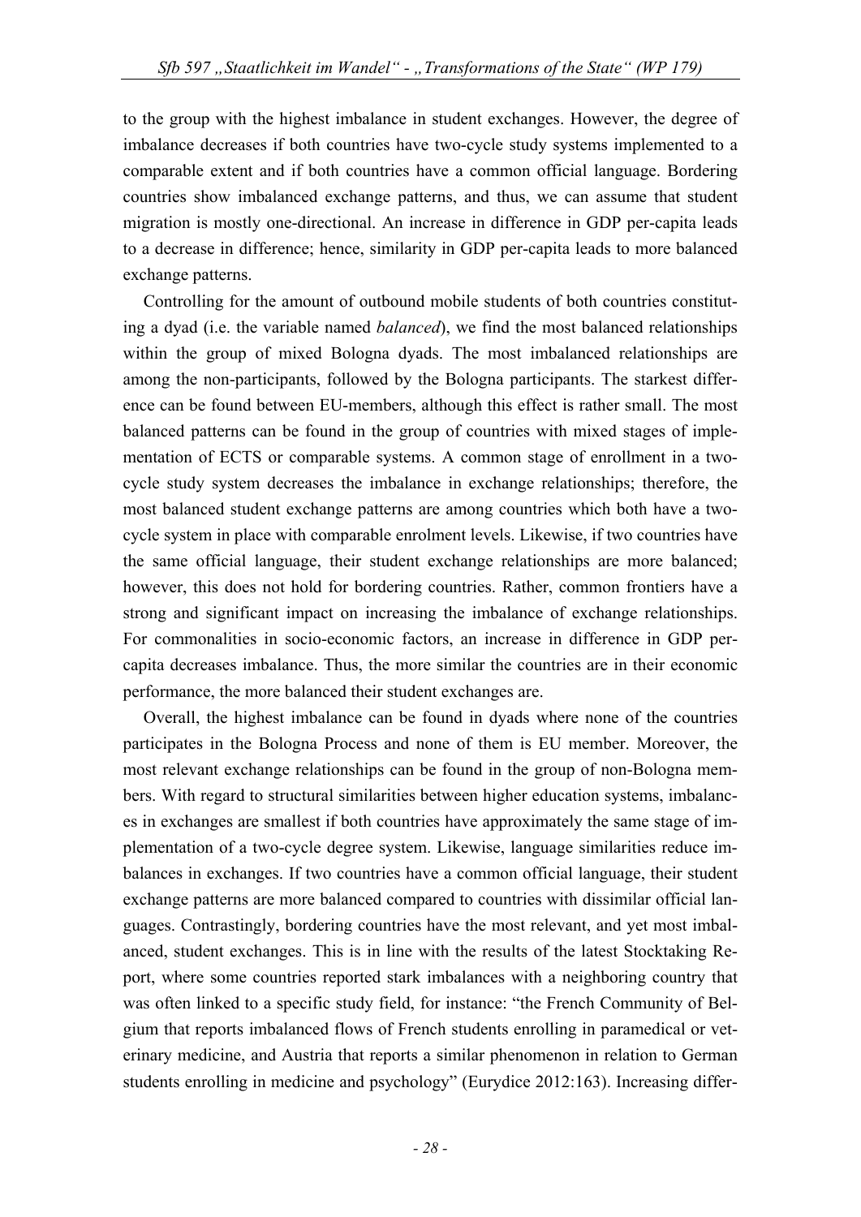to the group with the highest imbalance in student exchanges. However, the degree of imbalance decreases if both countries have two-cycle study systems implemented to a comparable extent and if both countries have a common official language. Bordering countries show imbalanced exchange patterns, and thus, we can assume that student migration is mostly one-directional. An increase in difference in GDP per-capita leads to a decrease in difference; hence, similarity in GDP per-capita leads to more balanced exchange patterns.

Controlling for the amount of outbound mobile students of both countries constituting a dyad (i.e. the variable named *balanced*), we find the most balanced relationships within the group of mixed Bologna dyads. The most imbalanced relationships are among the non-participants, followed by the Bologna participants. The starkest difference can be found between EU-members, although this effect is rather small. The most balanced patterns can be found in the group of countries with mixed stages of implementation of ECTS or comparable systems. A common stage of enrollment in a two-cycle study system decreases the imbalance in exchange relationships; therefore, the most balanced student exchange patterns are among countries which both have a two-cycle system in place with comparable enrolment levels. Likewise, if two countries have the same official language, their student exchange relationships are more balanced; however, this does not hold for bordering countries. Rather, common frontiers have a strong and significant impact on increasing the imbalance of exchange relationships. For commonalities in socio-economic factors, an increase in difference in GDP per-capita decreases imbalance. Thus, the more similar the countries are in their economic performance, the more balanced their student exchanges are.

Overall, the highest imbalance can be found in dyads where none of the countries participates in the Bologna Process and none of them is EU member. Moreover, the most relevant exchange relationships can be found in the group of non-Bologna members. With regard to structural similarities between higher education systems, imbalances in exchanges are smallest if both countries have approximately the same stage of implementation of a two-cycle degree system. Likewise, language similarities reduce imbalances in exchanges. If two countries have a common official language, their student exchange patterns are more balanced compared to countries with dissimilar official languages. Contrastingly, bordering countries have the most relevant, and yet most imbalanced, student exchanges. This is in line with the results of the latest Stocktaking Report, where some countries reported stark imbalances with a neighboring country that was often linked to a specific study field, for instance: "the French Community of Belgium that reports imbalanced flows of French students enrolling in paramedical or veterinary medicine, and Austria that reports a similar phenomenon in relation to German students enrolling in medicine and psychology" (Eurydice 2012:163). Increasing differ-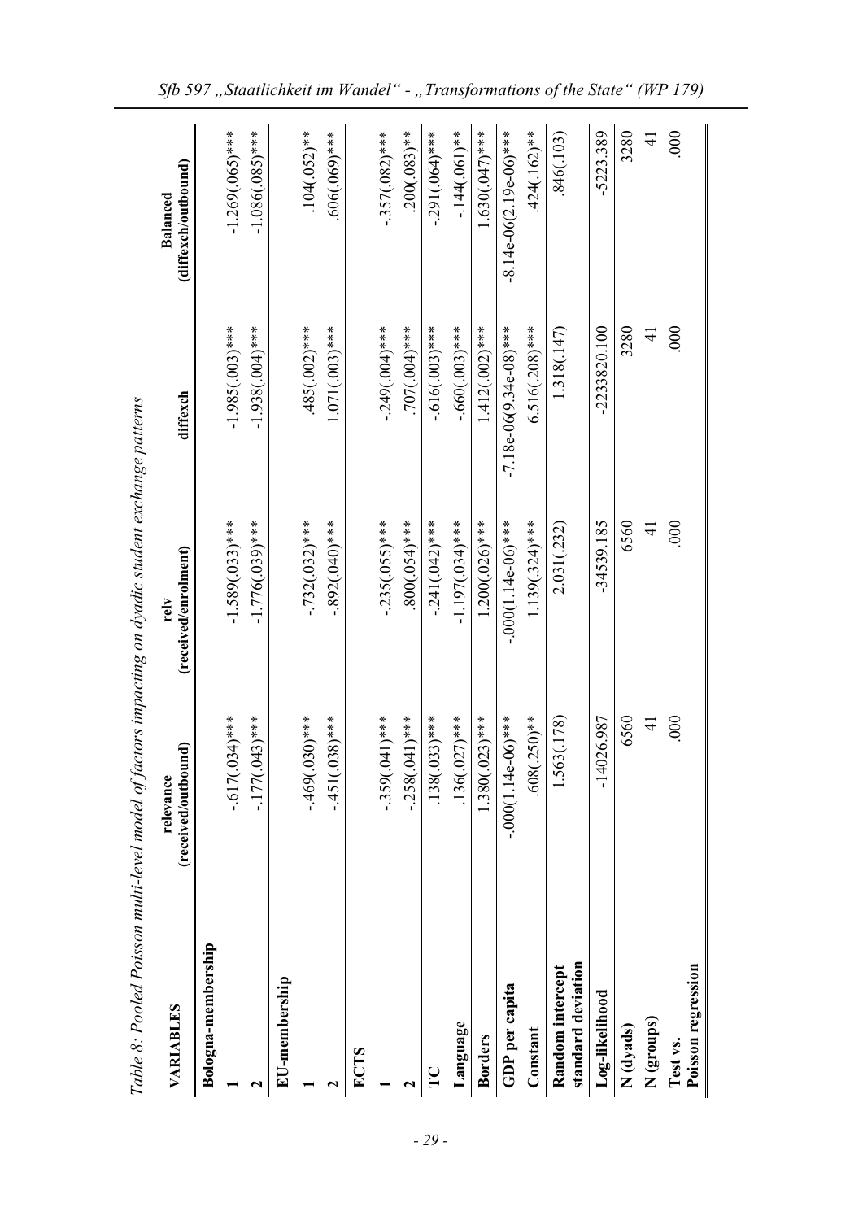*Table 8: Pooled Poisson multi-level model of factors impacting on dyadic student exchange patterns*

| VARIABLES | relevance (received/outbound) | relv (received/enrolment) | diffexch | Balanced (diffexch/outbound) |
|---|---|---|---|---|
| **Bologna-membership** | | | | |
| **1** | -.617(.034)*** | -1.589(.033)*** | -1.985(.003)*** | -1.269(.065)*** |
| **2** | -.177(.043)*** | -1.776(.039)*** | -1.938(.004)*** | -1.086(.085)*** |
| **EU-membership** | | | | |
| **1** | -.469(.030)*** | -.732(.032)*** | .485(.002)*** | .104(.052)** |
| **2** | -.451(.038)*** | -.892(.040)*** | 1.071(.003)*** | .606(.069)*** |
| **ECTS** | | | | |
| **1** | -.359(.041)*** | -.235(.055)*** | -.249(.004)*** | -.357(.082)*** |
| **2** | -.258(.041)*** | .800(.054)*** | .707(.004)*** | .200(.083)** |
| **TC** | .138(.033)*** | -.241(.042)*** | -.616(.003)*** | -.291(.064)*** |
| **Language** | .136(.027)*** | -1.197(.034)*** | -.660(.003)*** | -.144(.061)** |
| **Borders** | 1.380(.023)*** | 1.200(.026)*** | 1.412(.002)*** | 1.630(.047)*** |
| **GDP per capita** | -.000(1.14e-06)*** | -.000(1.14e-06)*** | -7.18e-06(9.34e-08)*** | -8.14e-06(2.19e-06)*** |
| **Constant** | .608(.250)** | 1.139(.324)*** | 6.516(.208)*** | .424(.162)** |
| **Random intercept standard deviation** | 1.563(.178) | 2.031(.232) | 1.318(.147) | .846(.103) |
| **Log-likelihood** | -14026.987 | -34539.185 | -2233820.100 | -5223.389 |
| **N (dyads)** | 6560 | 6560 | 3280 | 3280 |
| **N (groups)** | 41 | 41 | 41 | 41 |
| **Test vs. Poisson regression** | .000 | .000 | .000 | .000 |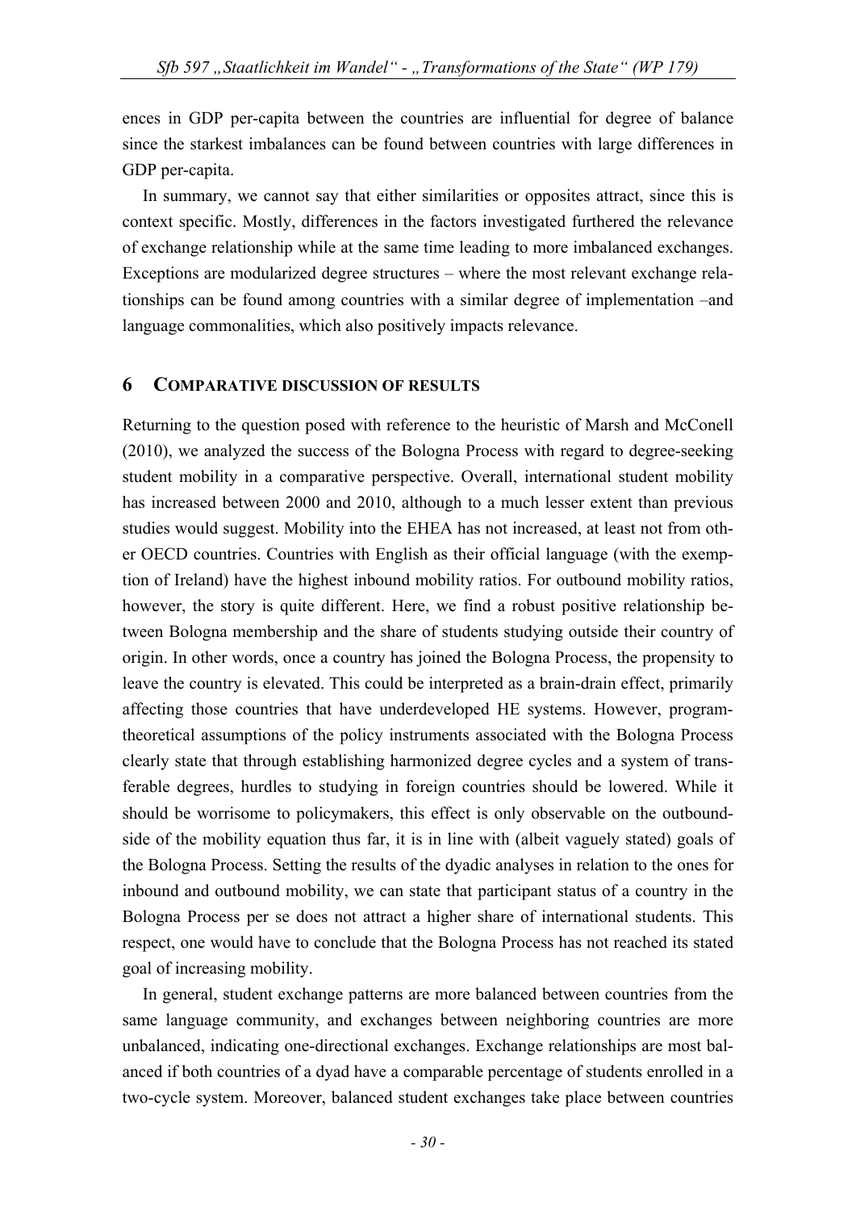ences in GDP per-capita between the countries are influential for degree of balance since the starkest imbalances can be found between countries with large differences in GDP per-capita.

In summary, we cannot say that either similarities or opposites attract, since this is context specific. Mostly, differences in the factors investigated furthered the relevance of exchange relationship while at the same time leading to more imbalanced exchanges. Exceptions are modularized degree structures – where the most relevant exchange relationships can be found among countries with a similar degree of implementation –and language commonalities, which also positively impacts relevance.

## 6 COMPARATIVE DISCUSSION OF RESULTS

Returning to the question posed with reference to the heuristic of Marsh and McConell (2010), we analyzed the success of the Bologna Process with regard to degree-seeking student mobility in a comparative perspective. Overall, international student mobility has increased between 2000 and 2010, although to a much lesser extent than previous studies would suggest. Mobility into the EHEA has not increased, at least not from other OECD countries. Countries with English as their official language (with the exemption of Ireland) have the highest inbound mobility ratios. For outbound mobility ratios, however, the story is quite different. Here, we find a robust positive relationship between Bologna membership and the share of students studying outside their country of origin. In other words, once a country has joined the Bologna Process, the propensity to leave the country is elevated. This could be interpreted as a brain-drain effect, primarily affecting those countries that have underdeveloped HE systems. However, program-theoretical assumptions of the policy instruments associated with the Bologna Process clearly state that through establishing harmonized degree cycles and a system of transferable degrees, hurdles to studying in foreign countries should be lowered. While it should be worrisome to policymakers, this effect is only observable on the outbound-side of the mobility equation thus far, it is in line with (albeit vaguely stated) goals of the Bologna Process. Setting the results of the dyadic analyses in relation to the ones for inbound and outbound mobility, we can state that participant status of a country in the Bologna Process per se does not attract a higher share of international students. This respect, one would have to conclude that the Bologna Process has not reached its stated goal of increasing mobility.

In general, student exchange patterns are more balanced between countries from the same language community, and exchanges between neighboring countries are more unbalanced, indicating one-directional exchanges. Exchange relationships are most balanced if both countries of a dyad have a comparable percentage of students enrolled in a two-cycle system. Moreover, balanced student exchanges take place between countries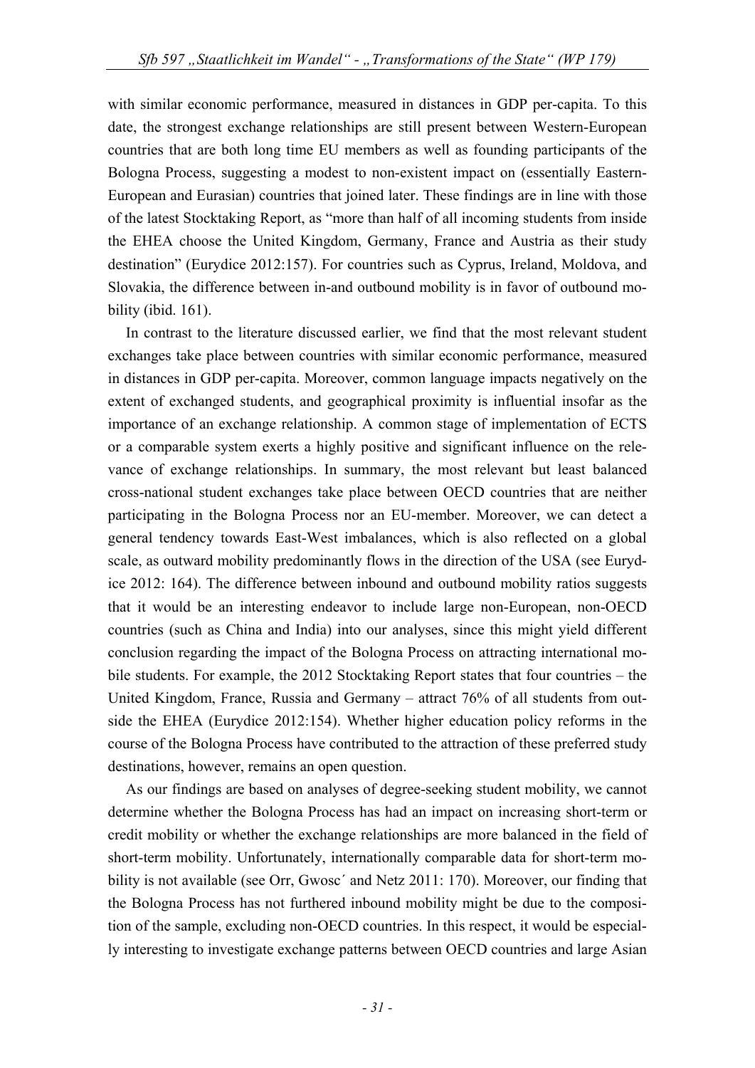with similar economic performance, measured in distances in GDP per-capita. To this date, the strongest exchange relationships are still present between Western-European countries that are both long time EU members as well as founding participants of the Bologna Process, suggesting a modest to non-existent impact on (essentially Eastern-European and Eurasian) countries that joined later. These findings are in line with those of the latest Stocktaking Report, as "more than half of all incoming students from inside the EHEA choose the United Kingdom, Germany, France and Austria as their study destination" (Eurydice 2012:157). For countries such as Cyprus, Ireland, Moldova, and Slovakia, the difference between in-and outbound mobility is in favor of outbound mobility (ibid. 161).

In contrast to the literature discussed earlier, we find that the most relevant student exchanges take place between countries with similar economic performance, measured in distances in GDP per-capita. Moreover, common language impacts negatively on the extent of exchanged students, and geographical proximity is influential insofar as the importance of an exchange relationship. A common stage of implementation of ECTS or a comparable system exerts a highly positive and significant influence on the relevance of exchange relationships. In summary, the most relevant but least balanced cross-national student exchanges take place between OECD countries that are neither participating in the Bologna Process nor an EU-member. Moreover, we can detect a general tendency towards East-West imbalances, which is also reflected on a global scale, as outward mobility predominantly flows in the direction of the USA (see Eurydice 2012: 164). The difference between inbound and outbound mobility ratios suggests that it would be an interesting endeavor to include large non-European, non-OECD countries (such as China and India) into our analyses, since this might yield different conclusion regarding the impact of the Bologna Process on attracting international mobile students. For example, the 2012 Stocktaking Report states that four countries – the United Kingdom, France, Russia and Germany – attract 76% of all students from outside the EHEA (Eurydice 2012:154). Whether higher education policy reforms in the course of the Bologna Process have contributed to the attraction of these preferred study destinations, however, remains an open question.

As our findings are based on analyses of degree-seeking student mobility, we cannot determine whether the Bologna Process has had an impact on increasing short-term or credit mobility or whether the exchange relationships are more balanced in the field of short-term mobility. Unfortunately, internationally comparable data for short-term mobility is not available (see Orr, Gwosc´ and Netz 2011: 170). Moreover, our finding that the Bologna Process has not furthered inbound mobility might be due to the composition of the sample, excluding non-OECD countries. In this respect, it would be especially interesting to investigate exchange patterns between OECD countries and large Asian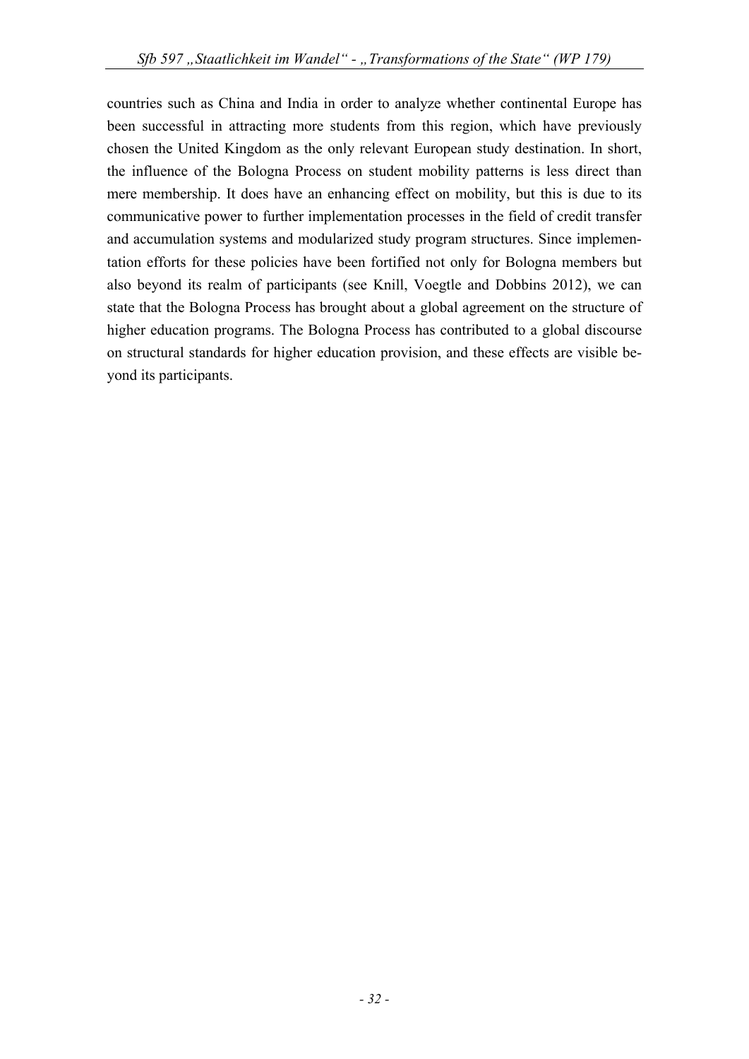countries such as China and India in order to analyze whether continental Europe has been successful in attracting more students from this region, which have previously chosen the United Kingdom as the only relevant European study destination. In short, the influence of the Bologna Process on student mobility patterns is less direct than mere membership. It does have an enhancing effect on mobility, but this is due to its communicative power to further implementation processes in the field of credit transfer and accumulation systems and modularized study program structures. Since implementation efforts for these policies have been fortified not only for Bologna members but also beyond its realm of participants (see Knill, Voegtle and Dobbins 2012), we can state that the Bologna Process has brought about a global agreement on the structure of higher education programs. The Bologna Process has contributed to a global discourse on structural standards for higher education provision, and these effects are visible beyond its participants.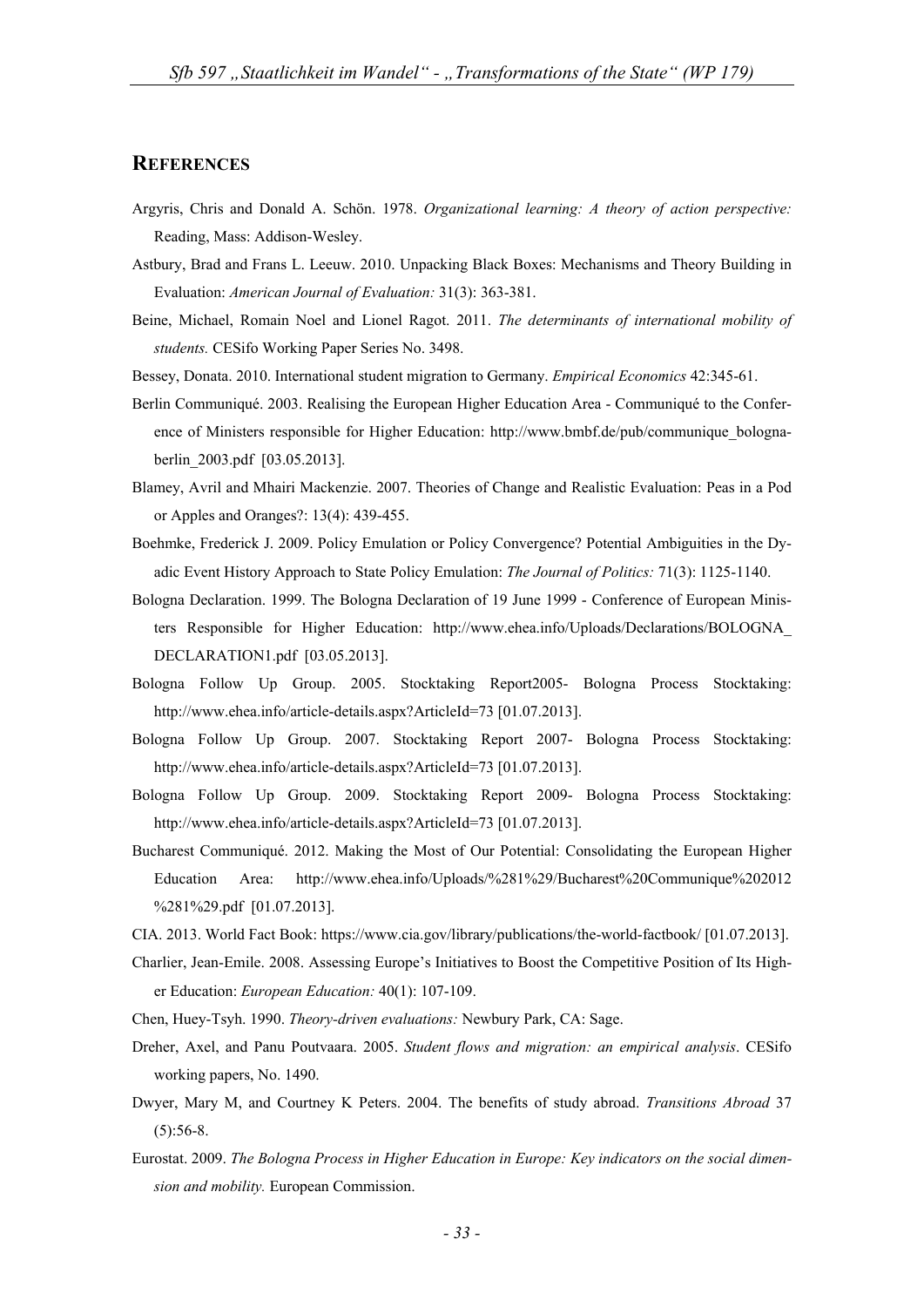## REFERENCES

Argyris, Chris and Donald A. Schön. 1978. *Organizational learning: A theory of action perspective:* Reading, Mass: Addison-Wesley.

Astbury, Brad and Frans L. Leeuw. 2010. Unpacking Black Boxes: Mechanisms and Theory Building in Evaluation: *American Journal of Evaluation:* 31(3): 363-381.

Beine, Michael, Romain Noel and Lionel Ragot. 2011. *The determinants of international mobility of students.* CESifo Working Paper Series No. 3498.

Bessey, Donata. 2010. International student migration to Germany. *Empirical Economics* 42:345-61.

Berlin Communiqué. 2003. Realising the European Higher Education Area - Communiqué to the Conference of Ministers responsible for Higher Education: http://www.bmbf.de/pub/communique_bologna-berlin_2003.pdf [03.05.2013].

Blamey, Avril and Mhairi Mackenzie. 2007. Theories of Change and Realistic Evaluation: Peas in a Pod or Apples and Oranges?: 13(4): 439-455.

Boehmke, Frederick J. 2009. Policy Emulation or Policy Convergence? Potential Ambiguities in the Dyadic Event History Approach to State Policy Emulation: *The Journal of Politics:* 71(3): 1125-1140.

Bologna Declaration. 1999. The Bologna Declaration of 19 June 1999 - Conference of European Ministers Responsible for Higher Education: http://www.ehea.info/Uploads/Declarations/BOLOGNA_DECLARATION1.pdf [03.05.2013].

Bologna Follow Up Group. 2005. Stocktaking Report2005- Bologna Process Stocktaking: http://www.ehea.info/article-details.aspx?ArticleId=73 [01.07.2013].

Bologna Follow Up Group. 2007. Stocktaking Report 2007- Bologna Process Stocktaking: http://www.ehea.info/article-details.aspx?ArticleId=73 [01.07.2013].

Bologna Follow Up Group. 2009. Stocktaking Report 2009- Bologna Process Stocktaking: http://www.ehea.info/article-details.aspx?ArticleId=73 [01.07.2013].

Bucharest Communiqué. 2012. Making the Most of Our Potential: Consolidating the European Higher Education Area: http://www.ehea.info/Uploads/%281%29/Bucharest%20Communique%202012%281%29.pdf [01.07.2013].

CIA. 2013. World Fact Book: https://www.cia.gov/library/publications/the-world-factbook/ [01.07.2013].

Charlier, Jean-Emile. 2008. Assessing Europe's Initiatives to Boost the Competitive Position of Its Higher Education: *European Education:* 40(1): 107-109.

Chen, Huey-Tsyh. 1990. *Theory-driven evaluations:* Newbury Park, CA: Sage.

Dreher, Axel, and Panu Poutvaara. 2005. *Student flows and migration: an empirical analysis*. CESifo working papers, No. 1490.

Dwyer, Mary M, and Courtney K Peters. 2004. The benefits of study abroad. *Transitions Abroad* 37 (5):56-8.

Eurostat. 2009. *The Bologna Process in Higher Education in Europe: Key indicators on the social dimension and mobility.* European Commission.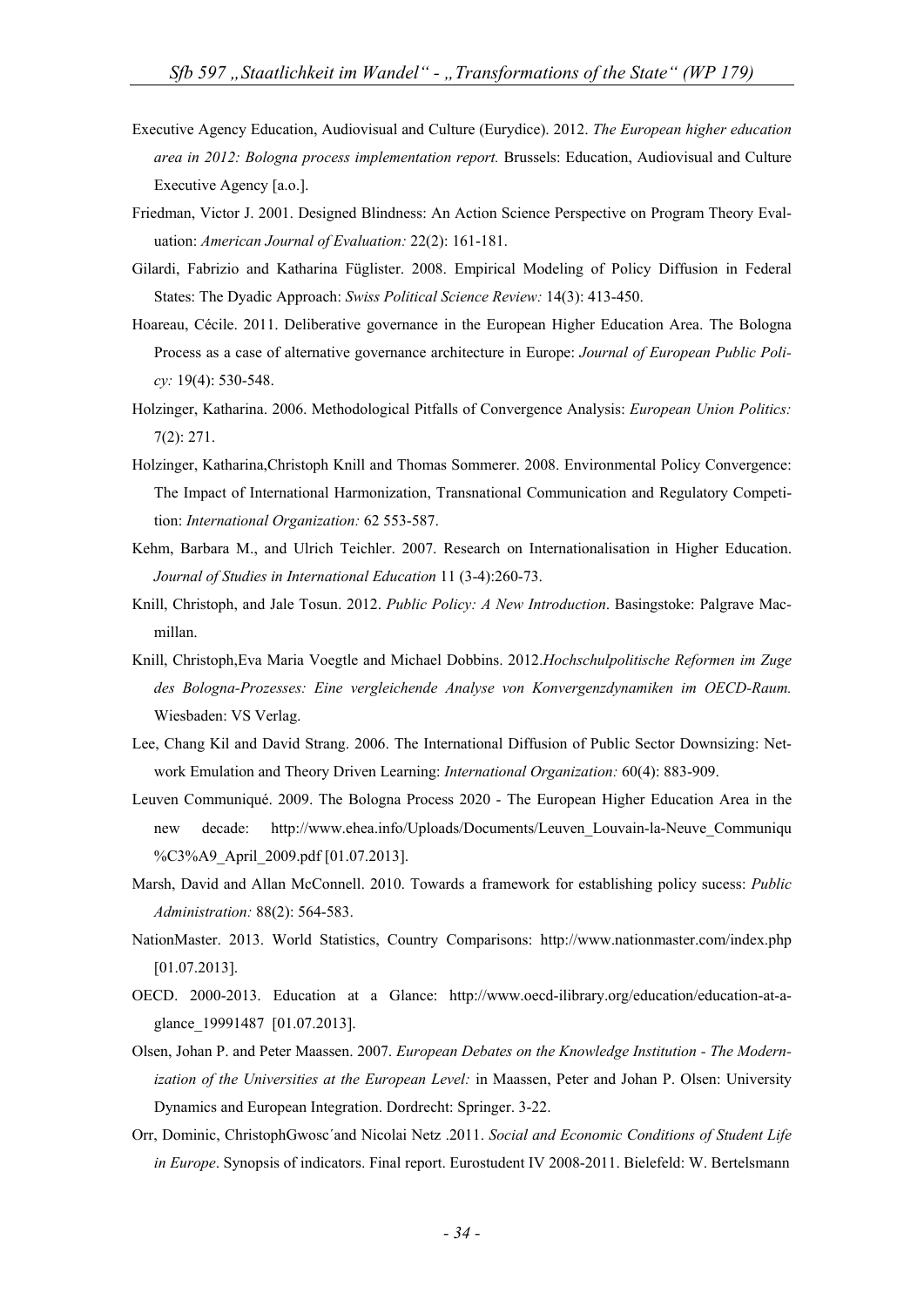Executive Agency Education, Audiovisual and Culture (Eurydice). 2012. *The European higher education area in 2012: Bologna process implementation report.* Brussels: Education, Audiovisual and Culture Executive Agency [a.o.].

Friedman, Victor J. 2001. Designed Blindness: An Action Science Perspective on Program Theory Evaluation: *American Journal of Evaluation:* 22(2): 161-181.

Gilardi, Fabrizio and Katharina Füglister. 2008. Empirical Modeling of Policy Diffusion in Federal States: The Dyadic Approach: *Swiss Political Science Review:* 14(3): 413-450.

Hoareau, Cécile. 2011. Deliberative governance in the European Higher Education Area. The Bologna Process as a case of alternative governance architecture in Europe: *Journal of European Public Policy:* 19(4): 530-548.

Holzinger, Katharina. 2006. Methodological Pitfalls of Convergence Analysis: *European Union Politics:* 7(2): 271.

Holzinger, Katharina,Christoph Knill and Thomas Sommerer. 2008. Environmental Policy Convergence: The Impact of International Harmonization, Transnational Communication and Regulatory Competition: *International Organization:* 62 553-587.

Kehm, Barbara M., and Ulrich Teichler. 2007. Research on Internationalisation in Higher Education. *Journal of Studies in International Education* 11 (3-4):260-73.

Knill, Christoph, and Jale Tosun. 2012. *Public Policy: A New Introduction*. Basingstoke: Palgrave Macmillan.

Knill, Christoph,Eva Maria Voegtle and Michael Dobbins. 2012.*Hochschulpolitische Reformen im Zuge des Bologna-Prozesses: Eine vergleichende Analyse von Konvergenzdynamiken im OECD-Raum.* Wiesbaden: VS Verlag.

Lee, Chang Kil and David Strang. 2006. The International Diffusion of Public Sector Downsizing: Network Emulation and Theory Driven Learning: *International Organization:* 60(4): 883-909.

Leuven Communiqué. 2009. The Bologna Process 2020 - The European Higher Education Area in the new decade: http://www.ehea.info/Uploads/Documents/Leuven_Louvain-la-Neuve_Communiqu%C3%A9_April_2009.pdf [01.07.2013].

Marsh, David and Allan McConnell. 2010. Towards a framework for establishing policy sucess: *Public Administration:* 88(2): 564-583.

NationMaster. 2013. World Statistics, Country Comparisons: http://www.nationmaster.com/index.php [01.07.2013].

OECD. 2000-2013. Education at a Glance: http://www.oecd-ilibrary.org/education/education-at-a-glance_19991487 [01.07.2013].

Olsen, Johan P. and Peter Maassen. 2007. *European Debates on the Knowledge Institution - The Modernization of the Universities at the European Level:* in Maassen, Peter and Johan P. Olsen: University Dynamics and European Integration. Dordrecht: Springer. 3-22.

Orr, Dominic, ChristophGwosc´and Nicolai Netz .2011. *Social and Economic Conditions of Student Life in Europe*. Synopsis of indicators. Final report. Eurostudent IV 2008-2011. Bielefeld: W. Bertelsmann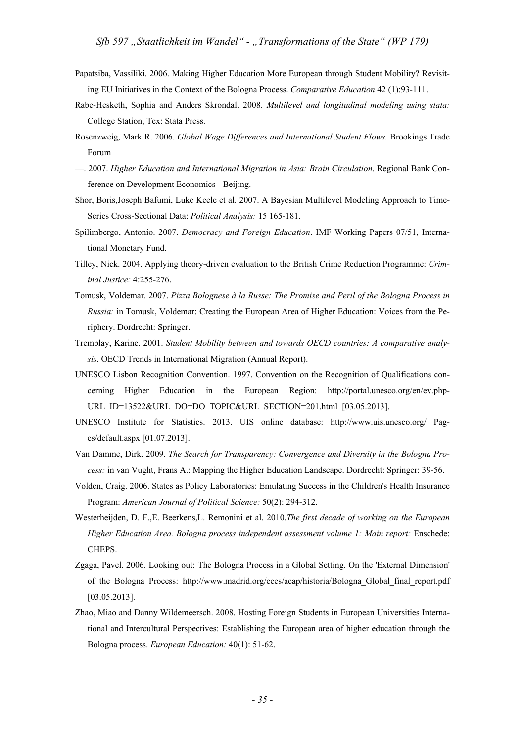Papatsiba, Vassiliki. 2006. Making Higher Education More European through Student Mobility? Revisiting EU Initiatives in the Context of the Bologna Process. *Comparative Education* 42 (1):93-111.

Rabe-Hesketh, Sophia and Anders Skrondal. 2008. *Multilevel and longitudinal modeling using stata:* College Station, Tex: Stata Press.

Rosenzweig, Mark R. 2006. *Global Wage Differences and International Student Flows.* Brookings Trade Forum

—. 2007. *Higher Education and International Migration in Asia: Brain Circulation*. Regional Bank Conference on Development Economics - Beijing.

Shor, Boris,Joseph Bafumi, Luke Keele et al. 2007. A Bayesian Multilevel Modeling Approach to Time-Series Cross-Sectional Data: *Political Analysis:* 15 165-181.

Spilimbergo, Antonio. 2007. *Democracy and Foreign Education*. IMF Working Papers 07/51, International Monetary Fund.

Tilley, Nick. 2004. Applying theory-driven evaluation to the British Crime Reduction Programme: *Criminal Justice:* 4:255-276.

Tomusk, Voldemar. 2007. *Pizza Bolognese à la Russe: The Promise and Peril of the Bologna Process in Russia:* in Tomusk, Voldemar: Creating the European Area of Higher Education: Voices from the Periphery. Dordrecht: Springer.

Tremblay, Karine. 2001. *Student Mobility between and towards OECD countries: A comparative analysis*. OECD Trends in International Migration (Annual Report).

UNESCO Lisbon Recognition Convention. 1997. Convention on the Recognition of Qualifications concerning Higher Education in the European Region: http://portal.unesco.org/en/ev.php-URL_ID=13522&URL_DO=DO_TOPIC&URL_SECTION=201.html [03.05.2013].

UNESCO Institute for Statistics. 2013. UIS online database: http://www.uis.unesco.org/ Pages/default.aspx [01.07.2013].

Van Damme, Dirk. 2009. *The Search for Transparency: Convergence and Diversity in the Bologna Process:* in van Vught, Frans A.: Mapping the Higher Education Landscape. Dordrecht: Springer: 39-56.

Volden, Craig. 2006. States as Policy Laboratories: Emulating Success in the Children's Health Insurance Program: *American Journal of Political Science:* 50(2): 294-312.

Westerheijden, D. F.,E. Beerkens,L. Remonini et al. 2010.*The first decade of working on the European Higher Education Area. Bologna process independent assessment volume 1: Main report:* Enschede: CHEPS.

Zgaga, Pavel. 2006. Looking out: The Bologna Process in a Global Setting. On the 'External Dimension' of the Bologna Process: http://www.madrid.org/eees/acap/historia/Bologna_Global_final_report.pdf [03.05.2013].

Zhao, Miao and Danny Wildemeersch. 2008. Hosting Foreign Students in European Universities International and Intercultural Perspectives: Establishing the European area of higher education through the Bologna process. *European Education:* 40(1): 51-62.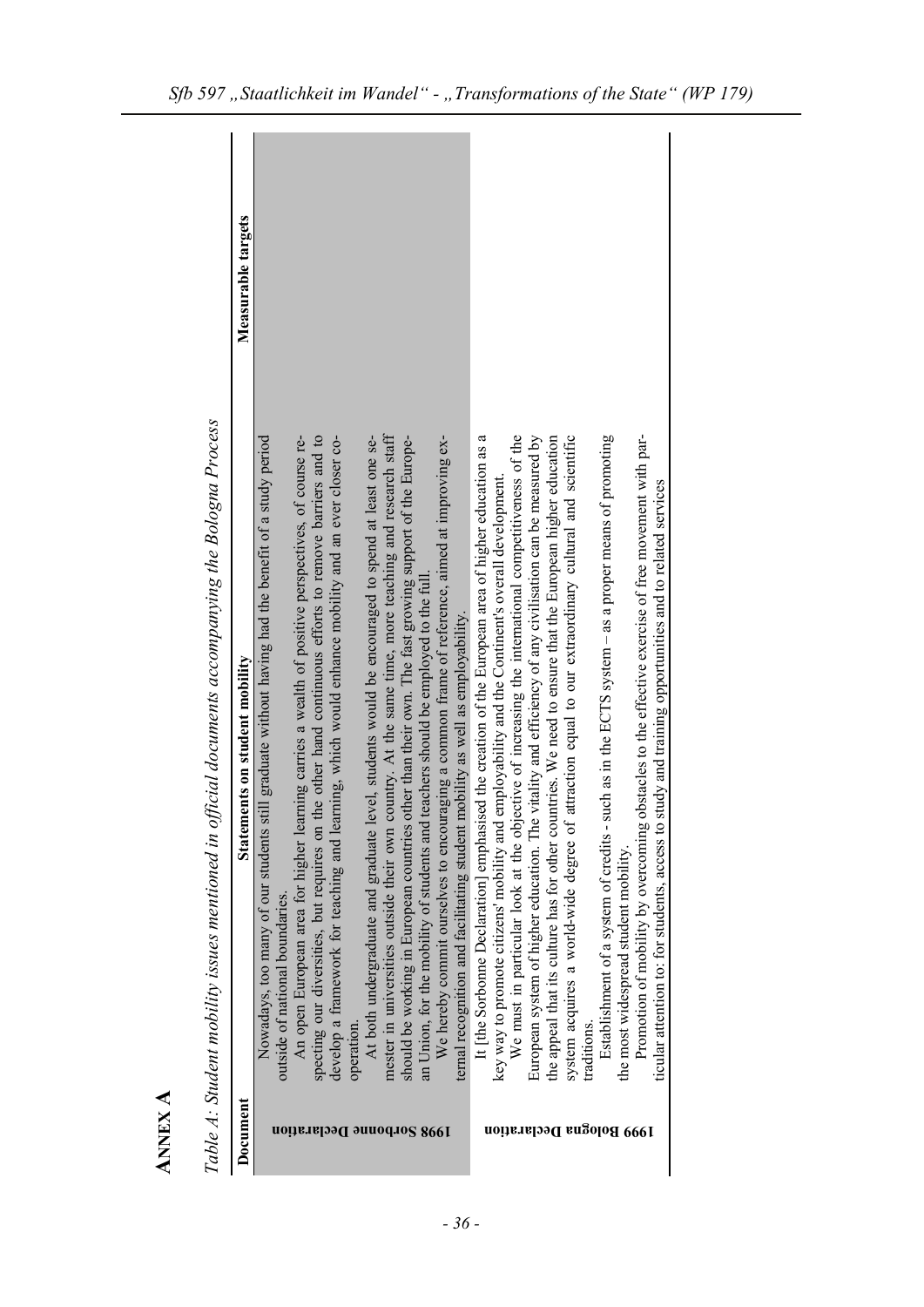# ANNEX A

*Table A: Student mobility issues mentioned in official documents accompanying the Bologna Process*

| Document | Statements on student mobility | Measurable targets |
|---|---|---|
| 1998 Sorbonne Declaration | Nowadays, too many of our students still graduate without having had the benefit of a study period outside of national boundaries.<br>An open European area for higher learning carries a wealth of positive perspectives, of course respecting our diversities, but requires on the other hand continuous efforts to remove barriers and to develop a framework for teaching and learning, which would enhance mobility and an ever closer cooperation.<br>At both undergraduate and graduate level, students would be encouraged to spend at least one semester in universities outside their own country. At the same time, more teaching and research staff should be working in European countries other than their own. The fast growing support of the European Union, for the mobility of students and teachers should be employed to the full.<br>We hereby commit ourselves to encouraging a common frame of reference, aimed at improving external recognition and facilitating student mobility as well as employability. | |
| 1999 Bologna Declaration | It [the Sorbonne Declaration] emphasised the creation of the European area of higher education as a key way to promote citizens' mobility and employability and the Continent's overall development.<br>We must in particular look at the objective of increasing the international competitiveness of the European system of higher education. The vitality and efficiency of any civilisation can be measured by the appeal that its culture has for other countries. We need to ensure that the European higher education system acquires a world-wide degree of attraction equal to our extraordinary cultural and scientific traditions.<br>Establishment of a system of credits - such as in the ECTS system – as a proper means of promoting the most widespread student mobility.<br>Promotion of mobility by overcoming obstacles to the effective exercise of free movement with particular attention to: for students, access to study and training opportunities and to related services | |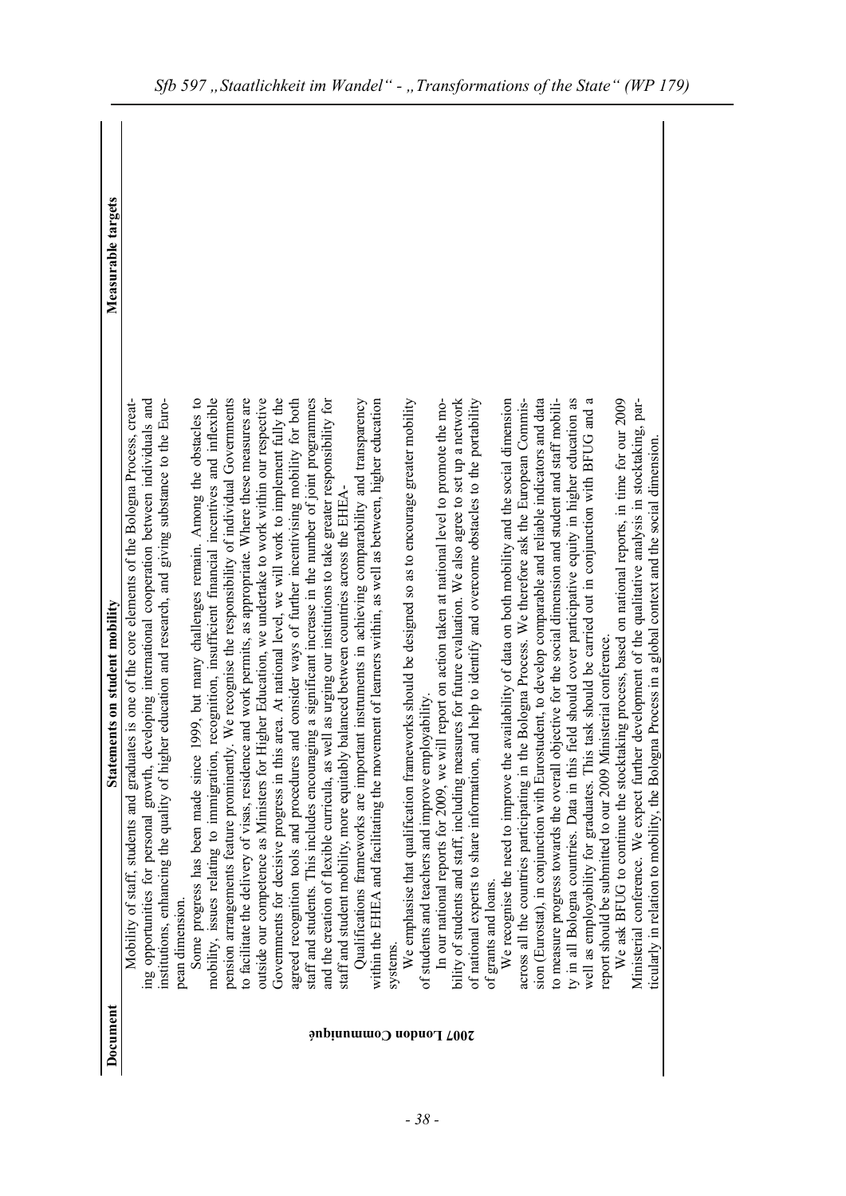| Document | Statements on student mobility | Measurable targets |
|---|---|---|
| 2007 London Communiqué | Mobility of staff, students and graduates is one of the core elements of the Bologna Process, creating opportunities for personal growth, developing international cooperation between individuals and institutions, enhancing the quality of higher education and research, and giving substance to the European dimension.<br>Some progress has been made since 1999, but many challenges remain. Among the obstacles to mobility, issues relating to immigration, recognition, insufficient financial incentives and inflexible pension arrangements feature prominently. We recognise the responsibility of individual Governments to facilitate the delivery of visas, residence and work permits, as appropriate. Where these measures are outside our competence as Ministers for Higher Education, we undertake to work within our respective Governments for decisive progress in this area. At national level, we will work to implement fully the agreed recognition tools and procedures and consider ways of further incentivising mobility for both staff and students. This includes encouraging a significant increase in the number of joint programmes and the creation of flexible curricula, as well as urging our institutions to take greater responsibility for staff and student mobility, more equitably balanced between countries across the EHEA.<br>Qualifications frameworks are important instruments in achieving comparability and transparency within the EHEA and facilitating the movement of learners within, as well as between, higher education systems.<br>We emphasise that qualification frameworks should be designed so as to encourage greater mobility of students and teachers and improve employability.<br>In our national reports for 2009, we will report on action taken at national level to promote the mobility of students and staff, including measures for future evaluation. We also agree to set up a network of national experts to share information, and help to identify and overcome obstacles to the portability of grants and loans.<br>We recognise the need to improve the availability of data on both mobility and the social dimension across all the countries participating in the Bologna Process. We therefore ask the European Commission (Eurostat), in conjunction with Eurostudent, to develop comparable and reliable indicators and data to measure progress towards the overall objective for the social dimension and student and staff mobility in all Bologna countries. Data in this field should cover participative equity in higher education as well as employability for graduates. This task should be carried out in conjunction with BFUG and a report should be submitted to our 2009 Ministerial conference.<br>We ask BFUG to continue the stocktaking process, based on national reports, in time for our 2009 Ministerial conference. We expect further development of the qualitative analysis in stocktaking, particularly in relation to mobility, the Bologna Process in a global context and the social dimension. | |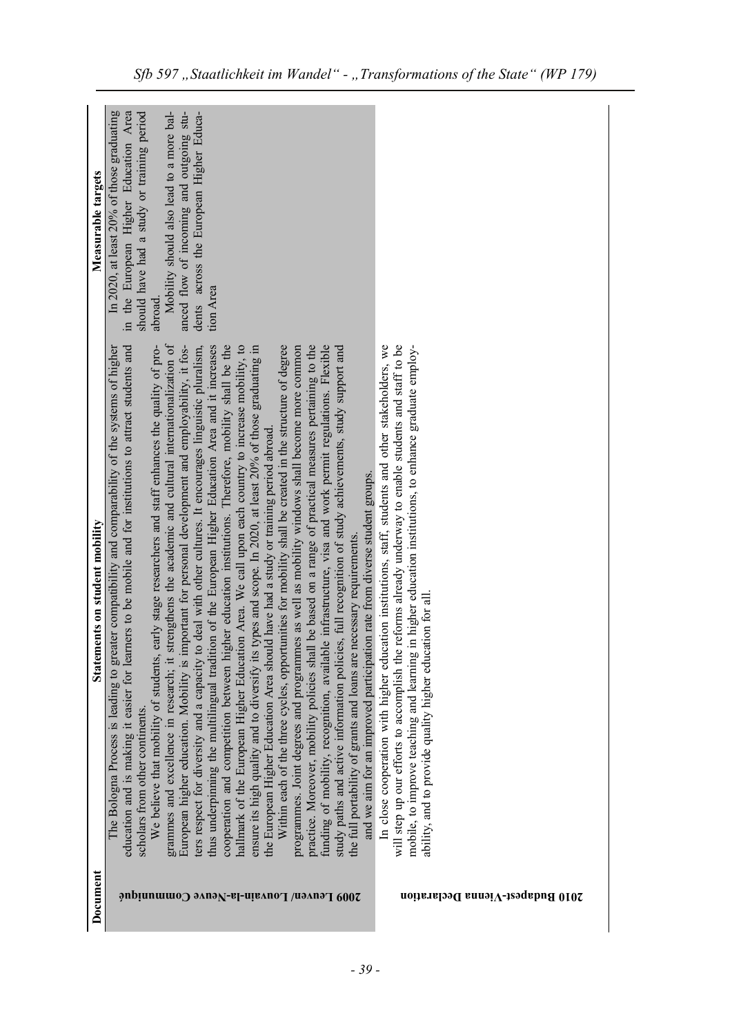| Document | Statements on student mobility | Measurable targets |
|---|---|---|
| 2009 Leuven/ Louvain-la-Neuve Communiqué | The Bologna Process is leading to greater compatibility and comparability of the systems of higher education and is making it easier for learners to be mobile and for institutions to attract students and scholars from other continents.<br>We believe that mobility of students, early stage researchers and staff enhances the quality of programmes and excellence in research; it strengthens the academic and cultural internationalization of European higher education. Mobility is important for personal development and employability, it fosters respect for diversity and a capacity to deal with other cultures. It encourages linguistic pluralism, thus underpinning the multilingual tradition of the European Higher Education Area and it increases cooperation and competition between higher education institutions. Therefore, mobility shall be the hallmark of the European Higher Education Area. We call upon each country to increase mobility, to ensure its high quality and to diversify its types and scope. In 2020, at least 20% of those graduating in the European Higher Education Area should have had a study or training period abroad.<br>Within each of the three cycles, opportunities for mobility shall be created in the structure of degree programmes. Joint degrees and programmes as well as mobility windows shall become more common practice. Moreover, mobility policies shall be based on a range of practical measures pertaining to the funding of mobility, recognition, available infrastructure, visa and work permit regulations. Flexible study paths and active information policies, full recognition of study achievements, study support and the full portability of grants and loans are necessary requirements.<br>and we aim for an improved participation rate from diverse student groups. | In 2020, at least 20% of those graduating in the European Higher Education Area should have had a study or training period abroad.<br>Mobility should also lead to a more balanced flow of incoming and outgoing students across the European Higher Education Area |
| 2010 Budapest-Vienna Declaration | In close cooperation with higher education institutions, staff, students and other stakeholders, we will step up our efforts to accomplish the reforms already underway to enable students and staff to be mobile, to improve teaching and learning in higher education institutions, to enhance graduate employability, and to provide quality higher education for all. | |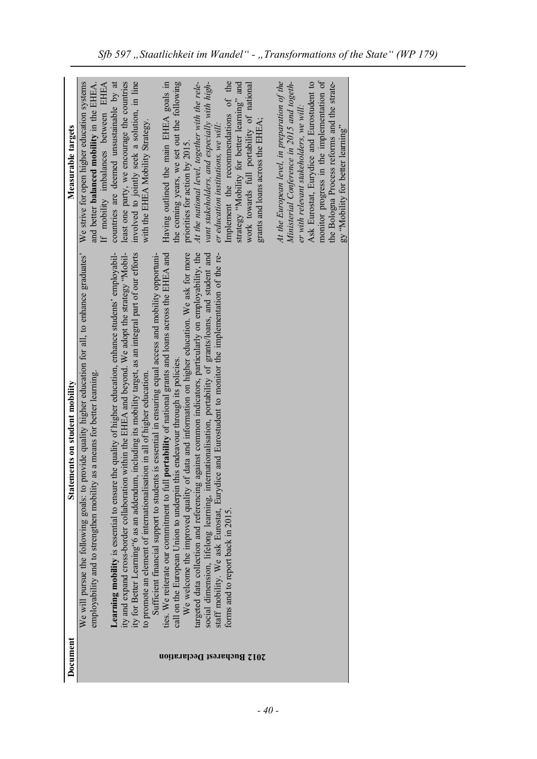| Document | Statements on student mobility | Measurable targets |
|---|---|---|
| 2012 Bucharest Declaration | We will pursue the following goals: to provide quality higher education for all, to enhance graduates' employability and to strengthen mobility as a means for better learning.<br><br>**Learning mobility** is essential to ensure the quality of higher education, enhance students' employability and expand cross-border collaboration within the EHEA and beyond. We adopt the strategy "Mobility for Better Learning"6 as an addendum, including its mobility target, as an integral part of our efforts to promote an element of internationalisation in all of higher education.<br>Sufficient financial support to students is essential in ensuring equal access and mobility opportunities. We reiterate our commitment to full **portability** of national grants and loans across the EHEA and call on the European Union to underpin this endeavour through its policies.<br>We welcome the improved quality of data and information on higher education. We ask for more targeted data collection and referencing against common indicators, particularly on employability, the social dimension, lifelong learning, internationalisation, portability of grants/loans, and student and staff mobility. We ask Eurostat, Eurydice and Eurostudent to monitor the implementation of the reforms and to report back in 2015. | We strive for open higher education systems and better **balanced mobility** in the EHEA. If mobility imbalances between EHEA countries are deemed unsustainable by at least one party, we encourage the countries involved to jointly seek a solution, in line with the EHEA Mobility Strategy.<br><br>Having outlined the main EHEA goals in the coming years, we set out the following priorities for action by 2015.<br>*At the national level, together with the relevant stakeholders, and especially with higher education institutions, we will:*<br>Implement the recommendations of the strategy "Mobility for better learning" and work towards full portability of national grants and loans across the EHEA;<br><br>*At the European level, in preparation of the Ministerial Conference in 2015 and together with relevant stakeholders, we will:*<br>Ask Eurostat, Eurydice and Eurostudent to monitor progress in the implementation of the Bologna Process reforms and the strategy "Mobility for better learning" |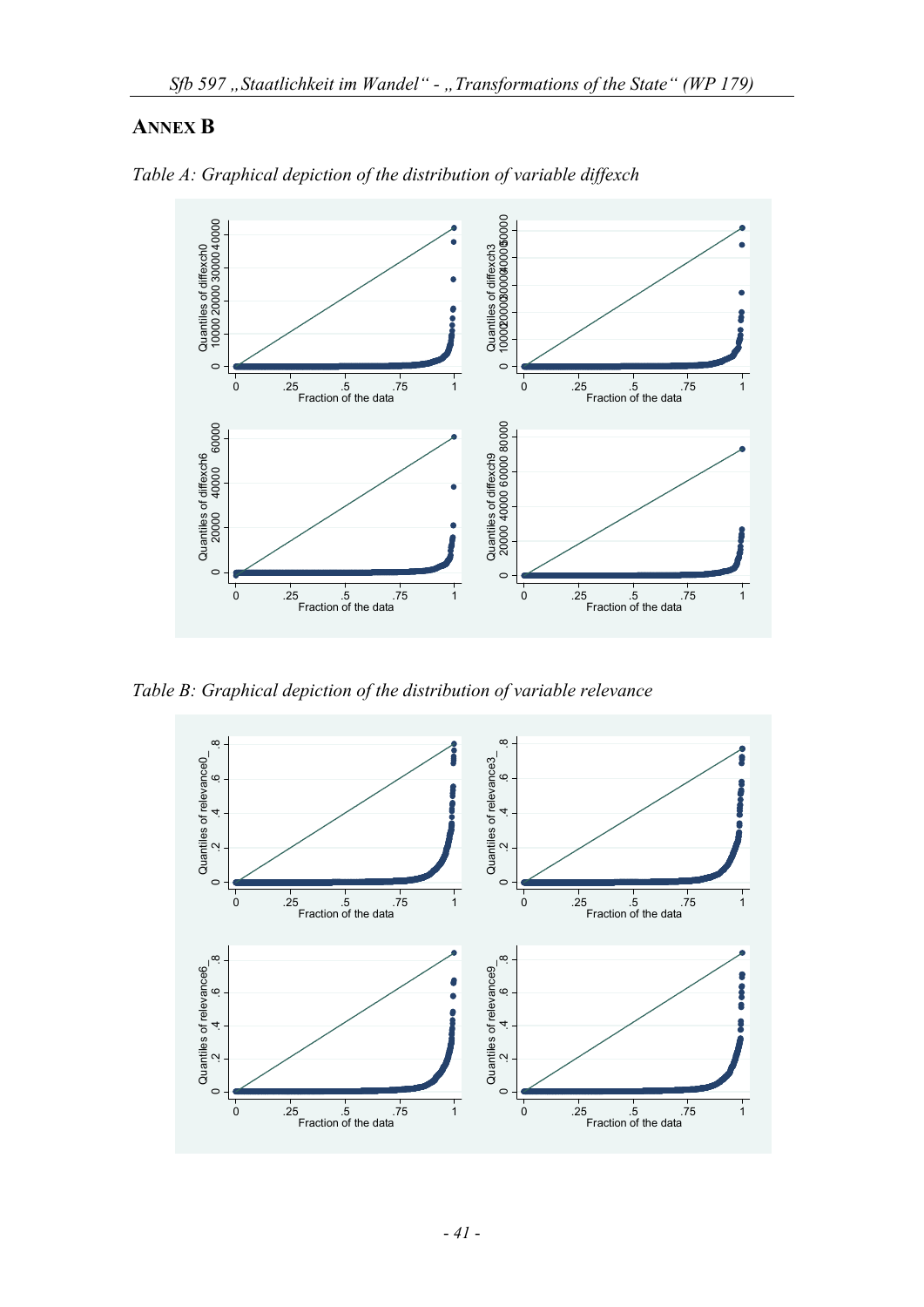## ANNEX B

*Table A: Graphical depiction of the distribution of variable diffexch*

*Table B: Graphical depiction of the distribution of variable relevance*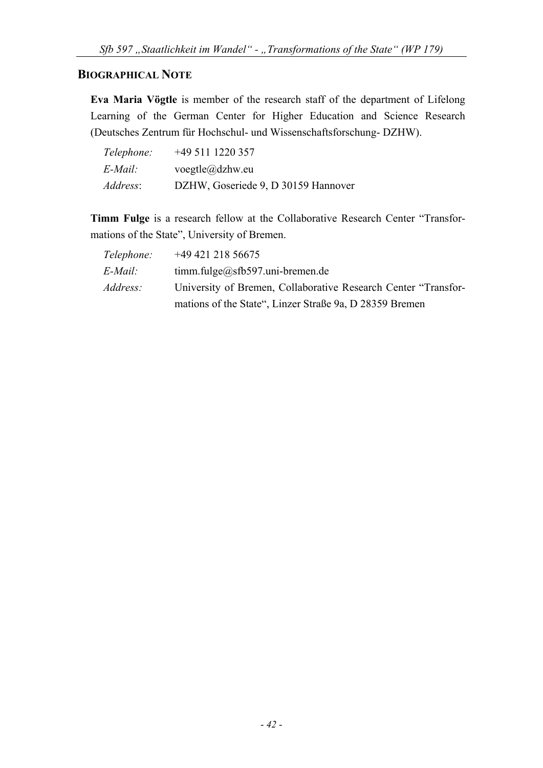## Biographical Note

**Eva Maria Vögtle** is member of the research staff of the department of Lifelong Learning of the German Center for Higher Education and Science Research (Deutsches Zentrum für Hochschul- und Wissenschaftsforschung- DZHW).

| | |
|---|---|
| *Telephone:* | +49 511 1220 357 |
| *E-Mail:* | voegtle@dzhw.eu |
| *Address*: | DZHW, Goseriede 9, D 30159 Hannover |

**Timm Fulge** is a research fellow at the Collaborative Research Center "Transformations of the State", University of Bremen.

| | |
|---|---|
| *Telephone:* | +49 421 218 56675 |
| *E-Mail:* | timm.fulge@sfb597.uni-bremen.de |
| *Address:* | University of Bremen, Collaborative Research Center "Transformations of the State", Linzer Straße 9a, D 28359 Bremen |